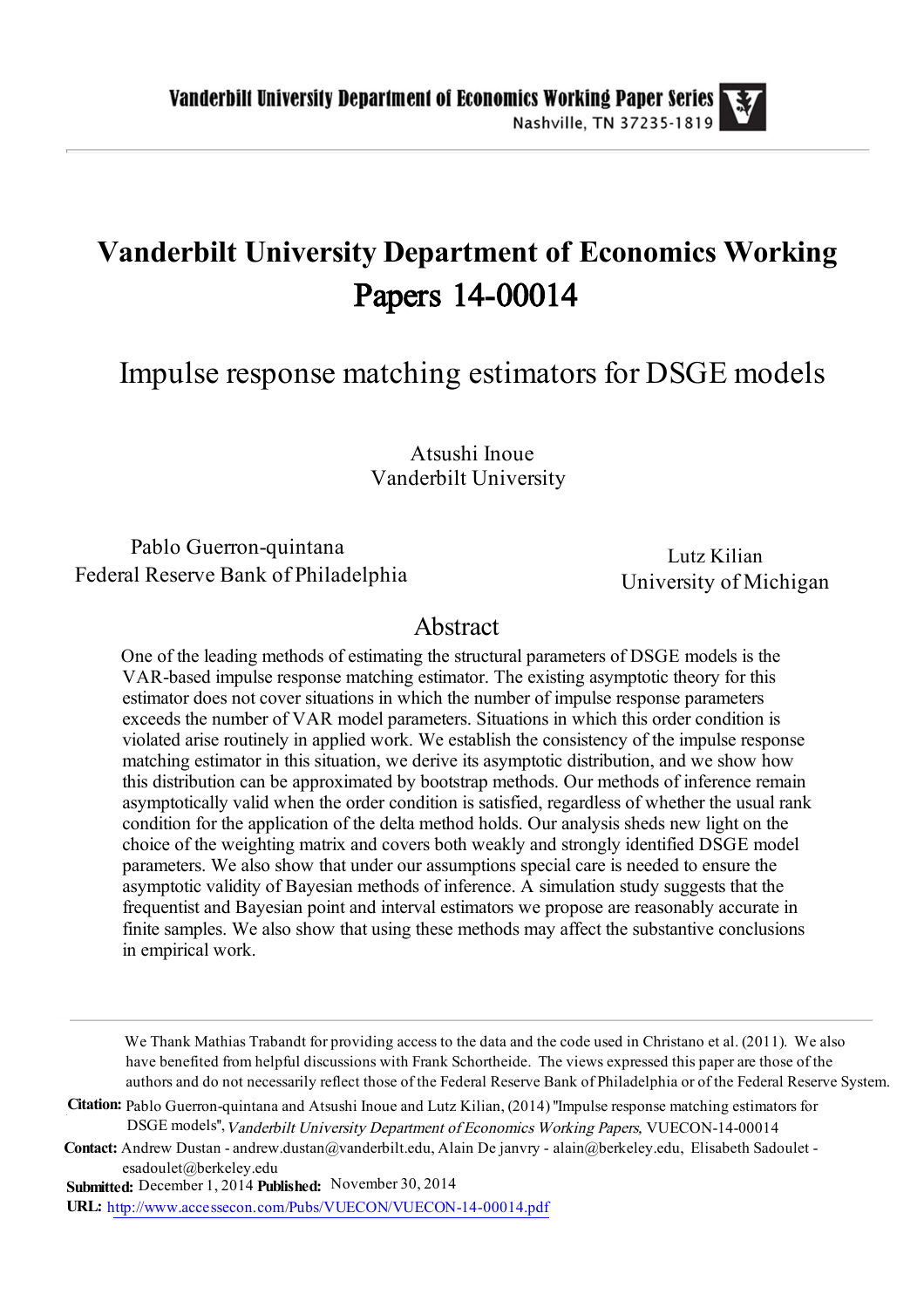Vanderbilt University Department of Economics Working Paper Series
Nashville, TN 37235-1819

# Vanderbilt University Department of Economics Working Papers 14-00014

## Impulse response matching estimators for DSGE models

Atsushi Inoue
Vanderbilt University

Pablo Guerron-quintana
Federal Reserve Bank of Philadelphia

Lutz Kilian
University of Michigan

## Abstract

One of the leading methods of estimating the structural parameters of DSGE models is the VAR-based impulse response matching estimator. The existing asymptotic theory for this estimator does not cover situations in which the number of impulse response parameters exceeds the number of VAR model parameters. Situations in which this order condition is violated arise routinely in applied work. We establish the consistency of the impulse response matching estimator in this situation, we derive its asymptotic distribution, and we show how this distribution can be approximated by bootstrap methods. Our methods of inference remain asymptotically valid when the order condition is satisfied, regardless of whether the usual rank condition for the application of the delta method holds. Our analysis sheds new light on the choice of the weighting matrix and covers both weakly and strongly identified DSGE model parameters. We also show that under our assumptions special care is needed to ensure the asymptotic validity of Bayesian methods of inference. A simulation study suggests that the frequentist and Bayesian point and interval estimators we propose are reasonably accurate in finite samples. We also show that using these methods may affect the substantive conclusions in empirical work.

---

We Thank Mathias Trabandt for providing access to the data and the code used in Christano et al. (2011). We also have benefited from helpful discussions with Frank Schortheide. The views expressed this paper are those of the authors and do not necessarily reflect those of the Federal Reserve Bank of Philadelphia or of the Federal Reserve System.

**Citation:** Pablo Guerron-quintana and Atsushi Inoue and Lutz Kilian, (2014) ''Impulse response matching estimators for DSGE models'', *Vanderbilt University Department of Economics Working Papers,* VUECON-14-00014

**Contact:** Andrew Dustan - andrew.dustan@vanderbilt.edu, Alain De janvry - alain@berkeley.edu, Elisabeth Sadoulet - esadoulet@berkeley.edu

**Submitted:** December 1, 2014 **Published:** November 30, 2014

**URL:** http://www.accessecon.com/Pubs/VUECON/VUECON-14-00014.pdf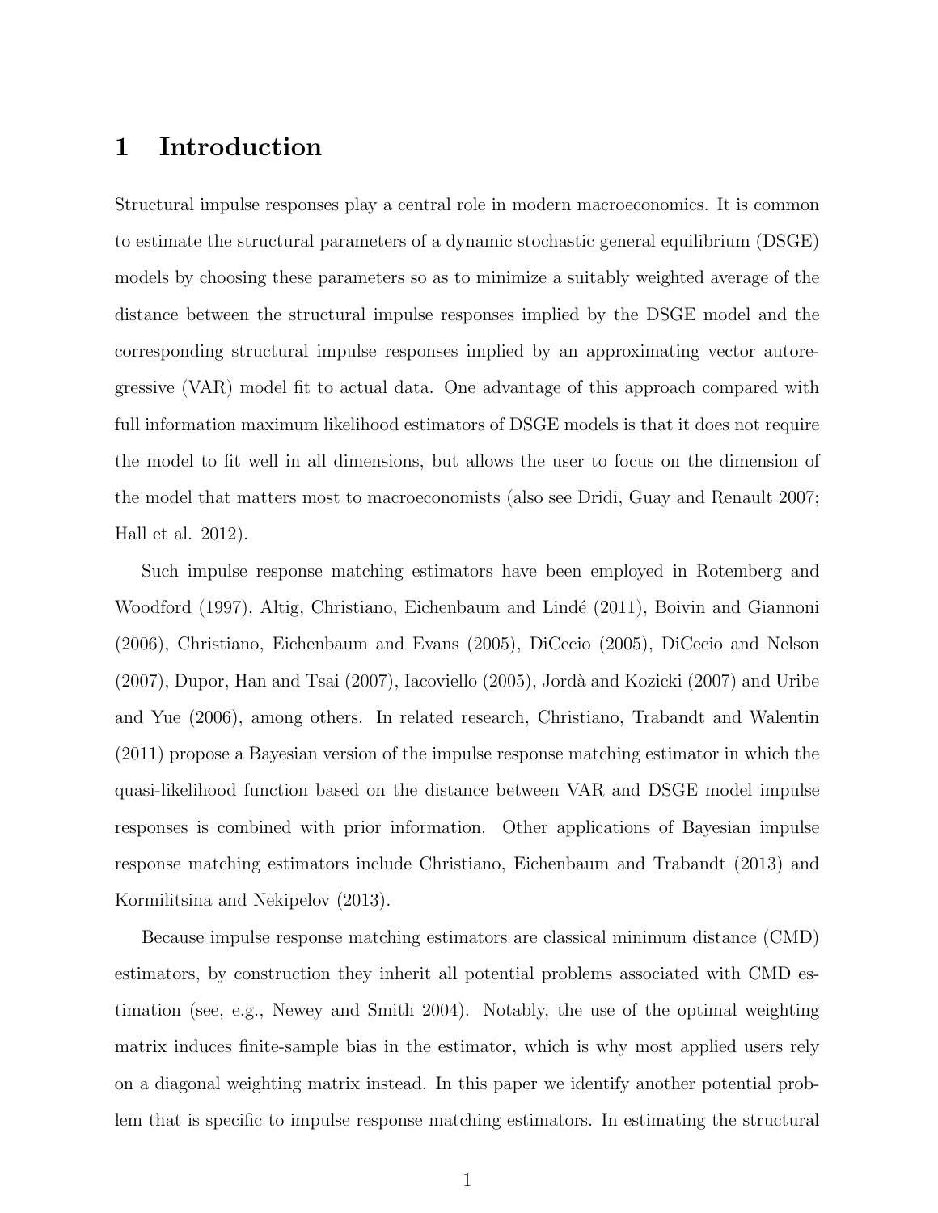# 1 Introduction

Structural impulse responses play a central role in modern macroeconomics. It is common to estimate the structural parameters of a dynamic stochastic general equilibrium (DSGE) models by choosing these parameters so as to minimize a suitably weighted average of the distance between the structural impulse responses implied by the DSGE model and the corresponding structural impulse responses implied by an approximating vector autoregressive (VAR) model fit to actual data. One advantage of this approach compared with full information maximum likelihood estimators of DSGE models is that it does not require the model to fit well in all dimensions, but allows the user to focus on the dimension of the model that matters most to macroeconomists (also see Dridi, Guay and Renault 2007; Hall et al. 2012).

Such impulse response matching estimators have been employed in Rotemberg and Woodford (1997), Altig, Christiano, Eichenbaum and Lindé (2011), Boivin and Giannoni (2006), Christiano, Eichenbaum and Evans (2005), DiCecio (2005), DiCecio and Nelson (2007), Dupor, Han and Tsai (2007), Iacoviello (2005), Jordà and Kozicki (2007) and Uribe and Yue (2006), among others. In related research, Christiano, Trabandt and Walentin (2011) propose a Bayesian version of the impulse response matching estimator in which the quasi-likelihood function based on the distance between VAR and DSGE model impulse responses is combined with prior information. Other applications of Bayesian impulse response matching estimators include Christiano, Eichenbaum and Trabandt (2013) and Kormilitsina and Nekipelov (2013).

Because impulse response matching estimators are classical minimum distance (CMD) estimators, by construction they inherit all potential problems associated with CMD estimation (see, e.g., Newey and Smith 2004). Notably, the use of the optimal weighting matrix induces finite-sample bias in the estimator, which is why most applied users rely on a diagonal weighting matrix instead. In this paper we identify another potential problem that is specific to impulse response matching estimators. In estimating the structural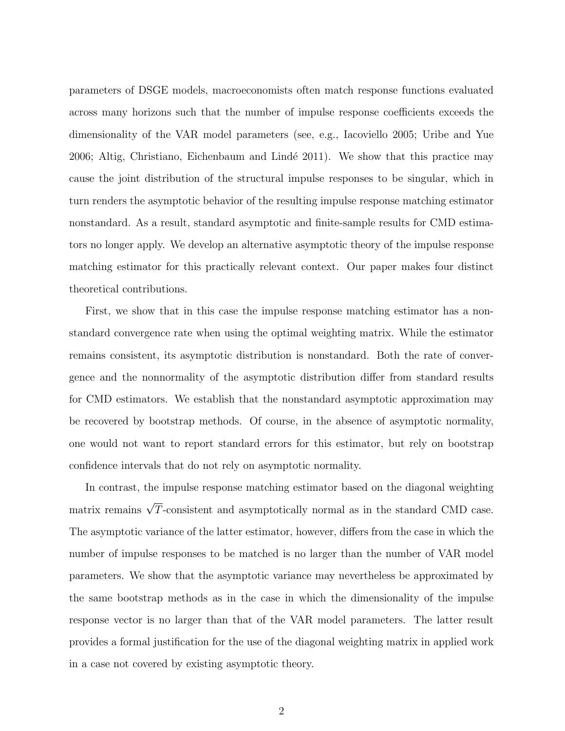parameters of DSGE models, macroeconomists often match response functions evaluated across many horizons such that the number of impulse response coefficients exceeds the dimensionality of the VAR model parameters (see, e.g., Iacoviello 2005; Uribe and Yue 2006; Altig, Christiano, Eichenbaum and Lindé 2011). We show that this practice may cause the joint distribution of the structural impulse responses to be singular, which in turn renders the asymptotic behavior of the resulting impulse response matching estimator nonstandard. As a result, standard asymptotic and finite-sample results for CMD estimators no longer apply. We develop an alternative asymptotic theory of the impulse response matching estimator for this practically relevant context. Our paper makes four distinct theoretical contributions.

First, we show that in this case the impulse response matching estimator has a nonstandard convergence rate when using the optimal weighting matrix. While the estimator remains consistent, its asymptotic distribution is nonstandard. Both the rate of convergence and the nonnormality of the asymptotic distribution differ from standard results for CMD estimators. We establish that the nonstandard asymptotic approximation may be recovered by bootstrap methods. Of course, in the absence of asymptotic normality, one would not want to report standard errors for this estimator, but rely on bootstrap confidence intervals that do not rely on asymptotic normality.

In contrast, the impulse response matching estimator based on the diagonal weighting matrix remains $\sqrt{T}$-consistent and asymptotically normal as in the standard CMD case. The asymptotic variance of the latter estimator, however, differs from the case in which the number of impulse responses to be matched is no larger than the number of VAR model parameters. We show that the asymptotic variance may nevertheless be approximated by the same bootstrap methods as in the case in which the dimensionality of the impulse response vector is no larger than that of the VAR model parameters. The latter result provides a formal justification for the use of the diagonal weighting matrix in applied work in a case not covered by existing asymptotic theory.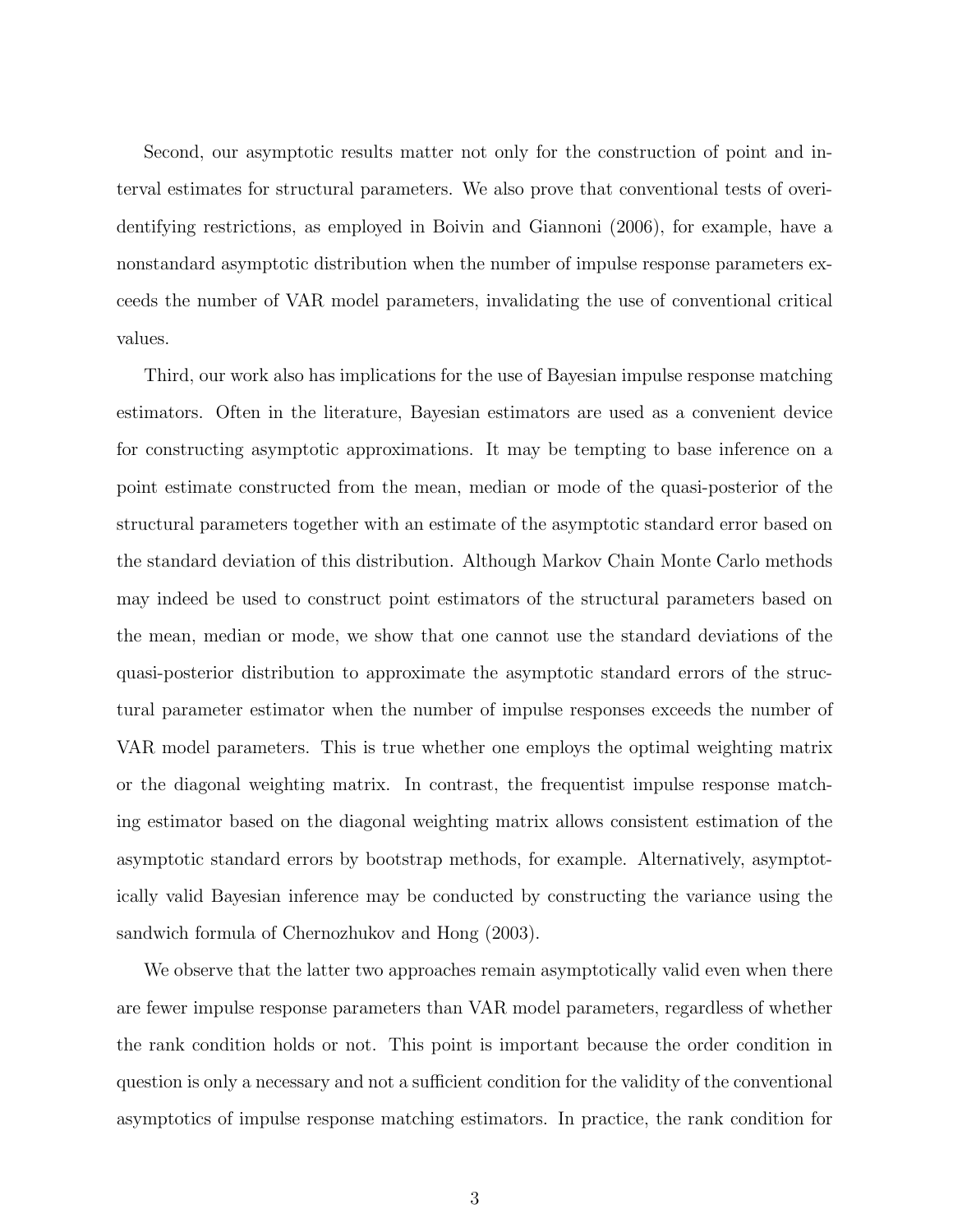Second, our asymptotic results matter not only for the construction of point and interval estimates for structural parameters. We also prove that conventional tests of overidentifying restrictions, as employed in Boivin and Giannoni (2006), for example, have a nonstandard asymptotic distribution when the number of impulse response parameters exceeds the number of VAR model parameters, invalidating the use of conventional critical values.

Third, our work also has implications for the use of Bayesian impulse response matching estimators. Often in the literature, Bayesian estimators are used as a convenient device for constructing asymptotic approximations. It may be tempting to base inference on a point estimate constructed from the mean, median or mode of the quasi-posterior of the structural parameters together with an estimate of the asymptotic standard error based on the standard deviation of this distribution. Although Markov Chain Monte Carlo methods may indeed be used to construct point estimators of the structural parameters based on the mean, median or mode, we show that one cannot use the standard deviations of the quasi-posterior distribution to approximate the asymptotic standard errors of the structural parameter estimator when the number of impulse responses exceeds the number of VAR model parameters. This is true whether one employs the optimal weighting matrix or the diagonal weighting matrix. In contrast, the frequentist impulse response matching estimator based on the diagonal weighting matrix allows consistent estimation of the asymptotic standard errors by bootstrap methods, for example. Alternatively, asymptotically valid Bayesian inference may be conducted by constructing the variance using the sandwich formula of Chernozhukov and Hong (2003).

We observe that the latter two approaches remain asymptotically valid even when there are fewer impulse response parameters than VAR model parameters, regardless of whether the rank condition holds or not. This point is important because the order condition in question is only a necessary and not a sufficient condition for the validity of the conventional asymptotics of impulse response matching estimators. In practice, the rank condition for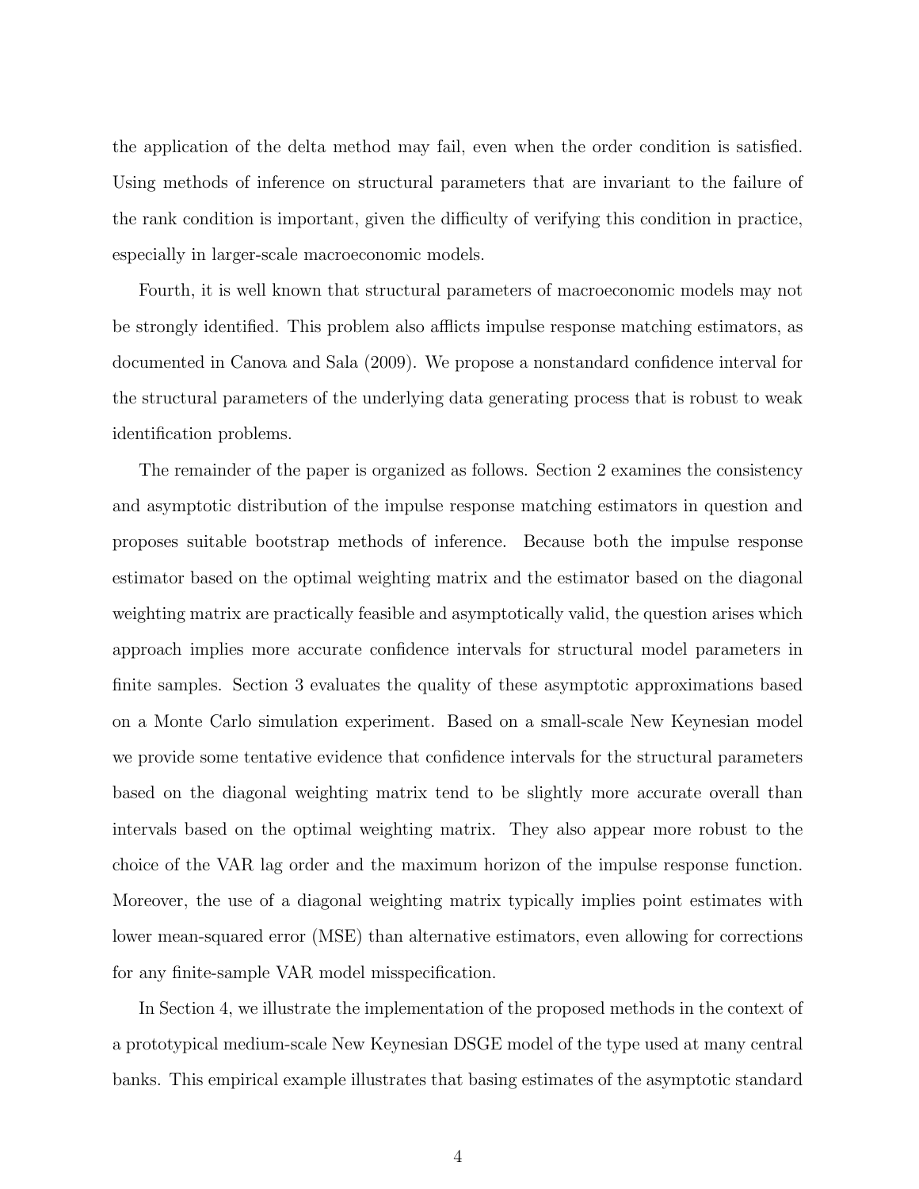the application of the delta method may fail, even when the order condition is satisfied. Using methods of inference on structural parameters that are invariant to the failure of the rank condition is important, given the difficulty of verifying this condition in practice, especially in larger-scale macroeconomic models.

Fourth, it is well known that structural parameters of macroeconomic models may not be strongly identified. This problem also afflicts impulse response matching estimators, as documented in Canova and Sala (2009). We propose a nonstandard confidence interval for the structural parameters of the underlying data generating process that is robust to weak identification problems.

The remainder of the paper is organized as follows. Section 2 examines the consistency and asymptotic distribution of the impulse response matching estimators in question and proposes suitable bootstrap methods of inference. Because both the impulse response estimator based on the optimal weighting matrix and the estimator based on the diagonal weighting matrix are practically feasible and asymptotically valid, the question arises which approach implies more accurate confidence intervals for structural model parameters in finite samples. Section 3 evaluates the quality of these asymptotic approximations based on a Monte Carlo simulation experiment. Based on a small-scale New Keynesian model we provide some tentative evidence that confidence intervals for the structural parameters based on the diagonal weighting matrix tend to be slightly more accurate overall than intervals based on the optimal weighting matrix. They also appear more robust to the choice of the VAR lag order and the maximum horizon of the impulse response function. Moreover, the use of a diagonal weighting matrix typically implies point estimates with lower mean-squared error (MSE) than alternative estimators, even allowing for corrections for any finite-sample VAR model misspecification.

In Section 4, we illustrate the implementation of the proposed methods in the context of a prototypical medium-scale New Keynesian DSGE model of the type used at many central banks. This empirical example illustrates that basing estimates of the asymptotic standard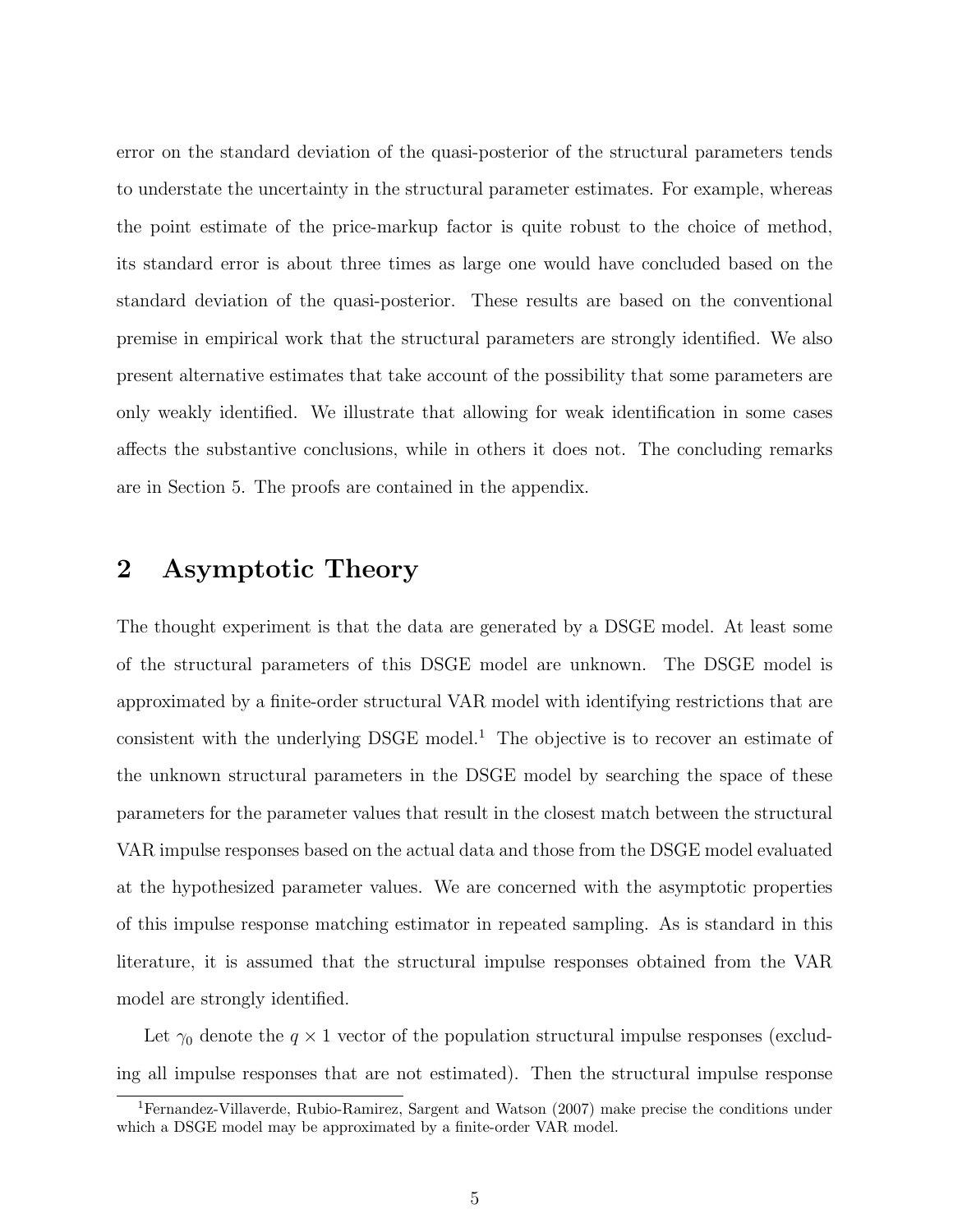error on the standard deviation of the quasi-posterior of the structural parameters tends to understate the uncertainty in the structural parameter estimates. For example, whereas the point estimate of the price-markup factor is quite robust to the choice of method, its standard error is about three times as large one would have concluded based on the standard deviation of the quasi-posterior. These results are based on the conventional premise in empirical work that the structural parameters are strongly identified. We also present alternative estimates that take account of the possibility that some parameters are only weakly identified. We illustrate that allowing for weak identification in some cases affects the substantive conclusions, while in others it does not. The concluding remarks are in Section 5. The proofs are contained in the appendix.

# 2 Asymptotic Theory

The thought experiment is that the data are generated by a DSGE model. At least some of the structural parameters of this DSGE model are unknown. The DSGE model is approximated by a finite-order structural VAR model with identifying restrictions that are consistent with the underlying DSGE model.[1] The objective is to recover an estimate of the unknown structural parameters in the DSGE model by searching the space of these parameters for the parameter values that result in the closest match between the structural VAR impulse responses based on the actual data and those from the DSGE model evaluated at the hypothesized parameter values. We are concerned with the asymptotic properties of this impulse response matching estimator in repeated sampling. As is standard in this literature, it is assumed that the structural impulse responses obtained from the VAR model are strongly identified.

Let $\gamma_0$ denote the $q \times 1$ vector of the population structural impulse responses (excluding all impulse responses that are not estimated). Then the structural impulse response

[1] Fernandez-Villaverde, Rubio-Ramirez, Sargent and Watson (2007) make precise the conditions under which a DSGE model may be approximated by a finite-order VAR model.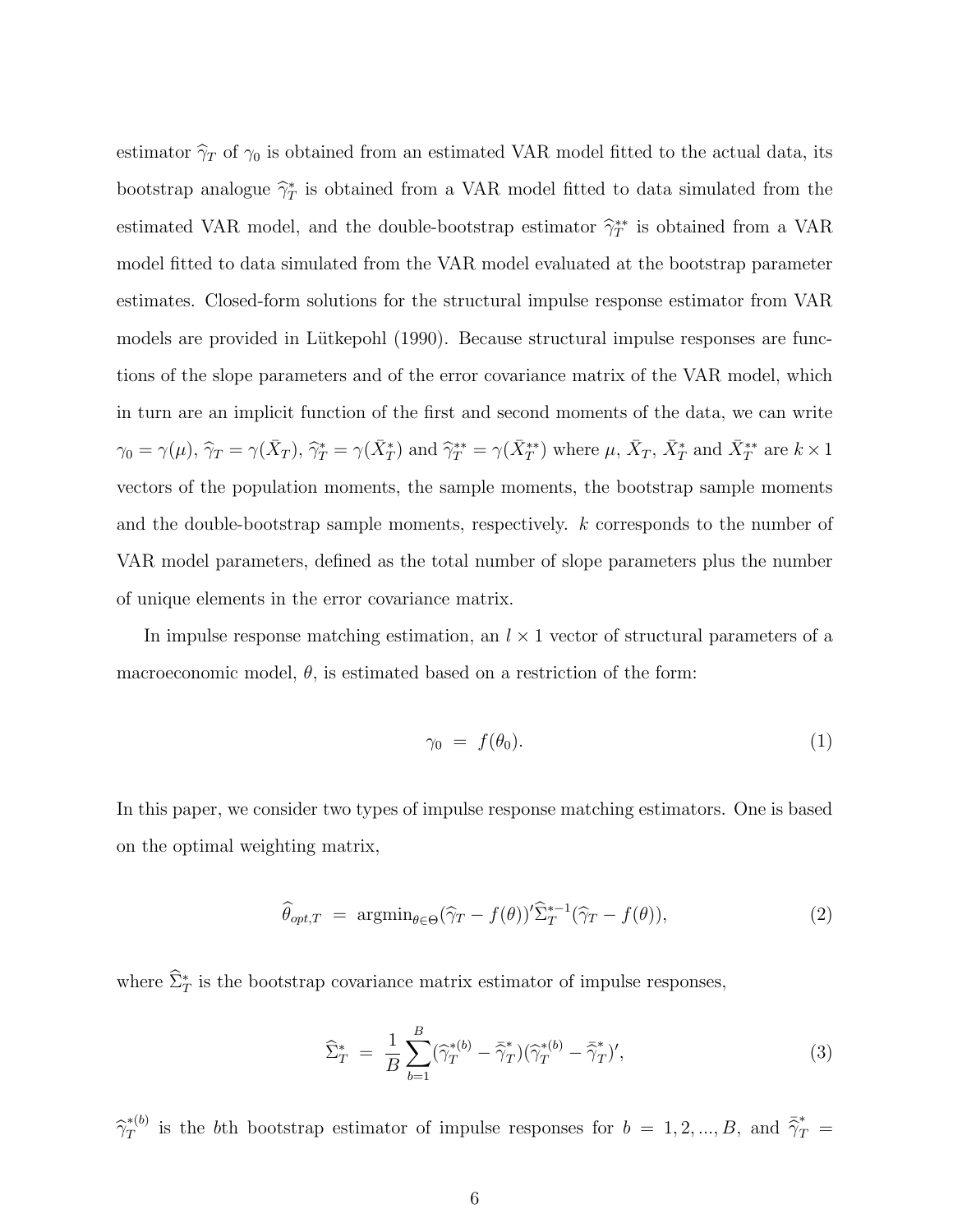estimator $\widehat{\gamma}_T$ of $\gamma_0$ is obtained from an estimated VAR model fitted to the actual data, its bootstrap analogue $\widehat{\gamma}_T^*$ is obtained from a VAR model fitted to data simulated from the estimated VAR model, and the double-bootstrap estimator $\widehat{\gamma}_T^{**}$ is obtained from a VAR model fitted to data simulated from the VAR model evaluated at the bootstrap parameter estimates. Closed-form solutions for the structural impulse response estimator from VAR models are provided in Lütkepohl (1990). Because structural impulse responses are functions of the slope parameters and of the error covariance matrix of the VAR model, which in turn are an implicit function of the first and second moments of the data, we can write $\gamma_0 = \gamma(\mu)$, $\widehat{\gamma}_T = \gamma(\bar{X}_T)$, $\widehat{\gamma}_T^* = \gamma(\bar{X}_T^*)$ and $\widehat{\gamma}_T^{**} = \gamma(\bar{X}_T^{**})$ where $\mu$, $\bar{X}_T$, $\bar{X}_T^*$ and $\bar{X}_T^{**}$ are $k \times 1$ vectors of the population moments, the sample moments, the bootstrap sample moments and the double-bootstrap sample moments, respectively. $k$ corresponds to the number of VAR model parameters, defined as the total number of slope parameters plus the number of unique elements in the error covariance matrix.

In impulse response matching estimation, an $l \times 1$ vector of structural parameters of a macroeconomic model, $\theta$, is estimated based on a restriction of the form:

$$\gamma_0 \;=\; f(\theta_0). \tag{1}$$

In this paper, we consider two types of impulse response matching estimators. One is based on the optimal weighting matrix,

$$\widehat{\theta}_{opt,T} \;=\; \text{argmin}_{\theta \in \Theta} (\widehat{\gamma}_T - f(\theta))' \widehat{\Sigma}_T^{*-1} (\widehat{\gamma}_T - f(\theta)), \tag{2}$$

where $\widehat{\Sigma}_T^*$ is the bootstrap covariance matrix estimator of impulse responses,

$$\widehat{\Sigma}_T^* \;=\; \frac{1}{B} \sum_{b=1}^{B} (\widehat{\gamma}_T^{*(b)} - \bar{\widehat{\gamma}}_T^*)(\widehat{\gamma}_T^{*(b)} - \bar{\widehat{\gamma}}_T^*)', \tag{3}$$

$\widehat{\gamma}_T^{*(b)}$ is the $b$th bootstrap estimator of impulse responses for $b = 1, 2, ..., B$, and $\bar{\widehat{\gamma}}_T^* =$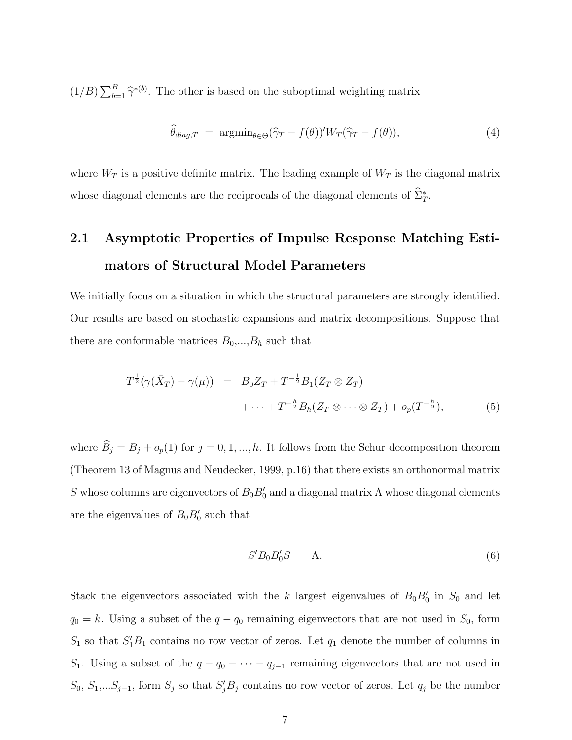$(1/B)\sum_{b=1}^{B}\widehat{\gamma}^{*(b)}$. The other is based on the suboptimal weighting matrix

$$\widehat{\theta}_{diag,T} \;=\; \text{argmin}_{\theta\in\Theta}(\widehat{\gamma}_T - f(\theta))' W_T(\widehat{\gamma}_T - f(\theta)), \tag{4}$$

where $W_T$ is a positive definite matrix. The leading example of $W_T$ is the diagonal matrix whose diagonal elements are the reciprocals of the diagonal elements of $\widehat{\Sigma}_T^*$.

## 2.1 Asymptotic Properties of Impulse Response Matching Estimators of Structural Model Parameters

We initially focus on a situation in which the structural parameters are strongly identified. Our results are based on stochastic expansions and matrix decompositions. Suppose that there are conformable matrices $B_0$,...,$B_h$ such that

$$\begin{aligned} T^{\frac{1}{2}}(\gamma(\bar{X}_T) - \gamma(\mu)) \;&=\; B_0 Z_T + T^{-\frac{1}{2}} B_1 (Z_T \otimes Z_T) \\ &\quad + \cdots + T^{-\frac{h}{2}} B_h (Z_T \otimes \cdots \otimes Z_T) + o_p(T^{-\frac{h}{2}}), \end{aligned} \tag{5}$$

where $\widehat{B}_j = B_j + o_p(1)$ for $j = 0, 1, ..., h$. It follows from the Schur decomposition theorem (Theorem 13 of Magnus and Neudecker, 1999, p.16) that there exists an orthonormal matrix $S$ whose columns are eigenvectors of $B_0 B_0'$ and a diagonal matrix $\Lambda$ whose diagonal elements are the eigenvalues of $B_0 B_0'$ such that

$$S' B_0 B_0' S \;=\; \Lambda. \tag{6}$$

Stack the eigenvectors associated with the $k$ largest eigenvalues of $B_0 B_0'$ in $S_0$ and let $q_0 = k$. Using a subset of the $q - q_0$ remaining eigenvectors that are not used in $S_0$, form $S_1$ so that $S_1' B_1$ contains no row vector of zeros. Let $q_1$ denote the number of columns in $S_1$. Using a subset of the $q - q_0 - \cdots - q_{j-1}$ remaining eigenvectors that are not used in $S_0$, $S_1$,...$S_{j-1}$, form $S_j$ so that $S_j' B_j$ contains no row vector of zeros. Let $q_j$ be the number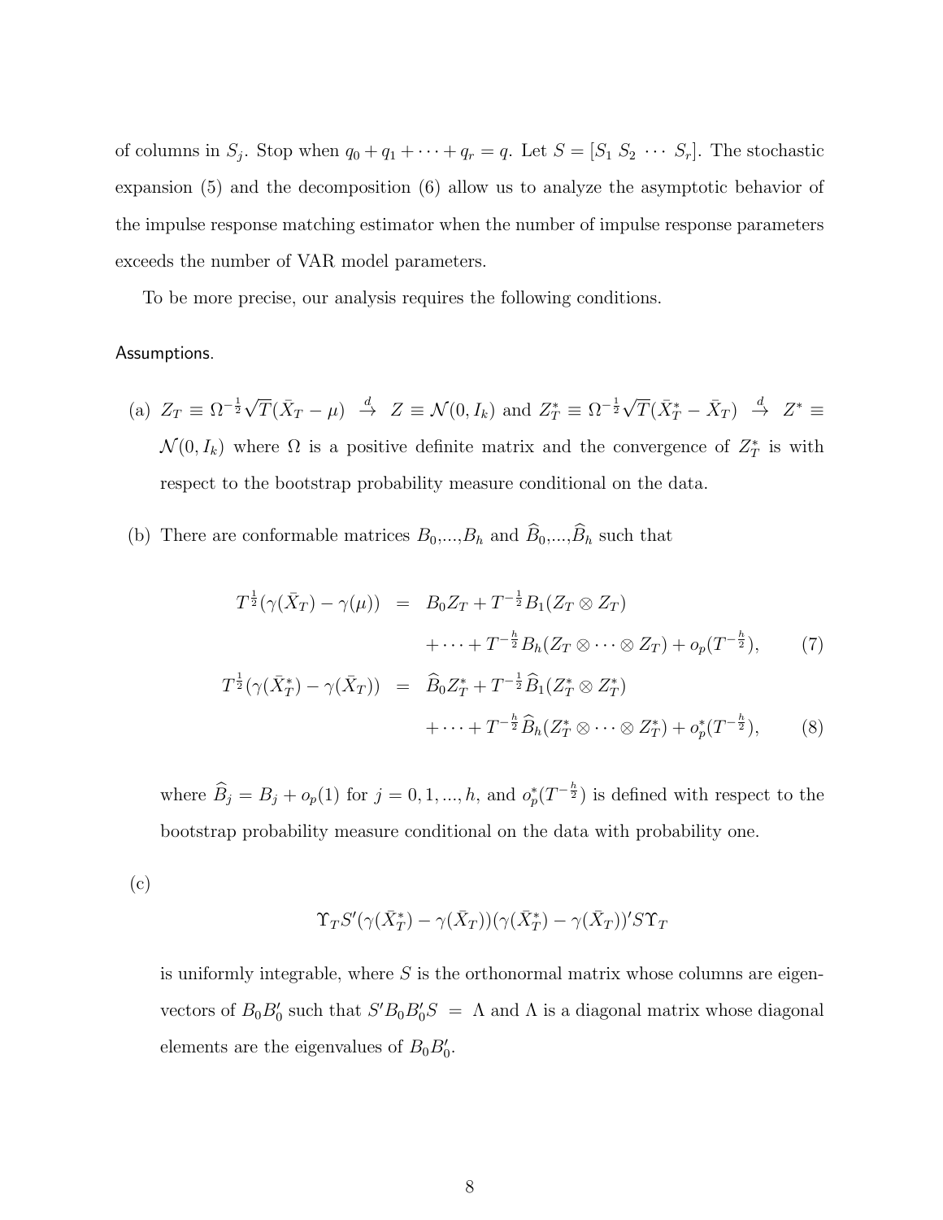of columns in $S_j$. Stop when $q_0 + q_1 + \cdots + q_r = q$. Let $S = [S_1 \ S_2 \ \cdots \ S_r]$. The stochastic expansion (5) and the decomposition (6) allow us to analyze the asymptotic behavior of the impulse response matching estimator when the number of impulse response parameters exceeds the number of VAR model parameters.

To be more precise, our analysis requires the following conditions.

Assumptions.

(a) $Z_T \equiv \Omega^{-\frac{1}{2}}\sqrt{T}(\bar{X}_T - \mu) \xrightarrow{d} Z \equiv \mathcal{N}(0, I_k)$ and $Z_T^* \equiv \Omega^{-\frac{1}{2}}\sqrt{T}(\bar{X}_T^* - \bar{X}_T) \xrightarrow{d} Z^* \equiv \mathcal{N}(0, I_k)$ where $\Omega$ is a positive definite matrix and the convergence of $Z_T^*$ is with respect to the bootstrap probability measure conditional on the data.

(b) There are conformable matrices $B_0$,...,$B_h$ and $\widehat{B}_0$,...,$\widehat{B}_h$ such that

$$
\begin{aligned}
T^{\frac{1}{2}}(\gamma(\bar{X}_T) - \gamma(\mu)) &= B_0 Z_T + T^{-\frac{1}{2}} B_1 (Z_T \otimes Z_T) \\
&\quad + \cdots + T^{-\frac{h}{2}} B_h (Z_T \otimes \cdots \otimes Z_T) + o_p(T^{-\frac{h}{2}}), \qquad (7) \\
T^{\frac{1}{2}}(\gamma(\bar{X}_T^*) - \gamma(\bar{X}_T)) &= \widehat{B}_0 Z_T^* + T^{-\frac{1}{2}} \widehat{B}_1 (Z_T^* \otimes Z_T^*) \\
&\quad + \cdots + T^{-\frac{h}{2}} \widehat{B}_h (Z_T^* \otimes \cdots \otimes Z_T^*) + o_p^*(T^{-\frac{h}{2}}), \qquad (8)
\end{aligned}
$$

where $\widehat{B}_j = B_j + o_p(1)$ for $j = 0, 1, ..., h$, and $o_p^*(T^{-\frac{h}{2}})$ is defined with respect to the bootstrap probability measure conditional on the data with probability one.

(c)

$$
\Upsilon_T S'(\gamma(\bar{X}_T^*) - \gamma(\bar{X}_T))(\gamma(\bar{X}_T^*) - \gamma(\bar{X}_T))' S \Upsilon_T
$$

is uniformly integrable, where $S$ is the orthonormal matrix whose columns are eigenvectors of $B_0 B_0'$ such that $S' B_0 B_0' S = \Lambda$ and $\Lambda$ is a diagonal matrix whose diagonal elements are the eigenvalues of $B_0 B_0'$.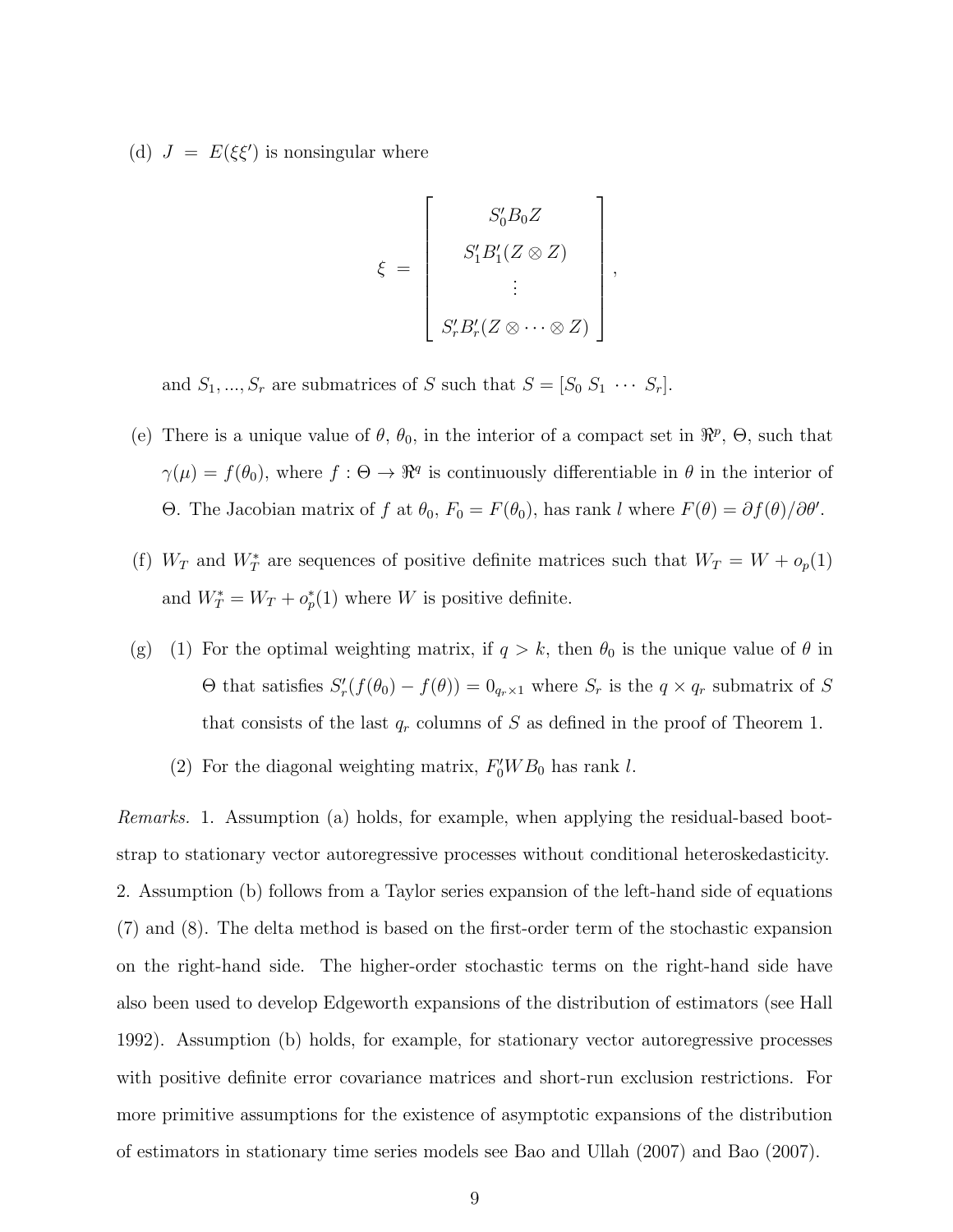(d) $J = E(\xi\xi')$ is nonsingular where

$$\xi = \begin{bmatrix} S_0' B_0 Z \\ S_1' B_1'(Z \otimes Z) \\ \vdots \\ S_r' B_r'(Z \otimes \cdots \otimes Z) \end{bmatrix},$$

and $S_1, ..., S_r$ are submatrices of $S$ such that $S = [S_0 \; S_1 \; \cdots \; S_r]$.

(e) There is a unique value of $\theta$, $\theta_0$, in the interior of a compact set in $\Re^p$, $\Theta$, such that $\gamma(\mu) = f(\theta_0)$, where $f : \Theta \to \Re^q$ is continuously differentiable in $\theta$ in the interior of $\Theta$. The Jacobian matrix of $f$ at $\theta_0$, $F_0 = F(\theta_0)$, has rank $l$ where $F(\theta) = \partial f(\theta)/\partial\theta'$.

(f) $W_T$ and $W_T^*$ are sequences of positive definite matrices such that $W_T = W + o_p(1)$ and $W_T^* = W_T + o_p^*(1)$ where $W$ is positive definite.

(g) (1) For the optimal weighting matrix, if $q > k$, then $\theta_0$ is the unique value of $\theta$ in $\Theta$ that satisfies $S_r'(f(\theta_0) - f(\theta)) = 0_{q_r \times 1}$ where $S_r$ is the $q \times q_r$ submatrix of $S$ that consists of the last $q_r$ columns of $S$ as defined in the proof of Theorem 1.

(2) For the diagonal weighting matrix, $F_0' W B_0$ has rank $l$.

*Remarks.* 1. Assumption (a) holds, for example, when applying the residual-based bootstrap to stationary vector autoregressive processes without conditional heteroskedasticity. 2. Assumption (b) follows from a Taylor series expansion of the left-hand side of equations (7) and (8). The delta method is based on the first-order term of the stochastic expansion on the right-hand side. The higher-order stochastic terms on the right-hand side have also been used to develop Edgeworth expansions of the distribution of estimators (see Hall 1992). Assumption (b) holds, for example, for stationary vector autoregressive processes with positive definite error covariance matrices and short-run exclusion restrictions. For more primitive assumptions for the existence of asymptotic expansions of the distribution of estimators in stationary time series models see Bao and Ullah (2007) and Bao (2007).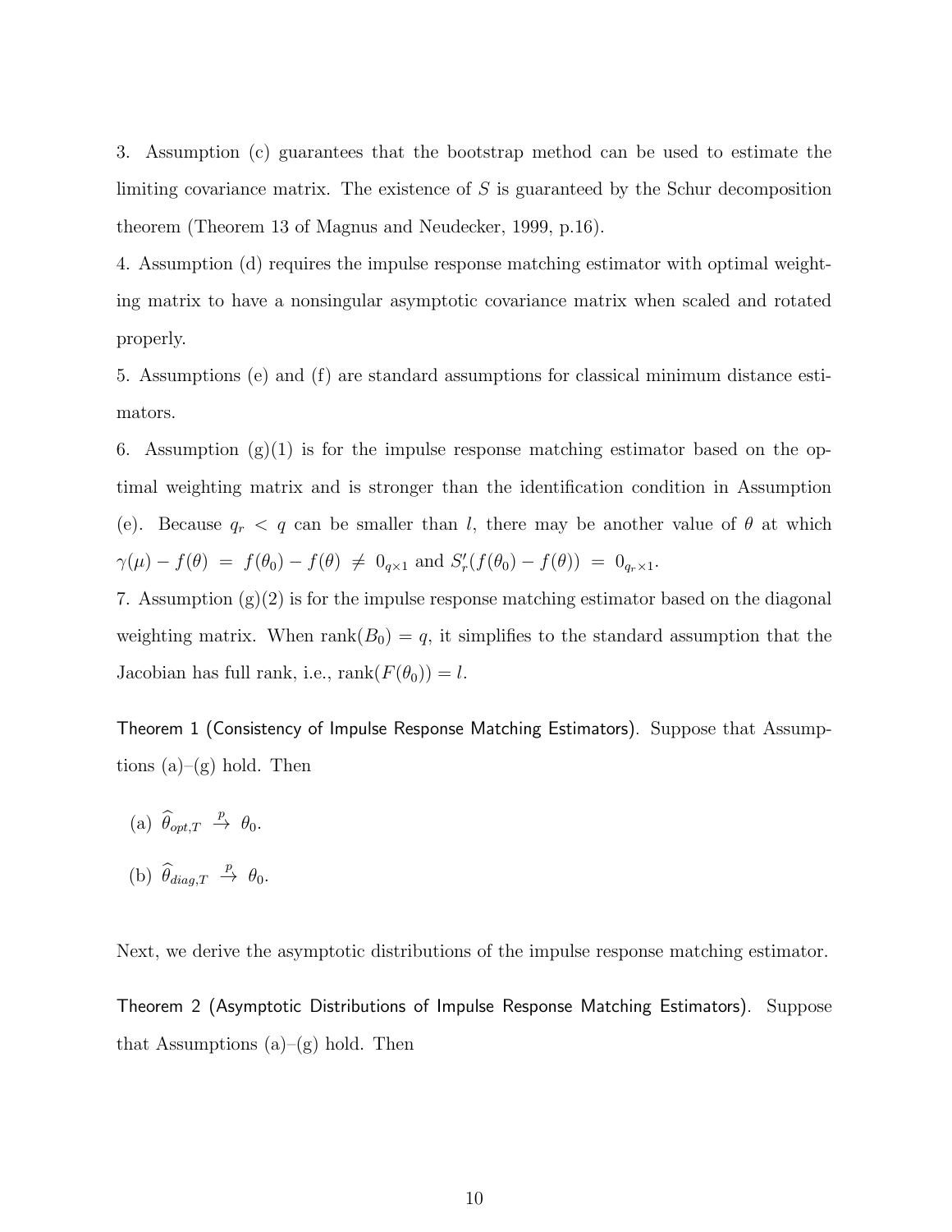3. Assumption (c) guarantees that the bootstrap method can be used to estimate the limiting covariance matrix. The existence of $S$ is guaranteed by the Schur decomposition theorem (Theorem 13 of Magnus and Neudecker, 1999, p.16).

4. Assumption (d) requires the impulse response matching estimator with optimal weighting matrix to have a nonsingular asymptotic covariance matrix when scaled and rotated properly.

5. Assumptions (e) and (f) are standard assumptions for classical minimum distance estimators.

6. Assumption (g)(1) is for the impulse response matching estimator based on the optimal weighting matrix and is stronger than the identification condition in Assumption (e). Because $q_r < q$ can be smaller than $l$, there may be another value of $\theta$ at which $\gamma(\mu) - f(\theta) = f(\theta_0) - f(\theta) \neq 0_{q\times 1}$ and $S_r'(f(\theta_0) - f(\theta)) = 0_{q_r\times 1}$.

7. Assumption (g)(2) is for the impulse response matching estimator based on the diagonal weighting matrix. When $\text{rank}(B_0) = q$, it simplifies to the standard assumption that the Jacobian has full rank, i.e., $\text{rank}(F(\theta_0)) = l$.

Theorem 1 (Consistency of Impulse Response Matching Estimators). Suppose that Assumptions (a)–(g) hold. Then

(a) $\widehat{\theta}_{opt,T} \xrightarrow{p} \theta_0$.

(b) $\widehat{\theta}_{diag,T} \xrightarrow{p} \theta_0$.

Next, we derive the asymptotic distributions of the impulse response matching estimator.

Theorem 2 (Asymptotic Distributions of Impulse Response Matching Estimators). Suppose that Assumptions (a)–(g) hold. Then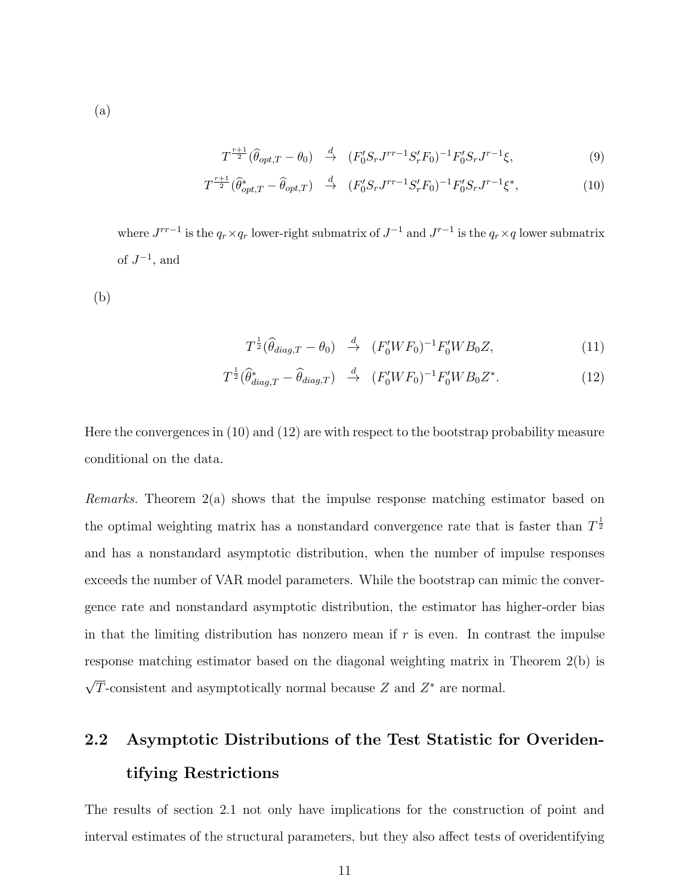(a)

$$T^{\frac{r+1}{2}}(\widehat{\theta}_{opt,T} - \theta_0) \xrightarrow{d} (F_0' S_r J^{rr-1} S_r' F_0)^{-1} F_0' S_r J^{r-1} \xi, \tag{9}$$

$$T^{\frac{r+1}{2}}(\widehat{\theta}^*_{opt,T} - \widehat{\theta}_{opt,T}) \xrightarrow{d} (F_0' S_r J^{rr-1} S_r' F_0)^{-1} F_0' S_r J^{r-1} \xi^*, \tag{10}$$

where $J^{rr-1}$ is the $q_r \times q_r$ lower-right submatrix of $J^{-1}$ and $J^{r-1}$ is the $q_r \times q$ lower submatrix of $J^{-1}$, and

(b)

$$T^{\frac{1}{2}}(\widehat{\theta}_{diag,T} - \theta_0) \xrightarrow{d} (F_0' W F_0)^{-1} F_0' W B_0 Z, \tag{11}$$

$$T^{\frac{1}{2}}(\widehat{\theta}^*_{diag,T} - \widehat{\theta}_{diag,T}) \xrightarrow{d} (F_0' W F_0)^{-1} F_0' W B_0 Z^*. \tag{12}$$

Here the convergences in (10) and (12) are with respect to the bootstrap probability measure conditional on the data.

*Remarks.* Theorem 2(a) shows that the impulse response matching estimator based on the optimal weighting matrix has a nonstandard convergence rate that is faster than $T^{\frac{1}{2}}$ and has a nonstandard asymptotic distribution, when the number of impulse responses exceeds the number of VAR model parameters. While the bootstrap can mimic the convergence rate and nonstandard asymptotic distribution, the estimator has higher-order bias in that the limiting distribution has nonzero mean if $r$ is even. In contrast the impulse response matching estimator based on the diagonal weighting matrix in Theorem 2(b) is $\sqrt{T}$-consistent and asymptotically normal because $Z$ and $Z^*$ are normal.

## 2.2 Asymptotic Distributions of the Test Statistic for Overidentifying Restrictions

The results of section 2.1 not only have implications for the construction of point and interval estimates of the structural parameters, but they also affect tests of overidentifying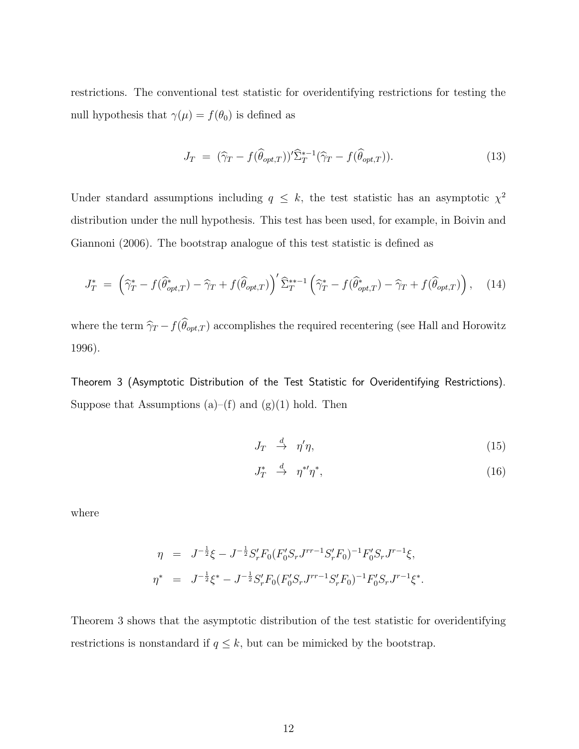restrictions. The conventional test statistic for overidentifying restrictions for testing the null hypothesis that $\gamma(\mu) = f(\theta_0)$ is defined as

$$J_T = (\widehat{\gamma}_T - f(\widehat{\theta}_{opt,T}))' \widehat{\Sigma}_T^{*-1} (\widehat{\gamma}_T - f(\widehat{\theta}_{opt,T})). \tag{13}$$

Under standard assumptions including $q \leq k$, the test statistic has an asymptotic $\chi^2$ distribution under the null hypothesis. This test has been used, for example, in Boivin and Giannoni (2006). The bootstrap analogue of this test statistic is defined as

$$J_T^* = \left(\widehat{\gamma}_T^* - f(\widehat{\theta}_{opt,T}^*) - \widehat{\gamma}_T + f(\widehat{\theta}_{opt,T})\right)' \widehat{\Sigma}_T^{**-1} \left(\widehat{\gamma}_T^* - f(\widehat{\theta}_{opt,T}^*) - \widehat{\gamma}_T + f(\widehat{\theta}_{opt,T})\right), \tag{14}$$

where the term $\widehat{\gamma}_T - f(\widehat{\theta}_{opt,T})$ accomplishes the required recentering (see Hall and Horowitz 1996).

Theorem 3 (Asymptotic Distribution of the Test Statistic for Overidentifying Restrictions). Suppose that Assumptions (a)–(f) and (g)(1) hold. Then

$$J_T \overset{d}{\to} \eta'\eta, \tag{15}$$

$$J_T^* \overset{d}{\to} \eta^{*\prime}\eta^*, \tag{16}$$

where

$$\begin{aligned}
\eta &= J^{-\frac{1}{2}}\xi - J^{-\frac{1}{2}} S_r' F_0 (F_0' S_r J^{rr-1} S_r' F_0)^{-1} F_0' S_r J^{r-1} \xi, \\
\eta^* &= J^{-\frac{1}{2}}\xi^* - J^{-\frac{1}{2}} S_r' F_0 (F_0' S_r J^{rr-1} S_r' F_0)^{-1} F_0' S_r J^{r-1} \xi^*.
\end{aligned}$$

Theorem 3 shows that the asymptotic distribution of the test statistic for overidentifying restrictions is nonstandard if $q \leq k$, but can be mimicked by the bootstrap.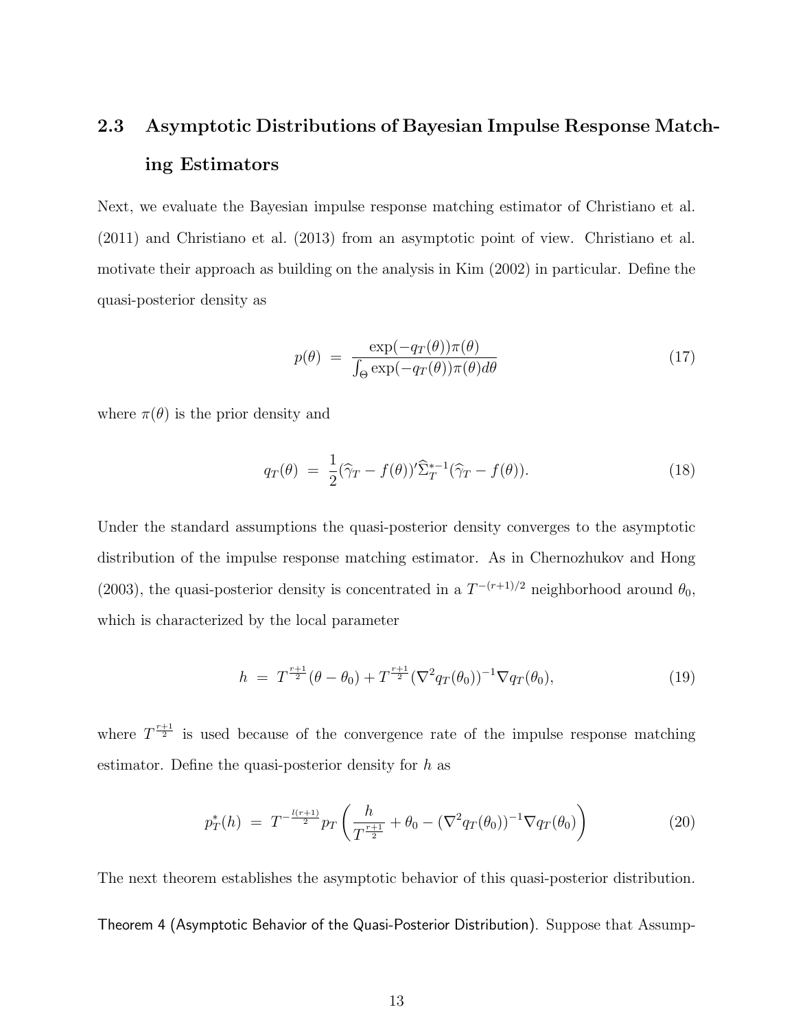### 2.3 Asymptotic Distributions of Bayesian Impulse Response Matching Estimators

Next, we evaluate the Bayesian impulse response matching estimator of Christiano et al. (2011) and Christiano et al. (2013) from an asymptotic point of view. Christiano et al. motivate their approach as building on the analysis in Kim (2002) in particular. Define the quasi-posterior density as

$$p(\theta) \;=\; \frac{\exp(-q_T(\theta))\pi(\theta)}{\int_\Theta \exp(-q_T(\theta))\pi(\theta)d\theta} \tag{17}$$

where $\pi(\theta)$ is the prior density and

$$q_T(\theta) \;=\; \frac{1}{2}(\widehat{\gamma}_T - f(\theta))'\widehat{\Sigma}_T^{*-1}(\widehat{\gamma}_T - f(\theta)). \tag{18}$$

Under the standard assumptions the quasi-posterior density converges to the asymptotic distribution of the impulse response matching estimator. As in Chernozhukov and Hong (2003), the quasi-posterior density is concentrated in a $T^{-(r+1)/2}$ neighborhood around $\theta_0$, which is characterized by the local parameter

$$h \;=\; T^{\frac{r+1}{2}}(\theta - \theta_0) + T^{\frac{r+1}{2}}(\nabla^2 q_T(\theta_0))^{-1}\nabla q_T(\theta_0), \tag{19}$$

where $T^{\frac{r+1}{2}}$ is used because of the convergence rate of the impulse response matching estimator. Define the quasi-posterior density for $h$ as

$$p_T^*(h) \;=\; T^{-\frac{l(r+1)}{2}} p_T\left(\frac{h}{T^{\frac{r+1}{2}}} + \theta_0 - (\nabla^2 q_T(\theta_0))^{-1}\nabla q_T(\theta_0)\right) \tag{20}$$

The next theorem establishes the asymptotic behavior of this quasi-posterior distribution.

Theorem 4 (Asymptotic Behavior of the Quasi-Posterior Distribution). Suppose that Assump-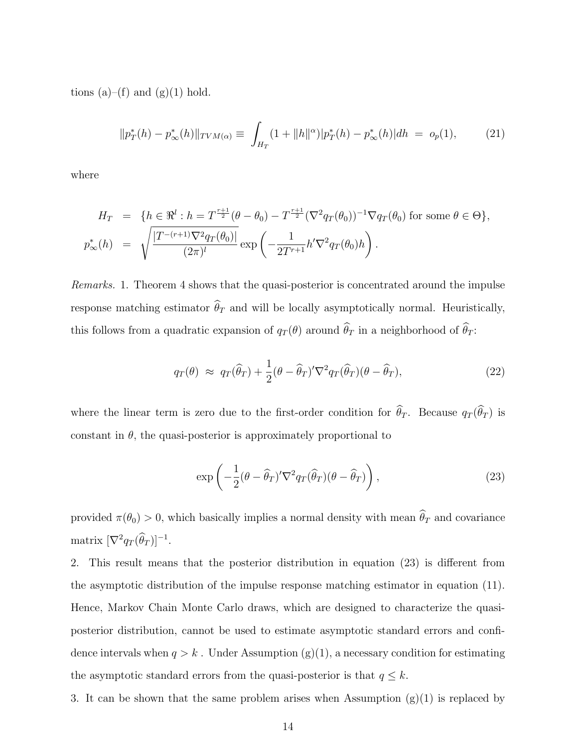tions (a)–(f) and (g)(1) hold.

$$\|p_T^*(h) - p_\infty^*(h)\|_{TVM(\alpha)} \equiv \int_{H_T} (1 + \|h\|^\alpha)|p_T^*(h) - p_\infty^*(h)|dh \;=\; o_p(1), \tag{21}$$

where

$$\begin{aligned} H_T &= \{h \in \Re^l : h = T^{\frac{r+1}{2}}(\theta - \theta_0) - T^{\frac{r+1}{2}}(\nabla^2 q_T(\theta_0))^{-1}\nabla q_T(\theta_0) \text{ for some } \theta \in \Theta\}, \\ p_\infty^*(h) &= \sqrt{\frac{|T^{-(r+1)}\nabla^2 q_T(\theta_0)|}{(2\pi)^l}} \exp\left(-\frac{1}{2T^{r+1}} h'\nabla^2 q_T(\theta_0) h\right). \end{aligned}$$

*Remarks.* 1. Theorem 4 shows that the quasi-posterior is concentrated around the impulse response matching estimator $\widehat{\theta}_T$ and will be locally asymptotically normal. Heuristically, this follows from a quadratic expansion of $q_T(\theta)$ around $\widehat{\theta}_T$ in a neighborhood of $\widehat{\theta}_T$:

$$q_T(\theta) \;\approx\; q_T(\widehat{\theta}_T) + \frac{1}{2}(\theta - \widehat{\theta}_T)'\nabla^2 q_T(\widehat{\theta}_T)(\theta - \widehat{\theta}_T), \tag{22}$$

where the linear term is zero due to the first-order condition for $\widehat{\theta}_T$. Because $q_T(\widehat{\theta}_T)$ is constant in $\theta$, the quasi-posterior is approximately proportional to

$$\exp\left(-\frac{1}{2}(\theta - \widehat{\theta}_T)'\nabla^2 q_T(\widehat{\theta}_T)(\theta - \widehat{\theta}_T)\right), \tag{23}$$

provided $\pi(\theta_0) > 0$, which basically implies a normal density with mean $\widehat{\theta}_T$ and covariance matrix $[\nabla^2 q_T(\widehat{\theta}_T)]^{-1}$.

2. This result means that the posterior distribution in equation (23) is different from the asymptotic distribution of the impulse response matching estimator in equation (11). Hence, Markov Chain Monte Carlo draws, which are designed to characterize the quasi-posterior distribution, cannot be used to estimate asymptotic standard errors and confidence intervals when $q > k$ . Under Assumption (g)(1), a necessary condition for estimating the asymptotic standard errors from the quasi-posterior is that $q \leq k$.

3. It can be shown that the same problem arises when Assumption (g)(1) is replaced by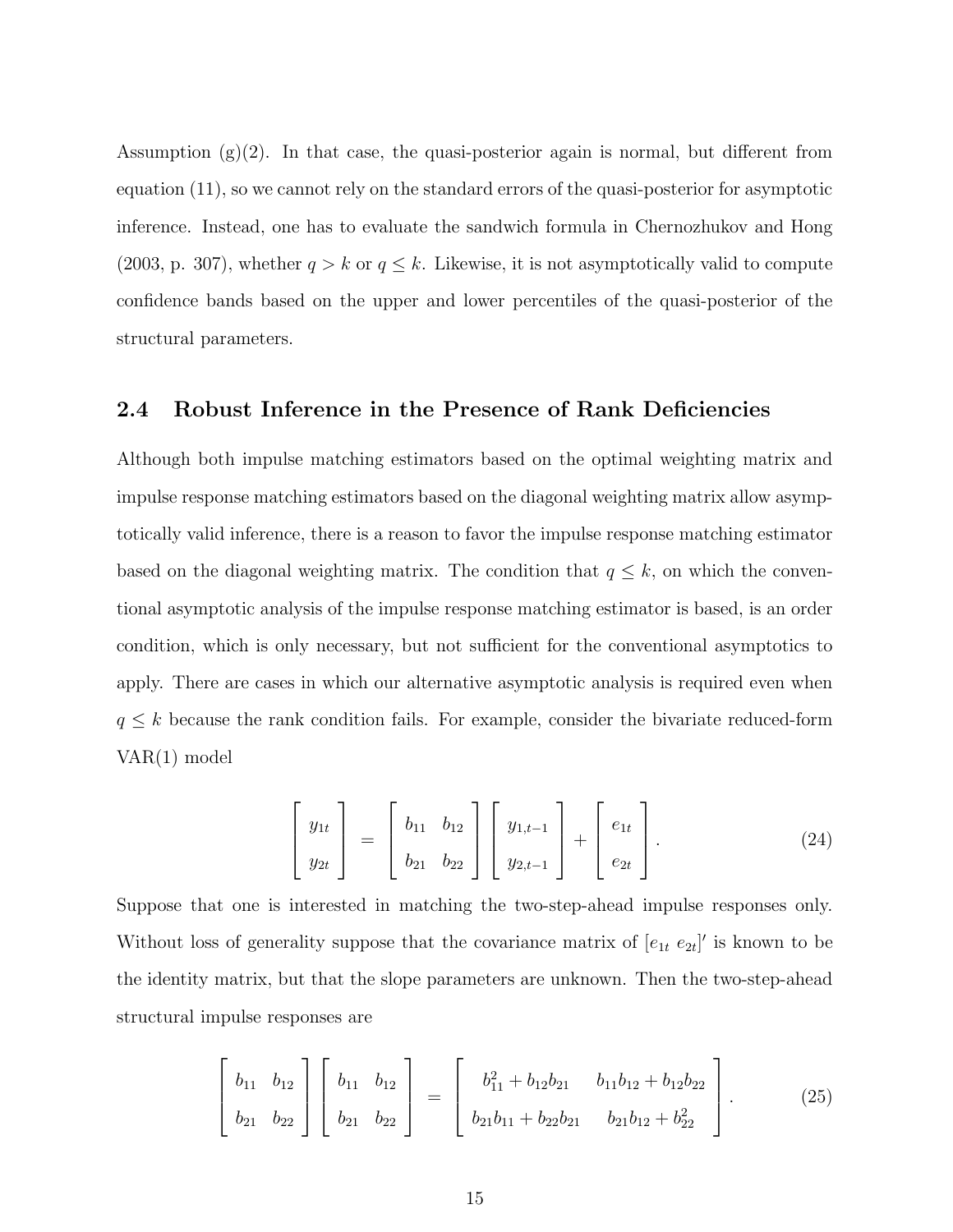Assumption (g)(2). In that case, the quasi-posterior again is normal, but different from equation (11), so we cannot rely on the standard errors of the quasi-posterior for asymptotic inference. Instead, one has to evaluate the sandwich formula in Chernozhukov and Hong (2003, p. 307), whether $q > k$ or $q \leq k$. Likewise, it is not asymptotically valid to compute confidence bands based on the upper and lower percentiles of the quasi-posterior of the structural parameters.

## 2.4 Robust Inference in the Presence of Rank Deficiencies

Although both impulse matching estimators based on the optimal weighting matrix and impulse response matching estimators based on the diagonal weighting matrix allow asymptotically valid inference, there is a reason to favor the impulse response matching estimator based on the diagonal weighting matrix. The condition that $q \leq k$, on which the conventional asymptotic analysis of the impulse response matching estimator is based, is an order condition, which is only necessary, but not sufficient for the conventional asymptotics to apply. There are cases in which our alternative asymptotic analysis is required even when $q \leq k$ because the rank condition fails. For example, consider the bivariate reduced-form VAR(1) model

$$\begin{bmatrix} y_{1t} \\ y_{2t} \end{bmatrix} = \begin{bmatrix} b_{11} & b_{12} \\ b_{21} & b_{22} \end{bmatrix} \begin{bmatrix} y_{1,t-1} \\ y_{2,t-1} \end{bmatrix} + \begin{bmatrix} e_{1t} \\ e_{2t} \end{bmatrix}. \tag{24}$$

Suppose that one is interested in matching the two-step-ahead impulse responses only. Without loss of generality suppose that the covariance matrix of $[e_{1t} \; e_{2t}]'$ is known to be the identity matrix, but that the slope parameters are unknown. Then the two-step-ahead structural impulse responses are

$$\begin{bmatrix} b_{11} & b_{12} \\ b_{21} & b_{22} \end{bmatrix} \begin{bmatrix} b_{11} & b_{12} \\ b_{21} & b_{22} \end{bmatrix} = \begin{bmatrix} b_{11}^2 + b_{12}b_{21} & b_{11}b_{12} + b_{12}b_{22} \\ b_{21}b_{11} + b_{22}b_{21} & b_{21}b_{12} + b_{22}^2 \end{bmatrix}. \tag{25}$$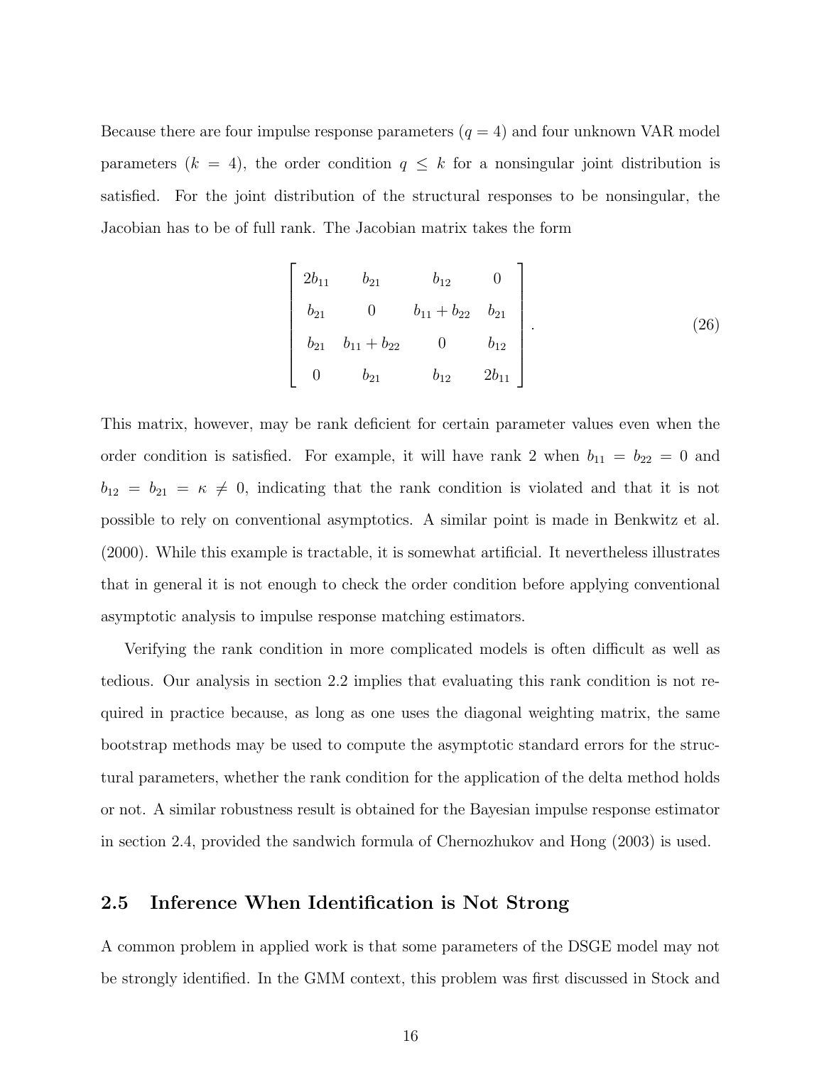Because there are four impulse response parameters ($q = 4$) and four unknown VAR model parameters ($k = 4$), the order condition $q \leq k$ for a nonsingular joint distribution is satisfied. For the joint distribution of the structural responses to be nonsingular, the Jacobian has to be of full rank. The Jacobian matrix takes the form

$$\begin{bmatrix} 2b_{11} & b_{21} & b_{12} & 0 \\ b_{21} & 0 & b_{11} + b_{22} & b_{21} \\ b_{21} & b_{11} + b_{22} & 0 & b_{12} \\ 0 & b_{21} & b_{12} & 2b_{11} \end{bmatrix}. \tag{26}$$

This matrix, however, may be rank deficient for certain parameter values even when the order condition is satisfied. For example, it will have rank 2 when $b_{11} = b_{22} = 0$ and $b_{12} = b_{21} = \kappa \neq 0$, indicating that the rank condition is violated and that it is not possible to rely on conventional asymptotics. A similar point is made in Benkwitz et al. (2000). While this example is tractable, it is somewhat artificial. It nevertheless illustrates that in general it is not enough to check the order condition before applying conventional asymptotic analysis to impulse response matching estimators.

Verifying the rank condition in more complicated models is often difficult as well as tedious. Our analysis in section 2.2 implies that evaluating this rank condition is not required in practice because, as long as one uses the diagonal weighting matrix, the same bootstrap methods may be used to compute the asymptotic standard errors for the structural parameters, whether the rank condition for the application of the delta method holds or not. A similar robustness result is obtained for the Bayesian impulse response estimator in section 2.4, provided the sandwich formula of Chernozhukov and Hong (2003) is used.

## 2.5 Inference When Identification is Not Strong

A common problem in applied work is that some parameters of the DSGE model may not be strongly identified. In the GMM context, this problem was first discussed in Stock and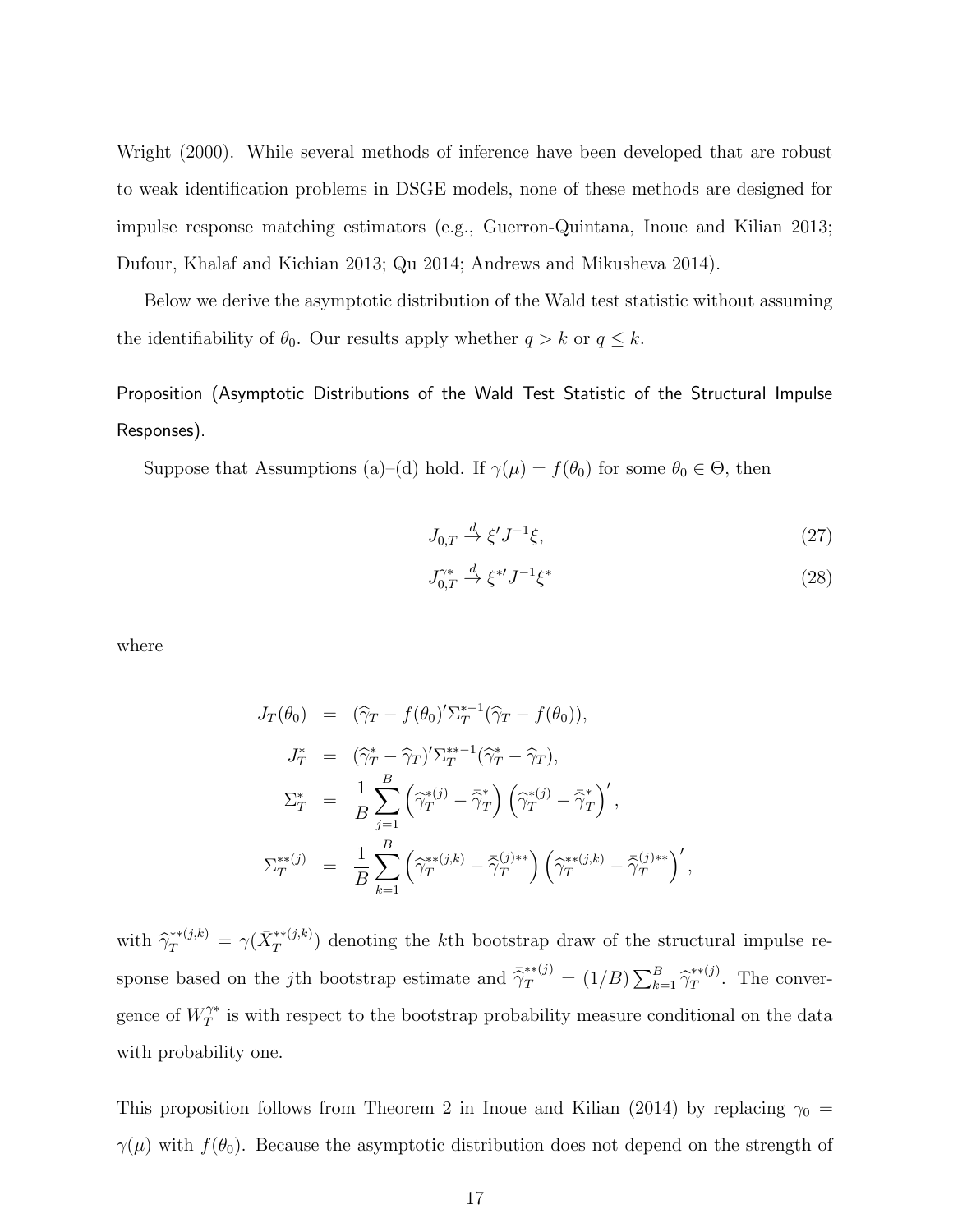Wright (2000). While several methods of inference have been developed that are robust to weak identification problems in DSGE models, none of these methods are designed for impulse response matching estimators (e.g., Guerron-Quintana, Inoue and Kilian 2013; Dufour, Khalaf and Kichian 2013; Qu 2014; Andrews and Mikusheva 2014).

Below we derive the asymptotic distribution of the Wald test statistic without assuming the identifiability of $\theta_0$. Our results apply whether $q > k$ or $q \leq k$.

Proposition (Asymptotic Distributions of the Wald Test Statistic of the Structural Impulse Responses).

Suppose that Assumptions (a)–(d) hold. If $\gamma(\mu) = f(\theta_0)$ for some $\theta_0 \in \Theta$, then

$$J_{0,T} \xrightarrow{d} \xi' J^{-1} \xi, \tag{27}$$

$$J_{0,T}^{\gamma *} \xrightarrow{d} \xi^{*\prime} J^{-1} \xi^{*} \tag{28}$$

where

$$\begin{aligned}
J_T(\theta_0) &= (\widehat{\gamma}_T - f(\theta_0)' \Sigma_T^{*-1} (\widehat{\gamma}_T - f(\theta_0)), \\
J_T^{*} &= (\widehat{\gamma}_T^{*} - \widehat{\gamma}_T)' \Sigma_T^{**-1} (\widehat{\gamma}_T^{*} - \widehat{\gamma}_T), \\
\Sigma_T^{*} &= \frac{1}{B} \sum_{j=1}^{B} \left( \widehat{\gamma}_T^{*(j)} - \bar{\widehat{\gamma}}_T^{*} \right) \left( \widehat{\gamma}_T^{*(j)} - \bar{\widehat{\gamma}}_T^{*} \right)', \\
\Sigma_T^{**(j)} &= \frac{1}{B} \sum_{k=1}^{B} \left( \widehat{\gamma}_T^{**(j,k)} - \bar{\widehat{\gamma}}_T^{(j)**} \right) \left( \widehat{\gamma}_T^{**(j,k)} - \bar{\widehat{\gamma}}_T^{(j)**} \right)',
\end{aligned}$$

with $\widehat{\gamma}_T^{**(j,k)} = \gamma(\bar{X}_T^{**(j,k)})$ denoting the $k$th bootstrap draw of the structural impulse response based on the $j$th bootstrap estimate and $\bar{\widehat{\gamma}}_T^{**(j)} = (1/B) \sum_{k=1}^{B} \widehat{\gamma}_T^{**(j)}$. The convergence of $W_T^{\gamma *}$ is with respect to the bootstrap probability measure conditional on the data with probability one.

This proposition follows from Theorem 2 in Inoue and Kilian (2014) by replacing $\gamma_0 = \gamma(\mu)$ with $f(\theta_0)$. Because the asymptotic distribution does not depend on the strength of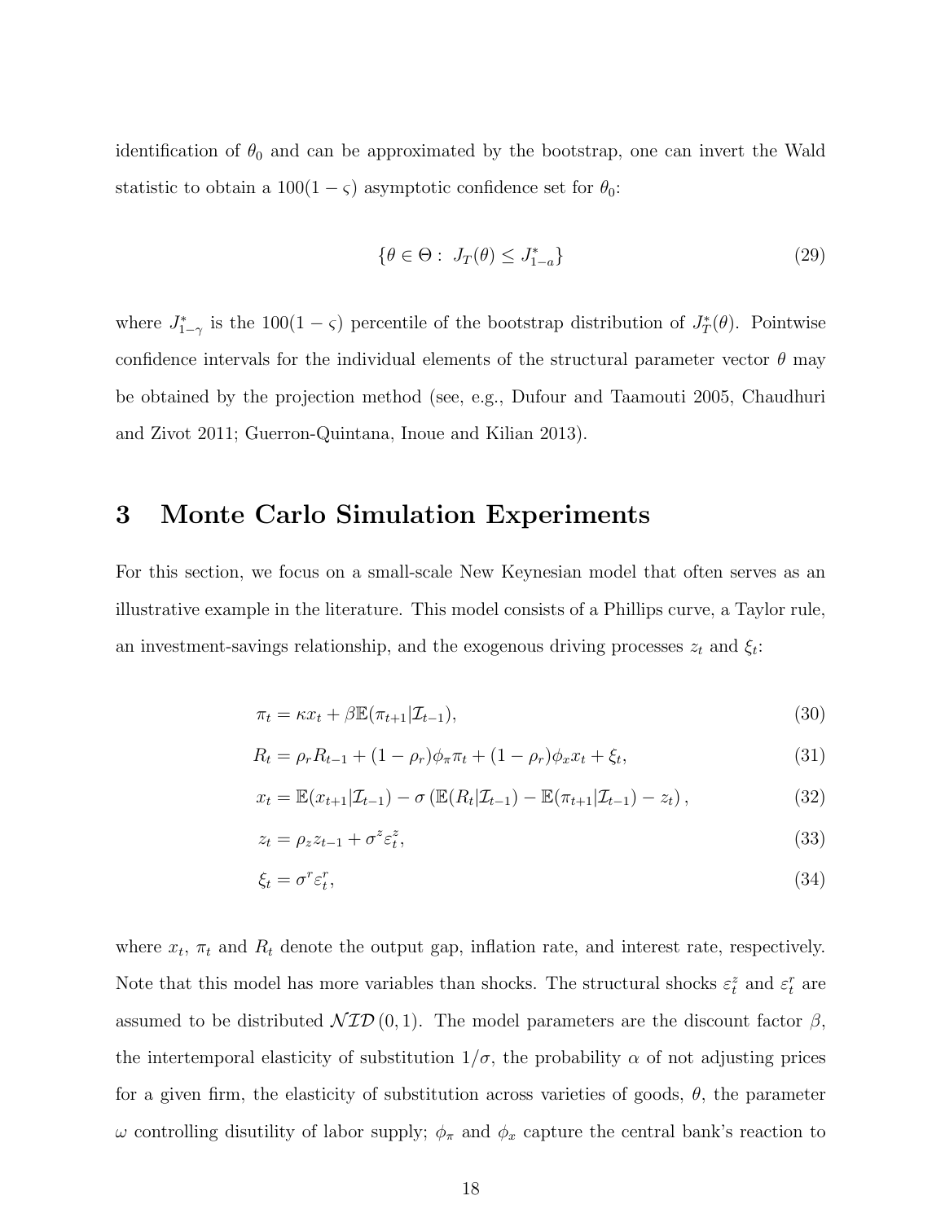identification of $\theta_0$ and can be approximated by the bootstrap, one can invert the Wald statistic to obtain a $100(1-\varsigma)$ asymptotic confidence set for $\theta_0$:

$$\{\theta \in \Theta : \; J_T(\theta) \leq J^*_{1-a}\} \tag{29}$$

where $J^*_{1-\gamma}$ is the $100(1-\varsigma)$ percentile of the bootstrap distribution of $J^*_T(\theta)$. Pointwise confidence intervals for the individual elements of the structural parameter vector $\theta$ may be obtained by the projection method (see, e.g., Dufour and Taamouti 2005, Chaudhuri and Zivot 2011; Guerron-Quintana, Inoue and Kilian 2013).

# 3 Monte Carlo Simulation Experiments

For this section, we focus on a small-scale New Keynesian model that often serves as an illustrative example in the literature. This model consists of a Phillips curve, a Taylor rule, an investment-savings relationship, and the exogenous driving processes $z_t$ and $\xi_t$:

$$\pi_t = \kappa x_t + \beta \mathbb{E}(\pi_{t+1}|\mathcal{I}_{t-1}), \tag{30}$$

$$R_t = \rho_r R_{t-1} + (1-\rho_r)\phi_\pi \pi_t + (1-\rho_r)\phi_x x_t + \xi_t, \tag{31}$$

$$x_t = \mathbb{E}(x_{t+1}|\mathcal{I}_{t-1}) - \sigma\left(\mathbb{E}(R_t|\mathcal{I}_{t-1}) - \mathbb{E}(\pi_{t+1}|\mathcal{I}_{t-1}) - z_t\right), \tag{32}$$

$$z_t = \rho_z z_{t-1} + \sigma^z \varepsilon^z_t, \tag{33}$$

$$\xi_t = \sigma^r \varepsilon^r_t, \tag{34}$$

where $x_t$, $\pi_t$ and $R_t$ denote the output gap, inflation rate, and interest rate, respectively. Note that this model has more variables than shocks. The structural shocks $\varepsilon^z_t$ and $\varepsilon^r_t$ are assumed to be distributed $\mathcal{NID}(0,1)$. The model parameters are the discount factor $\beta$, the intertemporal elasticity of substitution $1/\sigma$, the probability $\alpha$ of not adjusting prices for a given firm, the elasticity of substitution across varieties of goods, $\theta$, the parameter $\omega$ controlling disutility of labor supply; $\phi_\pi$ and $\phi_x$ capture the central bank's reaction to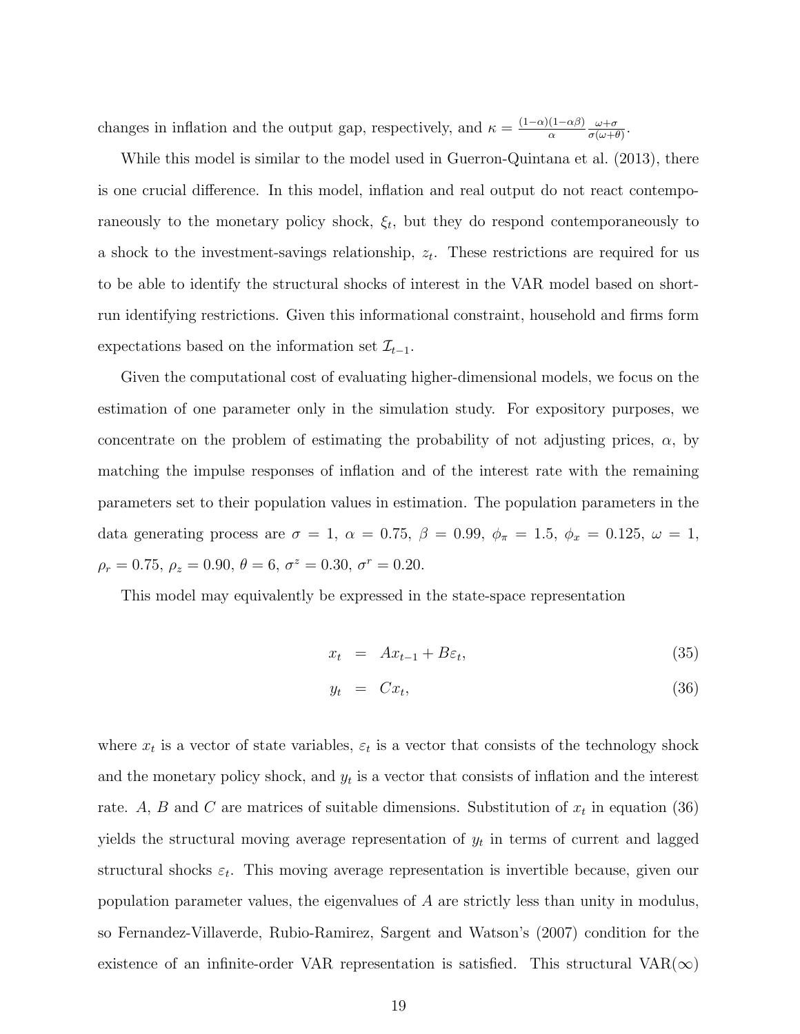changes in inflation and the output gap, respectively, and $\kappa = \frac{(1-\alpha)(1-\alpha\beta)}{\alpha}\frac{\omega+\sigma}{\sigma(\omega+\theta)}$.

While this model is similar to the model used in Guerron-Quintana et al. (2013), there is one crucial difference. In this model, inflation and real output do not react contemporaneously to the monetary policy shock, $\xi_t$, but they do respond contemporaneously to a shock to the investment-savings relationship, $z_t$. These restrictions are required for us to be able to identify the structural shocks of interest in the VAR model based on short-run identifying restrictions. Given this informational constraint, household and firms form expectations based on the information set $\mathcal{I}_{t-1}$.

Given the computational cost of evaluating higher-dimensional models, we focus on the estimation of one parameter only in the simulation study. For expository purposes, we concentrate on the problem of estimating the probability of not adjusting prices, $\alpha$, by matching the impulse responses of inflation and of the interest rate with the remaining parameters set to their population values in estimation. The population parameters in the data generating process are $\sigma = 1$, $\alpha = 0.75$, $\beta = 0.99$, $\phi_\pi = 1.5$, $\phi_x = 0.125$, $\omega = 1$, $\rho_r = 0.75$, $\rho_z = 0.90$, $\theta = 6$, $\sigma^z = 0.30$, $\sigma^r = 0.20$.

This model may equivalently be expressed in the state-space representation

$$x_t = Ax_{t-1} + B\varepsilon_t, \tag{35}$$

$$y_t = Cx_t, \tag{36}$$

where $x_t$ is a vector of state variables, $\varepsilon_t$ is a vector that consists of the technology shock and the monetary policy shock, and $y_t$ is a vector that consists of inflation and the interest rate. $A$, $B$ and $C$ are matrices of suitable dimensions. Substitution of $x_t$ in equation (36) yields the structural moving average representation of $y_t$ in terms of current and lagged structural shocks $\varepsilon_t$. This moving average representation is invertible because, given our population parameter values, the eigenvalues of $A$ are strictly less than unity in modulus, so Fernandez-Villaverde, Rubio-Ramirez, Sargent and Watson's (2007) condition for the existence of an infinite-order VAR representation is satisfied. This structural VAR($\infty$)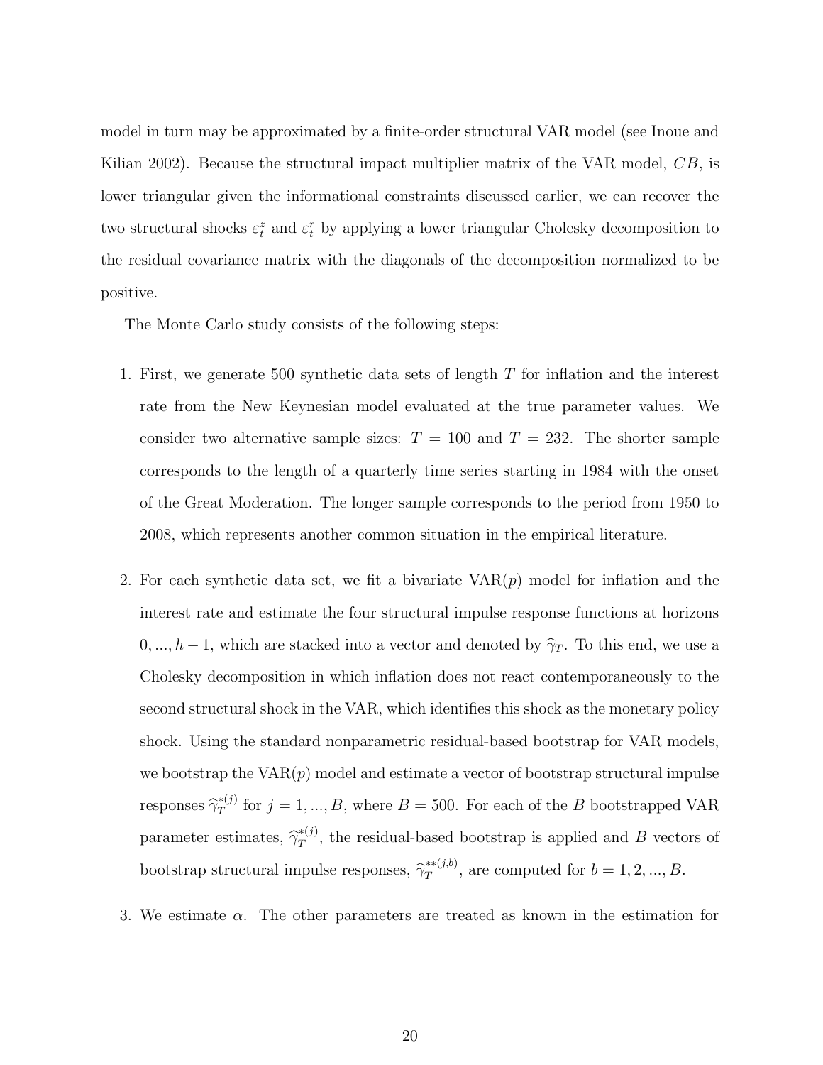model in turn may be approximated by a finite-order structural VAR model (see Inoue and Kilian 2002). Because the structural impact multiplier matrix of the VAR model, $CB$, is lower triangular given the informational constraints discussed earlier, we can recover the two structural shocks $\varepsilon_t^z$ and $\varepsilon_t^r$ by applying a lower triangular Cholesky decomposition to the residual covariance matrix with the diagonals of the decomposition normalized to be positive.

The Monte Carlo study consists of the following steps:

1. First, we generate 500 synthetic data sets of length $T$ for inflation and the interest rate from the New Keynesian model evaluated at the true parameter values. We consider two alternative sample sizes: $T = 100$ and $T = 232$. The shorter sample corresponds to the length of a quarterly time series starting in 1984 with the onset of the Great Moderation. The longer sample corresponds to the period from 1950 to 2008, which represents another common situation in the empirical literature.

2. For each synthetic data set, we fit a bivariate VAR($p$) model for inflation and the interest rate and estimate the four structural impulse response functions at horizons $0, ..., h-1$, which are stacked into a vector and denoted by $\widehat{\gamma}_T$. To this end, we use a Cholesky decomposition in which inflation does not react contemporaneously to the second structural shock in the VAR, which identifies this shock as the monetary policy shock. Using the standard nonparametric residual-based bootstrap for VAR models, we bootstrap the VAR($p$) model and estimate a vector of bootstrap structural impulse responses $\widehat{\gamma}_T^{*(j)}$ for $j = 1, ..., B$, where $B = 500$. For each of the $B$ bootstrapped VAR parameter estimates, $\widehat{\gamma}_T^{*(j)}$, the residual-based bootstrap is applied and $B$ vectors of bootstrap structural impulse responses, $\widehat{\gamma}_T^{**(j,b)}$, are computed for $b = 1, 2, ..., B$.

3. We estimate $\alpha$. The other parameters are treated as known in the estimation for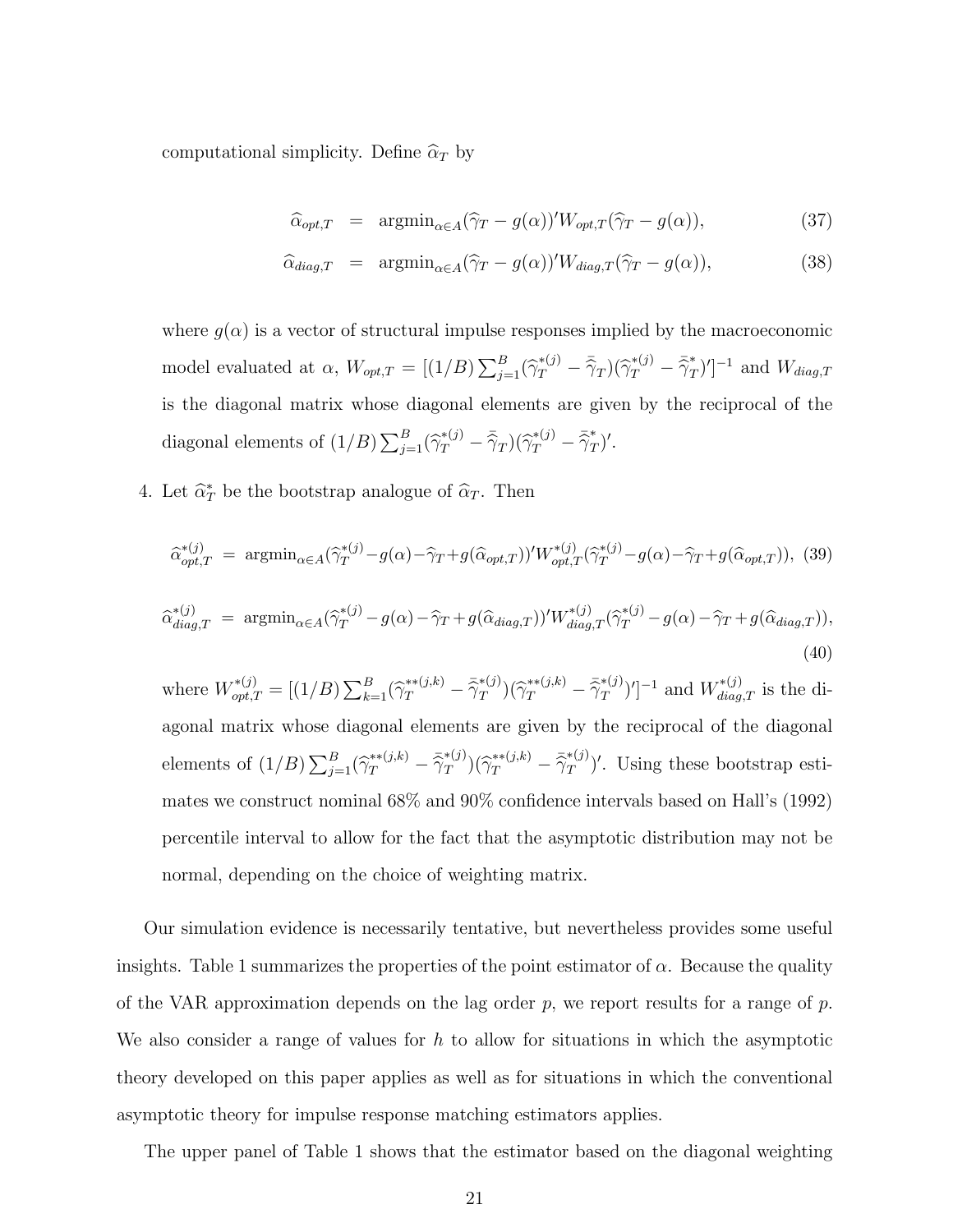computational simplicity. Define $\widehat{\alpha}_T$ by

$$\widehat{\alpha}_{opt,T} = \text{argmin}_{\alpha \in A}(\widehat{\gamma}_T - g(\alpha))' W_{opt,T}(\widehat{\gamma}_T - g(\alpha)), \tag{37}$$

$$\widehat{\alpha}_{diag,T} = \text{argmin}_{\alpha \in A}(\widehat{\gamma}_T - g(\alpha))' W_{diag,T}(\widehat{\gamma}_T - g(\alpha)), \tag{38}$$

where $g(\alpha)$ is a vector of structural impulse responses implied by the macroeconomic model evaluated at $\alpha$, $W_{opt,T} = [(1/B)\sum_{j=1}^{B}(\widehat{\gamma}_T^{*(j)} - \bar{\widehat{\gamma}}_T)(\widehat{\gamma}_T^{*(j)} - \bar{\widehat{\gamma}}_T^{*})']^{-1}$ and $W_{diag,T}$ is the diagonal matrix whose diagonal elements are given by the reciprocal of the diagonal elements of $(1/B)\sum_{j=1}^{B}(\widehat{\gamma}_T^{*(j)} - \bar{\widehat{\gamma}}_T)(\widehat{\gamma}_T^{*(j)} - \bar{\widehat{\gamma}}_T^{*})'$.

4. Let $\widehat{\alpha}_T^{*}$ be the bootstrap analogue of $\widehat{\alpha}_T$. Then

$$\widehat{\alpha}_{opt,T}^{*(j)} = \text{argmin}_{\alpha \in A}(\widehat{\gamma}_T^{*(j)} - g(\alpha) - \widehat{\gamma}_T + g(\widehat{\alpha}_{opt,T}))' W_{opt,T}^{*(j)}(\widehat{\gamma}_T^{*(j)} - g(\alpha) - \widehat{\gamma}_T + g(\widehat{\alpha}_{opt,T})), \tag{39}$$

$$\widehat{\alpha}_{diag,T}^{*(j)} = \text{argmin}_{\alpha \in A}(\widehat{\gamma}_T^{*(j)} - g(\alpha) - \widehat{\gamma}_T + g(\widehat{\alpha}_{diag,T}))' W_{diag,T}^{*(j)}(\widehat{\gamma}_T^{*(j)} - g(\alpha) - \widehat{\gamma}_T + g(\widehat{\alpha}_{diag,T})), \tag{40}$$

where $W_{opt,T}^{*(j)} = [(1/B)\sum_{k=1}^{B}(\widehat{\gamma}_T^{**(j,k)} - \bar{\widehat{\gamma}}_T^{*(j)})(\widehat{\gamma}_T^{**(j,k)} - \bar{\widehat{\gamma}}_T^{*(j)})']^{-1}$ and $W_{diag,T}^{*(j)}$ is the diagonal matrix whose diagonal elements are given by the reciprocal of the diagonal elements of $(1/B)\sum_{j=1}^{B}(\widehat{\gamma}_T^{**(j,k)} - \bar{\widehat{\gamma}}_T^{*(j)})(\widehat{\gamma}_T^{**(j,k)} - \bar{\widehat{\gamma}}_T^{*(j)})'$. Using these bootstrap estimates we construct nominal 68% and 90% confidence intervals based on Hall's (1992) percentile interval to allow for the fact that the asymptotic distribution may not be normal, depending on the choice of weighting matrix.

Our simulation evidence is necessarily tentative, but nevertheless provides some useful insights. Table 1 summarizes the properties of the point estimator of $\alpha$. Because the quality of the VAR approximation depends on the lag order $p$, we report results for a range of $p$. We also consider a range of values for $h$ to allow for situations in which the asymptotic theory developed on this paper applies as well as for situations in which the conventional asymptotic theory for impulse response matching estimators applies.

The upper panel of Table 1 shows that the estimator based on the diagonal weighting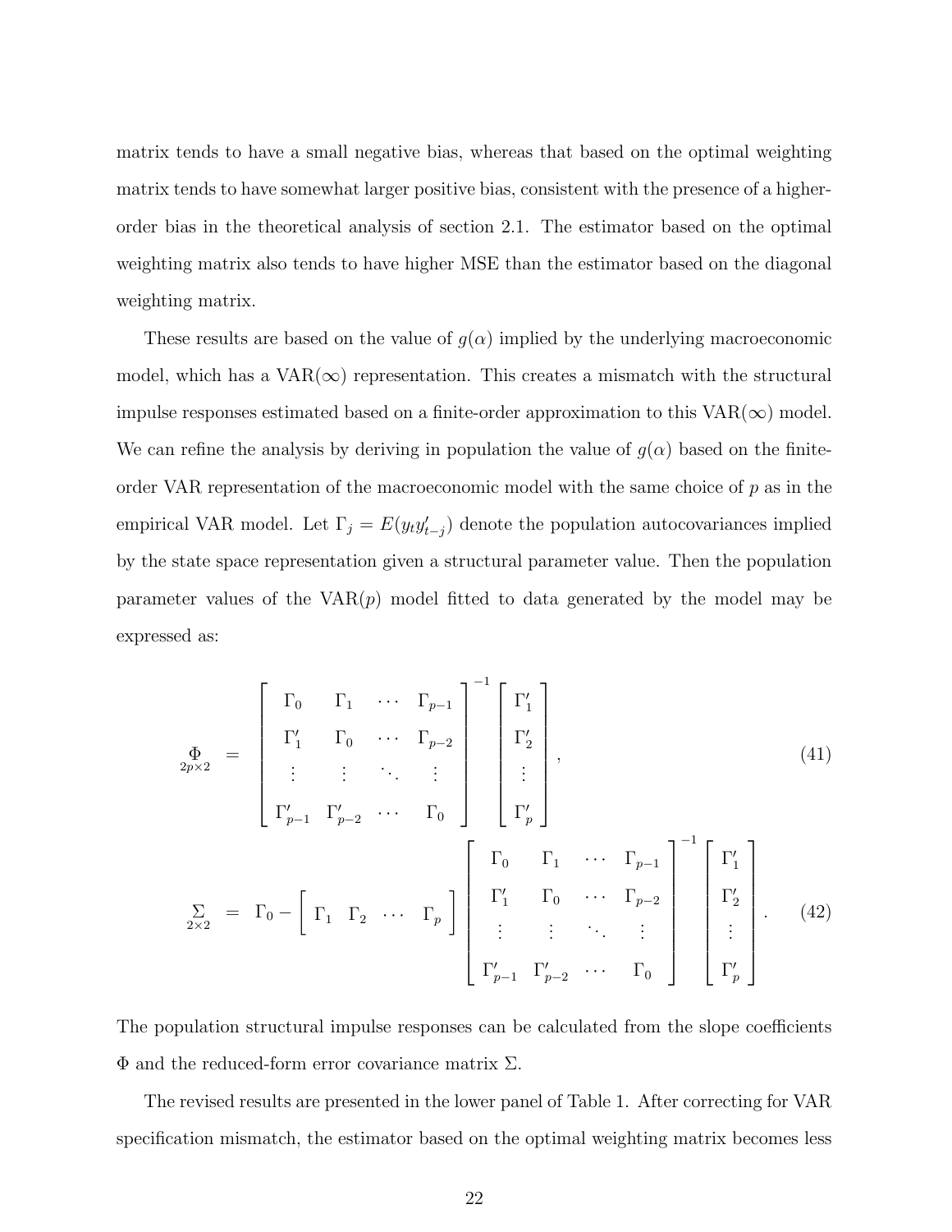matrix tends to have a small negative bias, whereas that based on the optimal weighting matrix tends to have somewhat larger positive bias, consistent with the presence of a higher-order bias in the theoretical analysis of section 2.1. The estimator based on the optimal weighting matrix also tends to have higher MSE than the estimator based on the diagonal weighting matrix.

These results are based on the value of $g(\alpha)$ implied by the underlying macroeconomic model, which has a VAR($\infty$) representation. This creates a mismatch with the structural impulse responses estimated based on a finite-order approximation to this VAR($\infty$) model. We can refine the analysis by deriving in population the value of $g(\alpha)$ based on the finite-order VAR representation of the macroeconomic model with the same choice of $p$ as in the empirical VAR model. Let $\Gamma_j = E(y_t y'_{t-j})$ denote the population autocovariances implied by the state space representation given a structural parameter value. Then the population parameter values of the VAR($p$) model fitted to data generated by the model may be expressed as:

$$
\underset{2p\times 2}{\Phi} = \begin{bmatrix} \Gamma_0 & \Gamma_1 & \cdots & \Gamma_{p-1} \\ \Gamma'_1 & \Gamma_0 & \cdots & \Gamma_{p-2} \\ \vdots & \vdots & \ddots & \vdots \\ \Gamma'_{p-1} & \Gamma'_{p-2} & \cdots & \Gamma_0 \end{bmatrix}^{-1} \begin{bmatrix} \Gamma'_1 \\ \Gamma'_2 \\ \vdots \\ \Gamma'_p \end{bmatrix}, \tag{41}
$$

$$
\underset{2\times 2}{\Sigma} = \Gamma_0 - \begin{bmatrix} \Gamma_1 & \Gamma_2 & \cdots & \Gamma_p \end{bmatrix} \begin{bmatrix} \Gamma_0 & \Gamma_1 & \cdots & \Gamma_{p-1} \\ \Gamma'_1 & \Gamma_0 & \cdots & \Gamma_{p-2} \\ \vdots & \vdots & \ddots & \vdots \\ \Gamma'_{p-1} & \Gamma'_{p-2} & \cdots & \Gamma_0 \end{bmatrix}^{-1} \begin{bmatrix} \Gamma'_1 \\ \Gamma'_2 \\ \vdots \\ \Gamma'_p \end{bmatrix}. \tag{42}
$$

The population structural impulse responses can be calculated from the slope coefficients $\Phi$ and the reduced-form error covariance matrix $\Sigma$.

The revised results are presented in the lower panel of Table 1. After correcting for VAR specification mismatch, the estimator based on the optimal weighting matrix becomes less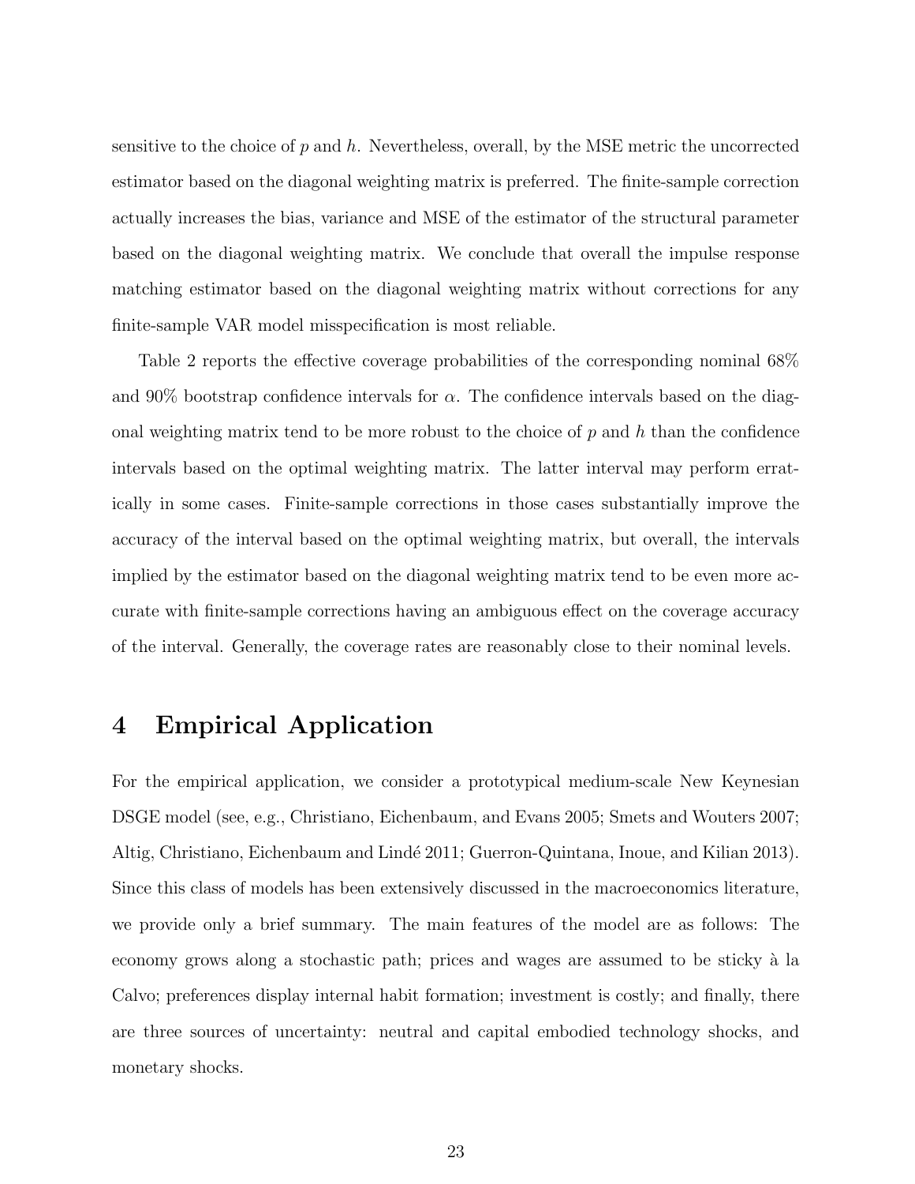sensitive to the choice of $p$ and $h$. Nevertheless, overall, by the MSE metric the uncorrected estimator based on the diagonal weighting matrix is preferred. The finite-sample correction actually increases the bias, variance and MSE of the estimator of the structural parameter based on the diagonal weighting matrix. We conclude that overall the impulse response matching estimator based on the diagonal weighting matrix without corrections for any finite-sample VAR model misspecification is most reliable.

Table 2 reports the effective coverage probabilities of the corresponding nominal 68% and 90% bootstrap confidence intervals for $\alpha$. The confidence intervals based on the diagonal weighting matrix tend to be more robust to the choice of $p$ and $h$ than the confidence intervals based on the optimal weighting matrix. The latter interval may perform erratically in some cases. Finite-sample corrections in those cases substantially improve the accuracy of the interval based on the optimal weighting matrix, but overall, the intervals implied by the estimator based on the diagonal weighting matrix tend to be even more accurate with finite-sample corrections having an ambiguous effect on the coverage accuracy of the interval. Generally, the coverage rates are reasonably close to their nominal levels.

# 4 Empirical Application

For the empirical application, we consider a prototypical medium-scale New Keynesian DSGE model (see, e.g., Christiano, Eichenbaum, and Evans 2005; Smets and Wouters 2007; Altig, Christiano, Eichenbaum and Lindé 2011; Guerron-Quintana, Inoue, and Kilian 2013). Since this class of models has been extensively discussed in the macroeconomics literature, we provide only a brief summary. The main features of the model are as follows: The economy grows along a stochastic path; prices and wages are assumed to be sticky à la Calvo; preferences display internal habit formation; investment is costly; and finally, there are three sources of uncertainty: neutral and capital embodied technology shocks, and monetary shocks.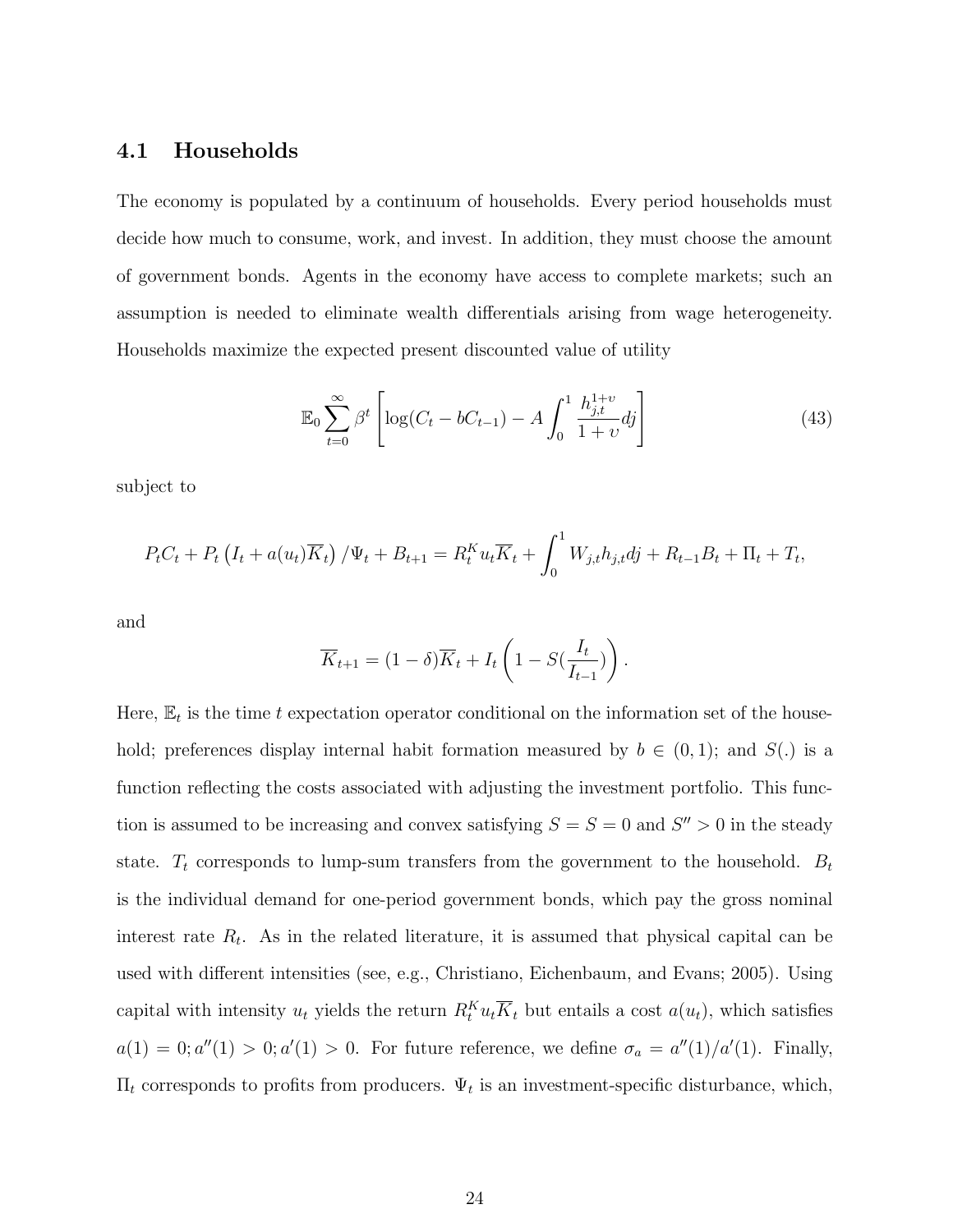### 4.1 Households

The economy is populated by a continuum of households. Every period households must decide how much to consume, work, and invest. In addition, they must choose the amount of government bonds. Agents in the economy have access to complete markets; such an assumption is needed to eliminate wealth differentials arising from wage heterogeneity. Households maximize the expected present discounted value of utility

$$\mathbb{E}_0 \sum_{t=0}^{\infty} \beta^t \left[ \log(C_t - bC_{t-1}) - A \int_0^1 \frac{h_{j,t}^{1+\upsilon}}{1+\upsilon} dj \right] \tag{43}$$

subject to

$$P_t C_t + P_t \left( I_t + a(u_t)\overline{K}_t \right) / \Psi_t + B_{t+1} = R_t^K u_t \overline{K}_t + \int_0^1 W_{j,t} h_{j,t} dj + R_{t-1} B_t + \Pi_t + T_t,$$

and

$$\overline{K}_{t+1} = (1-\delta)\overline{K}_t + I_t \left( 1 - S(\frac{I_t}{I_{t-1}}) \right).$$

Here, $\mathbb{E}_t$ is the time $t$ expectation operator conditional on the information set of the household; preferences display internal habit formation measured by $b \in (0,1)$; and $S(.)$ is a function reflecting the costs associated with adjusting the investment portfolio. This function is assumed to be increasing and convex satisfying $S = S = 0$ and $S'' > 0$ in the steady state. $T_t$ corresponds to lump-sum transfers from the government to the household. $B_t$ is the individual demand for one-period government bonds, which pay the gross nominal interest rate $R_t$. As in the related literature, it is assumed that physical capital can be used with different intensities (see, e.g., Christiano, Eichenbaum, and Evans; 2005). Using capital with intensity $u_t$ yields the return $R_t^K u_t \overline{K}_t$ but entails a cost $a(u_t)$, which satisfies $a(1) = 0; a''(1) > 0; a'(1) > 0$. For future reference, we define $\sigma_a = a''(1)/a'(1)$. Finally, $\Pi_t$ corresponds to profits from producers. $\Psi_t$ is an investment-specific disturbance, which,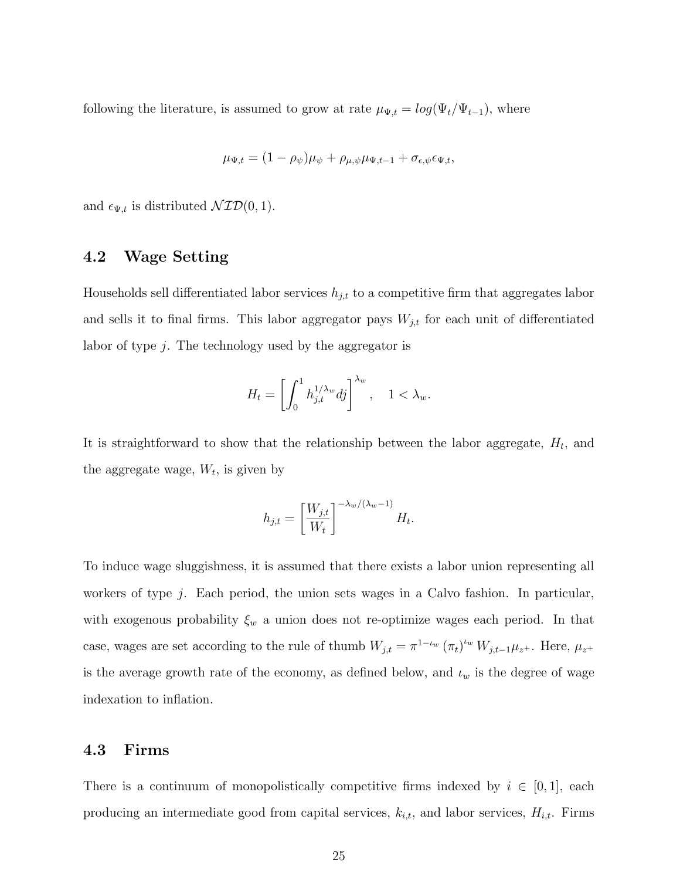following the literature, is assumed to grow at rate $\mu_{\Psi,t} = log(\Psi_t/\Psi_{t-1})$, where

$$\mu_{\Psi,t} = (1 - \rho_\psi)\mu_\psi + \rho_{\mu,\psi}\mu_{\Psi,t-1} + \sigma_{\epsilon,\psi}\epsilon_{\Psi,t},$$

and $\epsilon_{\Psi,t}$ is distributed $\mathcal{NID}(0, 1)$.

## 4.2 Wage Setting

Households sell differentiated labor services $h_{j,t}$ to a competitive firm that aggregates labor and sells it to final firms. This labor aggregator pays $W_{j,t}$ for each unit of differentiated labor of type $j$. The technology used by the aggregator is

$$H_t = \left[\int_0^1 h_{j,t}^{1/\lambda_w} dj\right]^{\lambda_w}, \quad 1 < \lambda_w.$$

It is straightforward to show that the relationship between the labor aggregate, $H_t$, and the aggregate wage, $W_t$, is given by

$$h_{j,t} = \left[\frac{W_{j,t}}{W_t}\right]^{-\lambda_w/(\lambda_w - 1)} H_t.$$

To induce wage sluggishness, it is assumed that there exists a labor union representing all workers of type $j$. Each period, the union sets wages in a Calvo fashion. In particular, with exogenous probability $\xi_w$ a union does not re-optimize wages each period. In that case, wages are set according to the rule of thumb $W_{j,t} = \pi^{1-\iota_w} (\pi_t)^{\iota_w} W_{j,t-1}\mu_{z^+}$. Here, $\mu_{z^+}$ is the average growth rate of the economy, as defined below, and $\iota_w$ is the degree of wage indexation to inflation.

## 4.3 Firms

There is a continuum of monopolistically competitive firms indexed by $i \in [0, 1]$, each producing an intermediate good from capital services, $k_{i,t}$, and labor services, $H_{i,t}$. Firms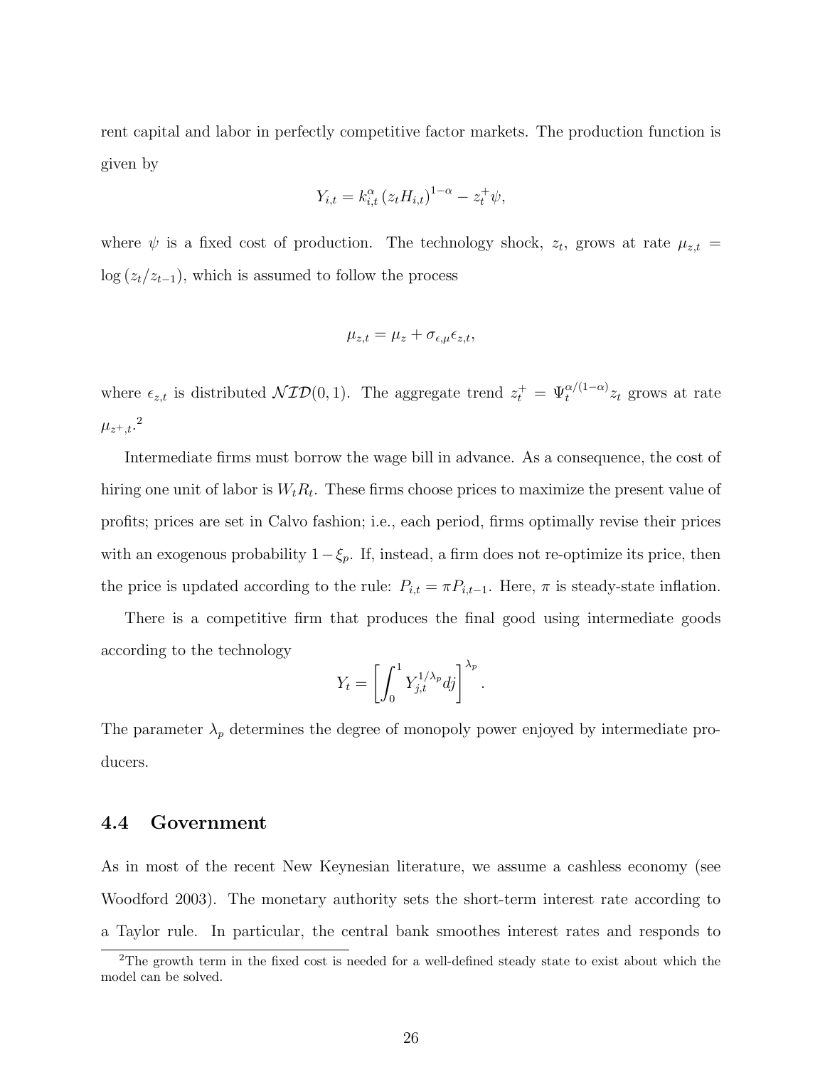rent capital and labor in perfectly competitive factor markets. The production function is given by

$$Y_{i,t} = k_{i,t}^{\alpha} \left( z_t H_{i,t} \right)^{1-\alpha} - z_t^{+} \psi,$$

where $\psi$ is a fixed cost of production. The technology shock, $z_t$, grows at rate $\mu_{z,t} = \log \left( z_t / z_{t-1} \right)$, which is assumed to follow the process

$$\mu_{z,t} = \mu_z + \sigma_{\epsilon,\mu} \epsilon_{z,t},$$

where $\epsilon_{z,t}$ is distributed $\mathcal{NID}(0,1)$. The aggregate trend $z_t^{+} = \Psi_t^{\alpha/(1-\alpha)} z_t$ grows at rate $\mu_{z^{+},t}$.[2]

Intermediate firms must borrow the wage bill in advance. As a consequence, the cost of hiring one unit of labor is $W_t R_t$. These firms choose prices to maximize the present value of profits; prices are set in Calvo fashion; i.e., each period, firms optimally revise their prices with an exogenous probability $1 - \xi_p$. If, instead, a firm does not re-optimize its price, then the price is updated according to the rule: $P_{i,t} = \pi P_{i,t-1}$. Here, $\pi$ is steady-state inflation.

There is a competitive firm that produces the final good using intermediate goods according to the technology

$$Y_t = \left[ \int_0^1 Y_{j,t}^{1/\lambda_p} dj \right]^{\lambda_p}.$$

The parameter $\lambda_p$ determines the degree of monopoly power enjoyed by intermediate producers.

## 4.4 Government

As in most of the recent New Keynesian literature, we assume a cashless economy (see Woodford 2003). The monetary authority sets the short-term interest rate according to a Taylor rule. In particular, the central bank smoothes interest rates and responds to

[2] The growth term in the fixed cost is needed for a well-defined steady state to exist about which the model can be solved.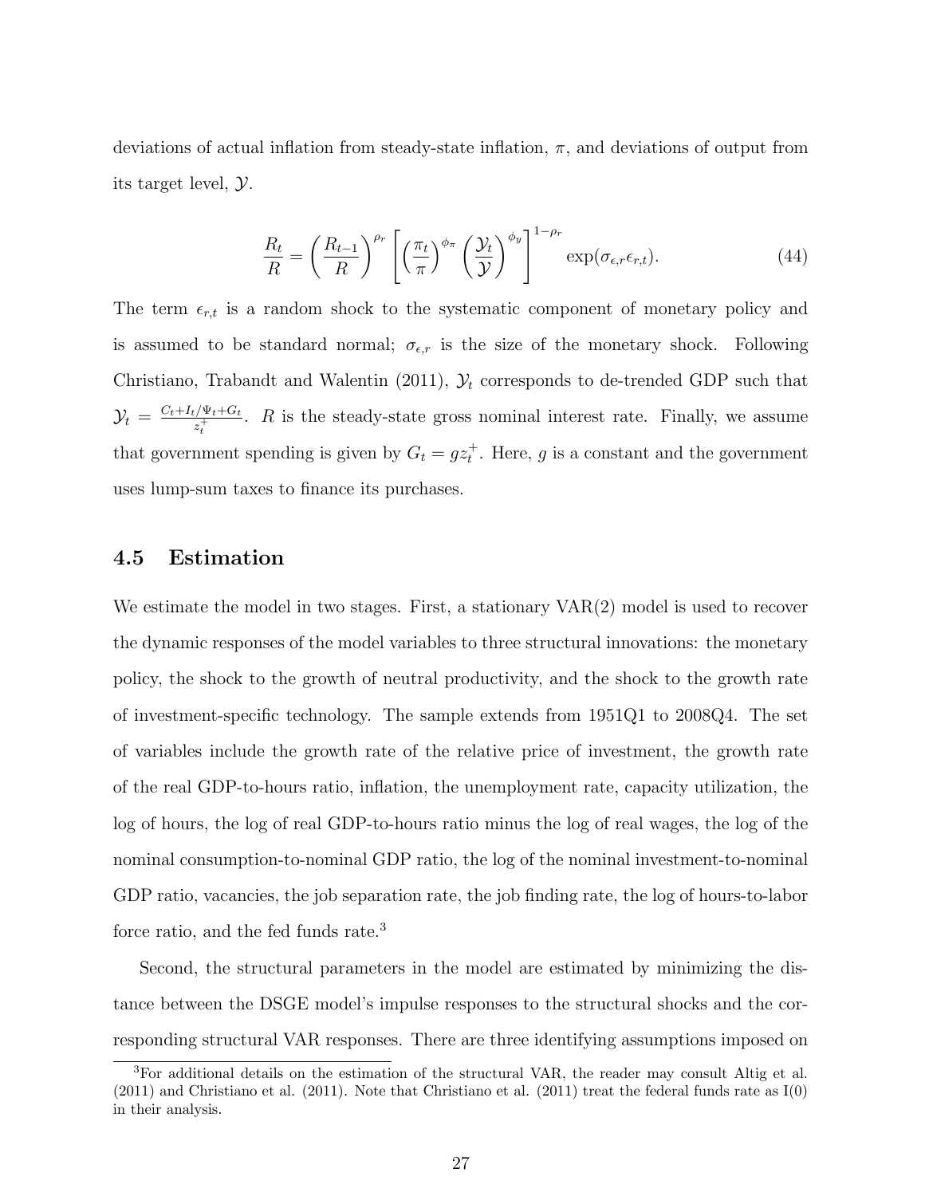deviations of actual inflation from steady-state inflation, $\pi$, and deviations of output from its target level, $\mathcal{Y}$.

$$\frac{R_t}{R} = \left(\frac{R_{t-1}}{R}\right)^{\rho_r} \left[\left(\frac{\pi_t}{\pi}\right)^{\phi_\pi} \left(\frac{\mathcal{Y}_t}{\mathcal{Y}}\right)^{\phi_y}\right]^{1-\rho_r} \exp(\sigma_{\epsilon,r}\epsilon_{r,t}). \tag{44}$$

The term $\epsilon_{r,t}$ is a random shock to the systematic component of monetary policy and is assumed to be standard normal; $\sigma_{\epsilon,r}$ is the size of the monetary shock. Following Christiano, Trabandt and Walentin (2011), $\mathcal{Y}_t$ corresponds to de-trended GDP such that $\mathcal{Y}_t = \frac{C_t + I_t/\Psi_t + G_t}{z_t^+}$. $R$ is the steady-state gross nominal interest rate. Finally, we assume that government spending is given by $G_t = g z_t^+$. Here, $g$ is a constant and the government uses lump-sum taxes to finance its purchases.

## 4.5 Estimation

We estimate the model in two stages. First, a stationary VAR(2) model is used to recover the dynamic responses of the model variables to three structural innovations: the monetary policy, the shock to the growth of neutral productivity, and the shock to the growth rate of investment-specific technology. The sample extends from 1951Q1 to 2008Q4. The set of variables include the growth rate of the relative price of investment, the growth rate of the real GDP-to-hours ratio, inflation, the unemployment rate, capacity utilization, the log of hours, the log of real GDP-to-hours ratio minus the log of real wages, the log of the nominal consumption-to-nominal GDP ratio, the log of the nominal investment-to-nominal GDP ratio, vacancies, the job separation rate, the job finding rate, the log of hours-to-labor force ratio, and the fed funds rate.[3]

Second, the structural parameters in the model are estimated by minimizing the distance between the DSGE model's impulse responses to the structural shocks and the corresponding structural VAR responses. There are three identifying assumptions imposed on

[3]For additional details on the estimation of the structural VAR, the reader may consult Altig et al. (2011) and Christiano et al. (2011). Note that Christiano et al. (2011) treat the federal funds rate as I(0) in their analysis.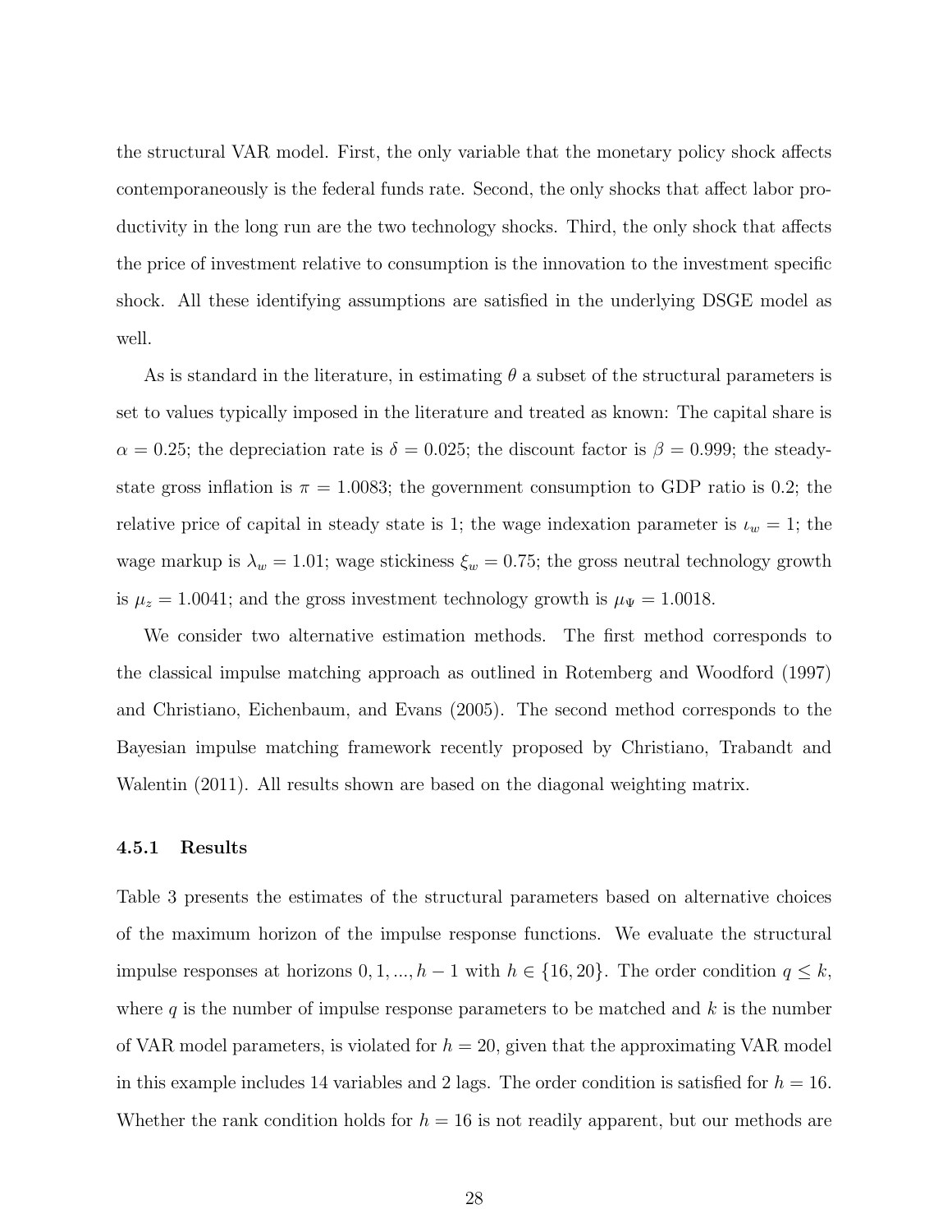the structural VAR model. First, the only variable that the monetary policy shock affects contemporaneously is the federal funds rate. Second, the only shocks that affect labor productivity in the long run are the two technology shocks. Third, the only shock that affects the price of investment relative to consumption is the innovation to the investment specific shock. All these identifying assumptions are satisfied in the underlying DSGE model as well.

As is standard in the literature, in estimating $\theta$ a subset of the structural parameters is set to values typically imposed in the literature and treated as known: The capital share is $\alpha = 0.25$; the depreciation rate is $\delta = 0.025$; the discount factor is $\beta = 0.999$; the steady-state gross inflation is $\pi = 1.0083$; the government consumption to GDP ratio is 0.2; the relative price of capital in steady state is 1; the wage indexation parameter is $\iota_w = 1$; the wage markup is $\lambda_w = 1.01$; wage stickiness $\xi_w = 0.75$; the gross neutral technology growth is $\mu_z = 1.0041$; and the gross investment technology growth is $\mu_\Psi = 1.0018$.

We consider two alternative estimation methods. The first method corresponds to the classical impulse matching approach as outlined in Rotemberg and Woodford (1997) and Christiano, Eichenbaum, and Evans (2005). The second method corresponds to the Bayesian impulse matching framework recently proposed by Christiano, Trabandt and Walentin (2011). All results shown are based on the diagonal weighting matrix.

### 4.5.1 Results

Table 3 presents the estimates of the structural parameters based on alternative choices of the maximum horizon of the impulse response functions. We evaluate the structural impulse responses at horizons $0, 1, ..., h-1$ with $h \in \{16, 20\}$. The order condition $q \leq k$, where $q$ is the number of impulse response parameters to be matched and $k$ is the number of VAR model parameters, is violated for $h = 20$, given that the approximating VAR model in this example includes 14 variables and 2 lags. The order condition is satisfied for $h = 16$. Whether the rank condition holds for $h = 16$ is not readily apparent, but our methods are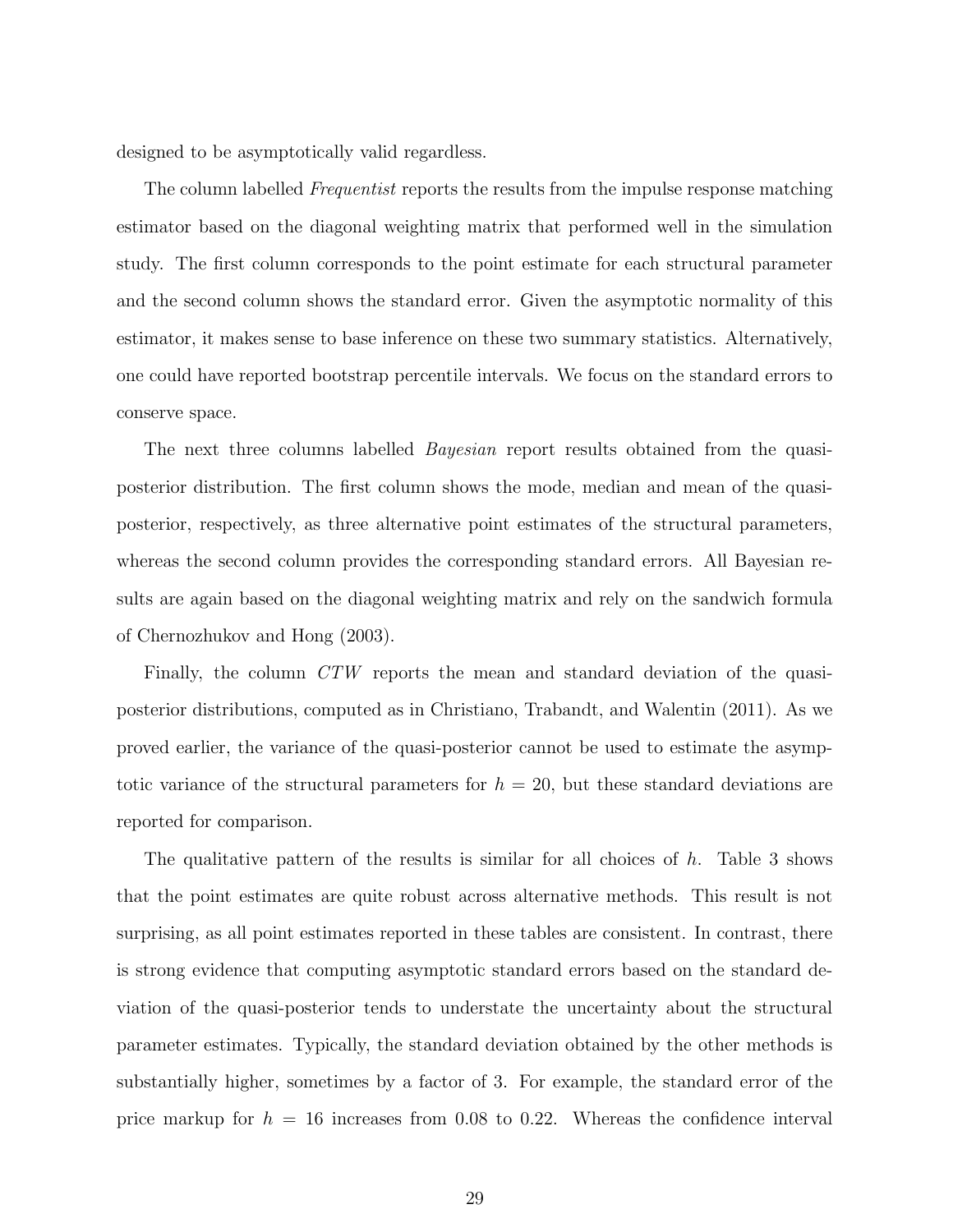designed to be asymptotically valid regardless.

The column labelled *Frequentist* reports the results from the impulse response matching estimator based on the diagonal weighting matrix that performed well in the simulation study. The first column corresponds to the point estimate for each structural parameter and the second column shows the standard error. Given the asymptotic normality of this estimator, it makes sense to base inference on these two summary statistics. Alternatively, one could have reported bootstrap percentile intervals. We focus on the standard errors to conserve space.

The next three columns labelled *Bayesian* report results obtained from the quasi-posterior distribution. The first column shows the mode, median and mean of the quasi-posterior, respectively, as three alternative point estimates of the structural parameters, whereas the second column provides the corresponding standard errors. All Bayesian results are again based on the diagonal weighting matrix and rely on the sandwich formula of Chernozhukov and Hong (2003).

Finally, the column *CTW* reports the mean and standard deviation of the quasi-posterior distributions, computed as in Christiano, Trabandt, and Walentin (2011). As we proved earlier, the variance of the quasi-posterior cannot be used to estimate the asymptotic variance of the structural parameters for $h = 20$, but these standard deviations are reported for comparison.

The qualitative pattern of the results is similar for all choices of $h$. Table 3 shows that the point estimates are quite robust across alternative methods. This result is not surprising, as all point estimates reported in these tables are consistent. In contrast, there is strong evidence that computing asymptotic standard errors based on the standard deviation of the quasi-posterior tends to understate the uncertainty about the structural parameter estimates. Typically, the standard deviation obtained by the other methods is substantially higher, sometimes by a factor of 3. For example, the standard error of the price markup for $h = 16$ increases from 0.08 to 0.22. Whereas the confidence interval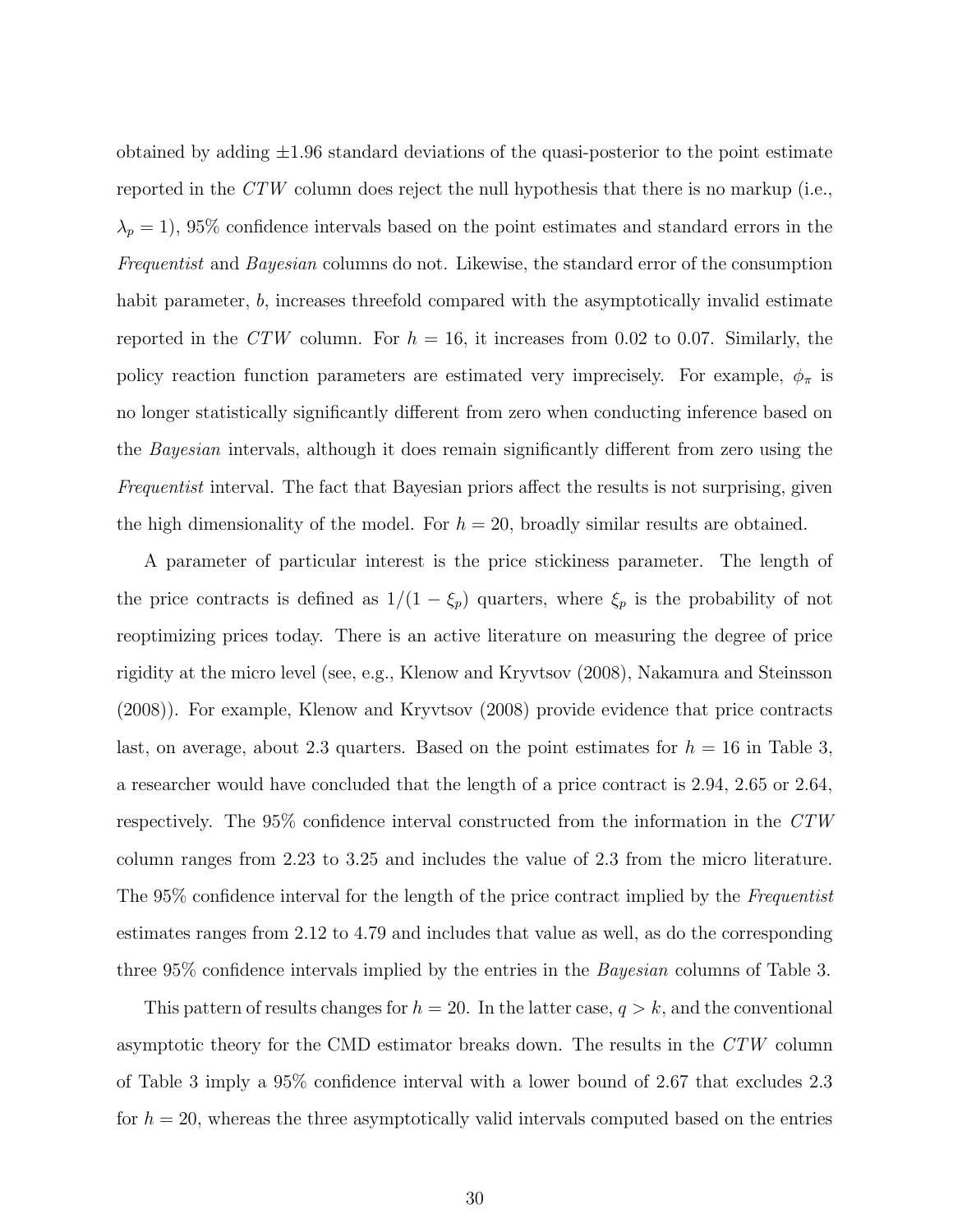obtained by adding $\pm 1.96$ standard deviations of the quasi-posterior to the point estimate reported in the *CTW* column does reject the null hypothesis that there is no markup (i.e., $\lambda_p = 1$), 95% confidence intervals based on the point estimates and standard errors in the *Frequentist* and *Bayesian* columns do not. Likewise, the standard error of the consumption habit parameter, $b$, increases threefold compared with the asymptotically invalid estimate reported in the *CTW* column. For $h = 16$, it increases from 0.02 to 0.07. Similarly, the policy reaction function parameters are estimated very imprecisely. For example, $\phi_\pi$ is no longer statistically significantly different from zero when conducting inference based on the *Bayesian* intervals, although it does remain significantly different from zero using the *Frequentist* interval. The fact that Bayesian priors affect the results is not surprising, given the high dimensionality of the model. For $h = 20$, broadly similar results are obtained.

A parameter of particular interest is the price stickiness parameter. The length of the price contracts is defined as $1/(1 - \xi_p)$ quarters, where $\xi_p$ is the probability of not reoptimizing prices today. There is an active literature on measuring the degree of price rigidity at the micro level (see, e.g., Klenow and Kryvtsov (2008), Nakamura and Steinsson (2008)). For example, Klenow and Kryvtsov (2008) provide evidence that price contracts last, on average, about 2.3 quarters. Based on the point estimates for $h = 16$ in Table 3, a researcher would have concluded that the length of a price contract is 2.94, 2.65 or 2.64, respectively. The 95% confidence interval constructed from the information in the *CTW* column ranges from 2.23 to 3.25 and includes the value of 2.3 from the micro literature. The 95% confidence interval for the length of the price contract implied by the *Frequentist* estimates ranges from 2.12 to 4.79 and includes that value as well, as do the corresponding three 95% confidence intervals implied by the entries in the *Bayesian* columns of Table 3.

This pattern of results changes for $h = 20$. In the latter case, $q > k$, and the conventional asymptotic theory for the CMD estimator breaks down. The results in the *CTW* column of Table 3 imply a 95% confidence interval with a lower bound of 2.67 that excludes 2.3 for $h = 20$, whereas the three asymptotically valid intervals computed based on the entries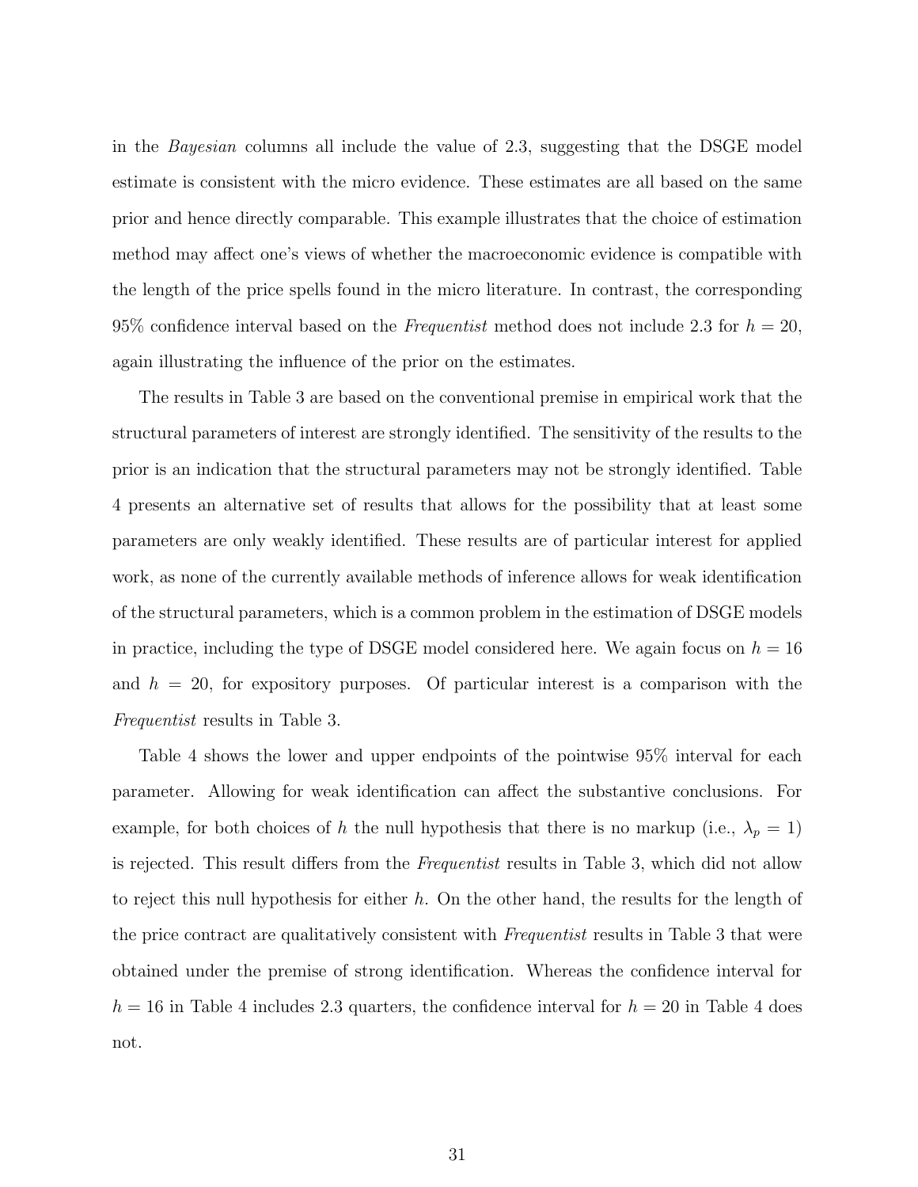in the *Bayesian* columns all include the value of 2.3, suggesting that the DSGE model estimate is consistent with the micro evidence. These estimates are all based on the same prior and hence directly comparable. This example illustrates that the choice of estimation method may affect one's views of whether the macroeconomic evidence is compatible with the length of the price spells found in the micro literature. In contrast, the corresponding 95% confidence interval based on the *Frequentist* method does not include 2.3 for $h = 20$, again illustrating the influence of the prior on the estimates.

The results in Table 3 are based on the conventional premise in empirical work that the structural parameters of interest are strongly identified. The sensitivity of the results to the prior is an indication that the structural parameters may not be strongly identified. Table 4 presents an alternative set of results that allows for the possibility that at least some parameters are only weakly identified. These results are of particular interest for applied work, as none of the currently available methods of inference allows for weak identification of the structural parameters, which is a common problem in the estimation of DSGE models in practice, including the type of DSGE model considered here. We again focus on $h = 16$ and $h = 20$, for expository purposes. Of particular interest is a comparison with the *Frequentist* results in Table 3.

Table 4 shows the lower and upper endpoints of the pointwise 95% interval for each parameter. Allowing for weak identification can affect the substantive conclusions. For example, for both choices of $h$ the null hypothesis that there is no markup (i.e., $\lambda_p = 1$) is rejected. This result differs from the *Frequentist* results in Table 3, which did not allow to reject this null hypothesis for either $h$. On the other hand, the results for the length of the price contract are qualitatively consistent with *Frequentist* results in Table 3 that were obtained under the premise of strong identification. Whereas the confidence interval for $h = 16$ in Table 4 includes 2.3 quarters, the confidence interval for $h = 20$ in Table 4 does not.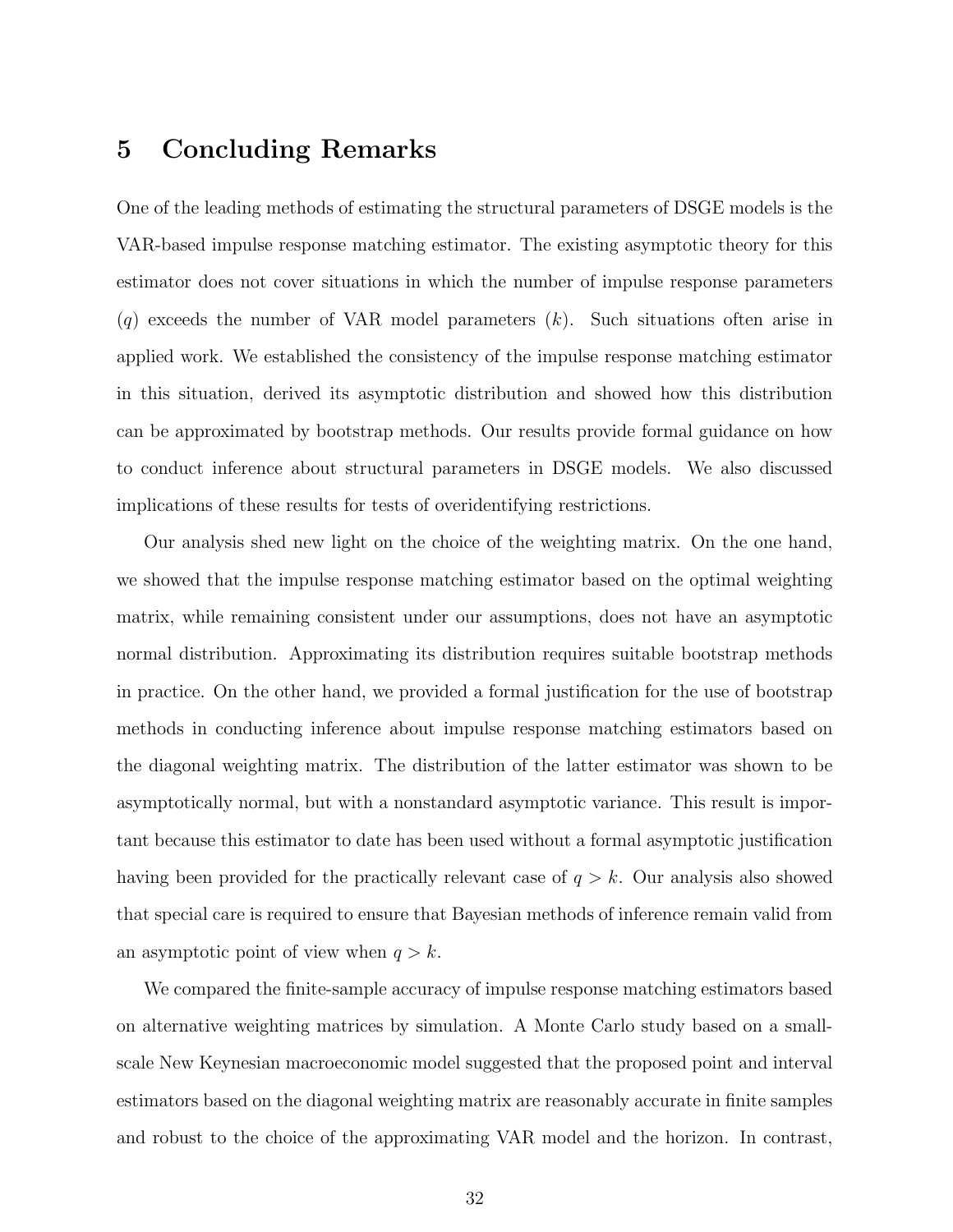# 5 Concluding Remarks

One of the leading methods of estimating the structural parameters of DSGE models is the VAR-based impulse response matching estimator. The existing asymptotic theory for this estimator does not cover situations in which the number of impulse response parameters ($q$) exceeds the number of VAR model parameters ($k$). Such situations often arise in applied work. We established the consistency of the impulse response matching estimator in this situation, derived its asymptotic distribution and showed how this distribution can be approximated by bootstrap methods. Our results provide formal guidance on how to conduct inference about structural parameters in DSGE models. We also discussed implications of these results for tests of overidentifying restrictions.

Our analysis shed new light on the choice of the weighting matrix. On the one hand, we showed that the impulse response matching estimator based on the optimal weighting matrix, while remaining consistent under our assumptions, does not have an asymptotic normal distribution. Approximating its distribution requires suitable bootstrap methods in practice. On the other hand, we provided a formal justification for the use of bootstrap methods in conducting inference about impulse response matching estimators based on the diagonal weighting matrix. The distribution of the latter estimator was shown to be asymptotically normal, but with a nonstandard asymptotic variance. This result is important because this estimator to date has been used without a formal asymptotic justification having been provided for the practically relevant case of $q > k$. Our analysis also showed that special care is required to ensure that Bayesian methods of inference remain valid from an asymptotic point of view when $q > k$.

We compared the finite-sample accuracy of impulse response matching estimators based on alternative weighting matrices by simulation. A Monte Carlo study based on a small-scale New Keynesian macroeconomic model suggested that the proposed point and interval estimators based on the diagonal weighting matrix are reasonably accurate in finite samples and robust to the choice of the approximating VAR model and the horizon. In contrast,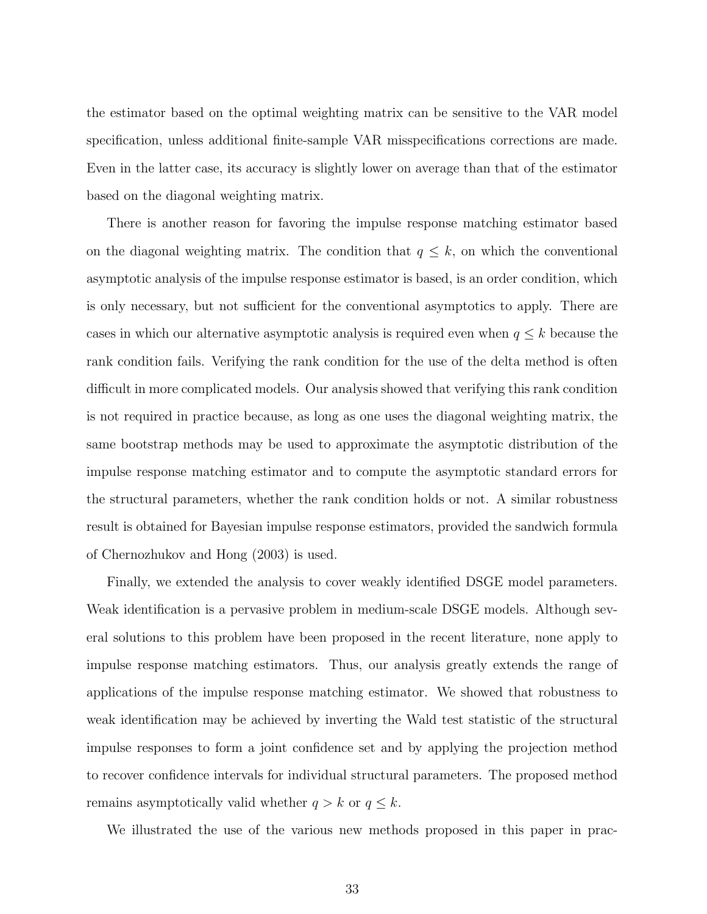the estimator based on the optimal weighting matrix can be sensitive to the VAR model specification, unless additional finite-sample VAR misspecifications corrections are made. Even in the latter case, its accuracy is slightly lower on average than that of the estimator based on the diagonal weighting matrix.

There is another reason for favoring the impulse response matching estimator based on the diagonal weighting matrix. The condition that $q \leq k$, on which the conventional asymptotic analysis of the impulse response estimator is based, is an order condition, which is only necessary, but not sufficient for the conventional asymptotics to apply. There are cases in which our alternative asymptotic analysis is required even when $q \leq k$ because the rank condition fails. Verifying the rank condition for the use of the delta method is often difficult in more complicated models. Our analysis showed that verifying this rank condition is not required in practice because, as long as one uses the diagonal weighting matrix, the same bootstrap methods may be used to approximate the asymptotic distribution of the impulse response matching estimator and to compute the asymptotic standard errors for the structural parameters, whether the rank condition holds or not. A similar robustness result is obtained for Bayesian impulse response estimators, provided the sandwich formula of Chernozhukov and Hong (2003) is used.

Finally, we extended the analysis to cover weakly identified DSGE model parameters. Weak identification is a pervasive problem in medium-scale DSGE models. Although several solutions to this problem have been proposed in the recent literature, none apply to impulse response matching estimators. Thus, our analysis greatly extends the range of applications of the impulse response matching estimator. We showed that robustness to weak identification may be achieved by inverting the Wald test statistic of the structural impulse responses to form a joint confidence set and by applying the projection method to recover confidence intervals for individual structural parameters. The proposed method remains asymptotically valid whether $q > k$ or $q \leq k$.

We illustrated the use of the various new methods proposed in this paper in prac-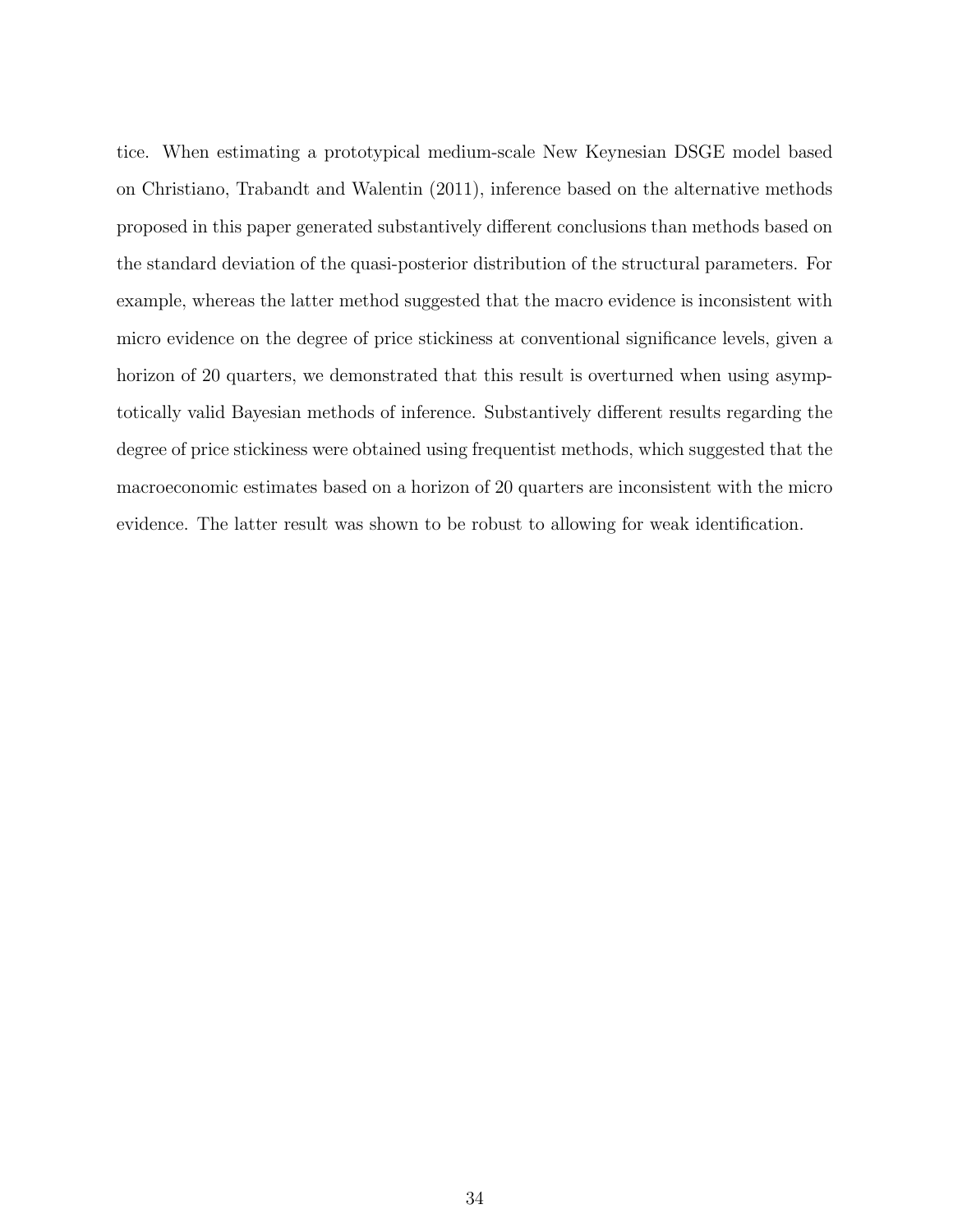tice. When estimating a prototypical medium-scale New Keynesian DSGE model based on Christiano, Trabandt and Walentin (2011), inference based on the alternative methods proposed in this paper generated substantively different conclusions than methods based on the standard deviation of the quasi-posterior distribution of the structural parameters. For example, whereas the latter method suggested that the macro evidence is inconsistent with micro evidence on the degree of price stickiness at conventional significance levels, given a horizon of 20 quarters, we demonstrated that this result is overturned when using asymptotically valid Bayesian methods of inference. Substantively different results regarding the degree of price stickiness were obtained using frequentist methods, which suggested that the macroeconomic estimates based on a horizon of 20 quarters are inconsistent with the micro evidence. The latter result was shown to be robust to allowing for weak identification.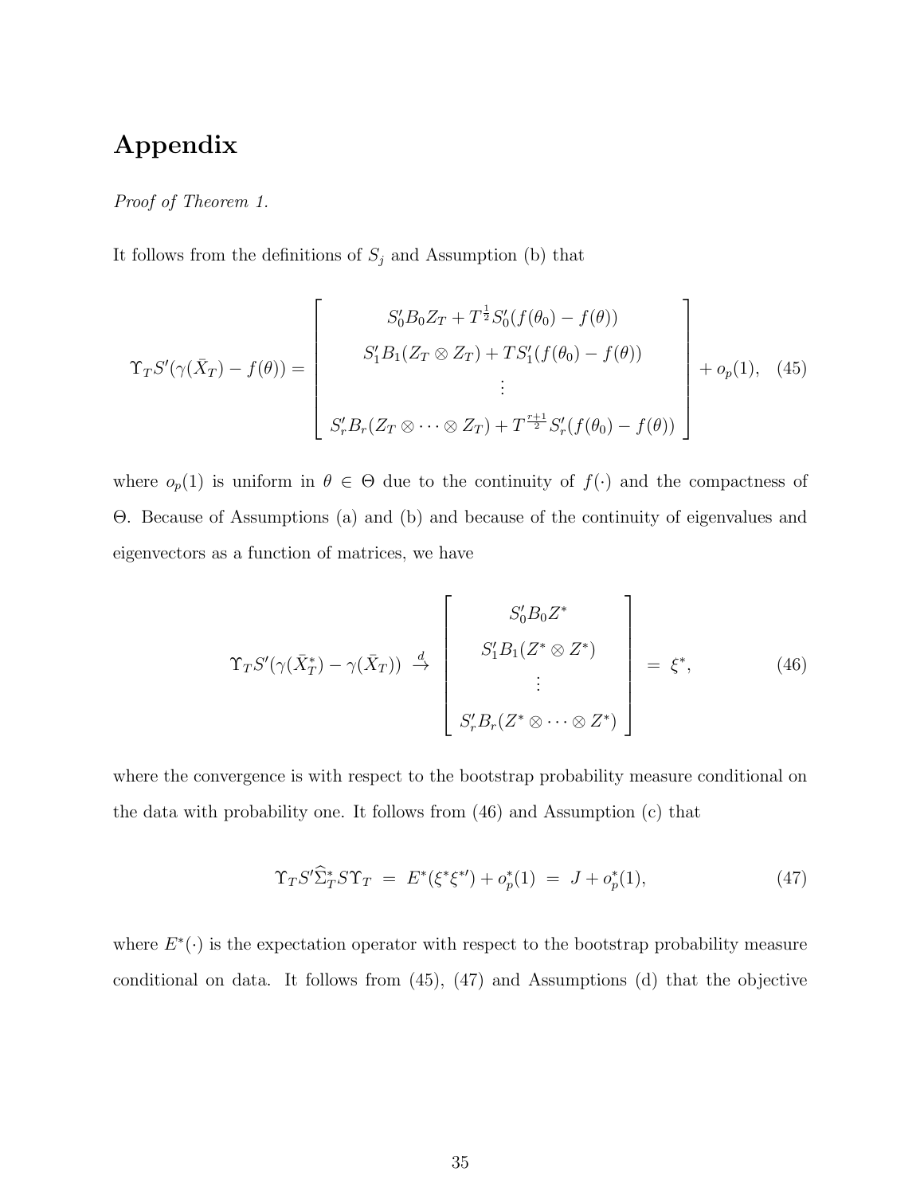# Appendix

*Proof of Theorem 1.*

It follows from the definitions of $S_j$ and Assumption (b) that

$$\Upsilon_T S'(\gamma(\bar{X}_T) - f(\theta)) = \begin{bmatrix} S_0' B_0 Z_T + T^{\frac{1}{2}} S_0'(f(\theta_0) - f(\theta)) \\ S_1' B_1 (Z_T \otimes Z_T) + T S_1'(f(\theta_0) - f(\theta)) \\ \vdots \\ S_r' B_r (Z_T \otimes \cdots \otimes Z_T) + T^{\frac{r+1}{2}} S_r'(f(\theta_0) - f(\theta)) \end{bmatrix} + o_p(1), \quad (45)$$

where $o_p(1)$ is uniform in $\theta \in \Theta$ due to the continuity of $f(\cdot)$ and the compactness of $\Theta$. Because of Assumptions (a) and (b) and because of the continuity of eigenvalues and eigenvectors as a function of matrices, we have

$$\Upsilon_T S'(\gamma(\bar{X}_T^*) - \gamma(\bar{X}_T)) \xrightarrow{d} \begin{bmatrix} S_0' B_0 Z^* \\ S_1' B_1 (Z^* \otimes Z^*) \\ \vdots \\ S_r' B_r (Z^* \otimes \cdots \otimes Z^*) \end{bmatrix} = \xi^*, \quad (46)$$

where the convergence is with respect to the bootstrap probability measure conditional on the data with probability one. It follows from (46) and Assumption (c) that

$$\Upsilon_T S' \widehat{\Sigma}_T^* S \Upsilon_T = E^*(\xi^* \xi^{*\prime}) + o_p^*(1) = J + o_p^*(1), \quad (47)$$

where $E^*(\cdot)$ is the expectation operator with respect to the bootstrap probability measure conditional on data. It follows from (45), (47) and Assumptions (d) that the objective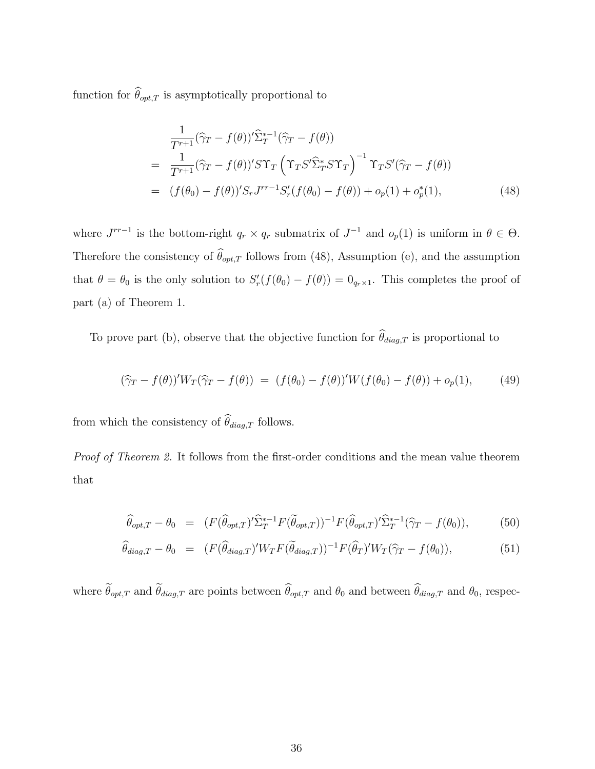function for $\widehat{\theta}_{opt,T}$ is asymptotically proportional to

$$
\begin{aligned}
& \frac{1}{T^{r+1}}(\widehat{\gamma}_T - f(\theta))'\widehat{\Sigma}_T^{*-1}(\widehat{\gamma}_T - f(\theta)) \\
= \;& \frac{1}{T^{r+1}}(\widehat{\gamma}_T - f(\theta))'S\Upsilon_T\left(\Upsilon_T S'\widehat{\Sigma}_T^* S\Upsilon_T\right)^{-1}\Upsilon_T S'(\widehat{\gamma}_T - f(\theta)) \\
= \;& (f(\theta_0) - f(\theta))'S_r J^{rr-1} S_r'(f(\theta_0) - f(\theta)) + o_p(1) + o_p^*(1), \qquad (48)
\end{aligned}
$$

where $J^{rr-1}$ is the bottom-right $q_r \times q_r$ submatrix of $J^{-1}$ and $o_p(1)$ is uniform in $\theta \in \Theta$. Therefore the consistency of $\widehat{\theta}_{opt,T}$ follows from (48), Assumption (e), and the assumption that $\theta = \theta_0$ is the only solution to $S_r'(f(\theta_0) - f(\theta)) = 0_{q_r \times 1}$. This completes the proof of part (a) of Theorem 1.

To prove part (b), observe that the objective function for $\widehat{\theta}_{diag,T}$ is proportional to

$$
(\widehat{\gamma}_T - f(\theta))'W_T(\widehat{\gamma}_T - f(\theta)) \; = \; (f(\theta_0) - f(\theta))'W(f(\theta_0) - f(\theta)) + o_p(1), \qquad (49)
$$

from which the consistency of $\widehat{\theta}_{diag,T}$ follows.

*Proof of Theorem 2.* It follows from the first-order conditions and the mean value theorem that

$$
\begin{aligned}
\widehat{\theta}_{opt,T} - \theta_0 \;&=\; (F(\widehat{\theta}_{opt,T})'\widehat{\Sigma}_T^{*-1}F(\widetilde{\theta}_{opt,T}))^{-1}F(\widehat{\theta}_{opt,T})'\widehat{\Sigma}_T^{*-1}(\widehat{\gamma}_T - f(\theta_0)), \qquad (50) \\
\widehat{\theta}_{diag,T} - \theta_0 \;&=\; (F(\widehat{\theta}_{diag,T})'W_T F(\widetilde{\theta}_{diag,T}))^{-1}F(\widehat{\theta}_T)'W_T(\widehat{\gamma}_T - f(\theta_0)), \qquad (51)
\end{aligned}
$$

where $\widetilde{\theta}_{opt,T}$ and $\widetilde{\theta}_{diag,T}$ are points between $\widehat{\theta}_{opt,T}$ and $\theta_0$ and between $\widehat{\theta}_{diag,T}$ and $\theta_0$, respec-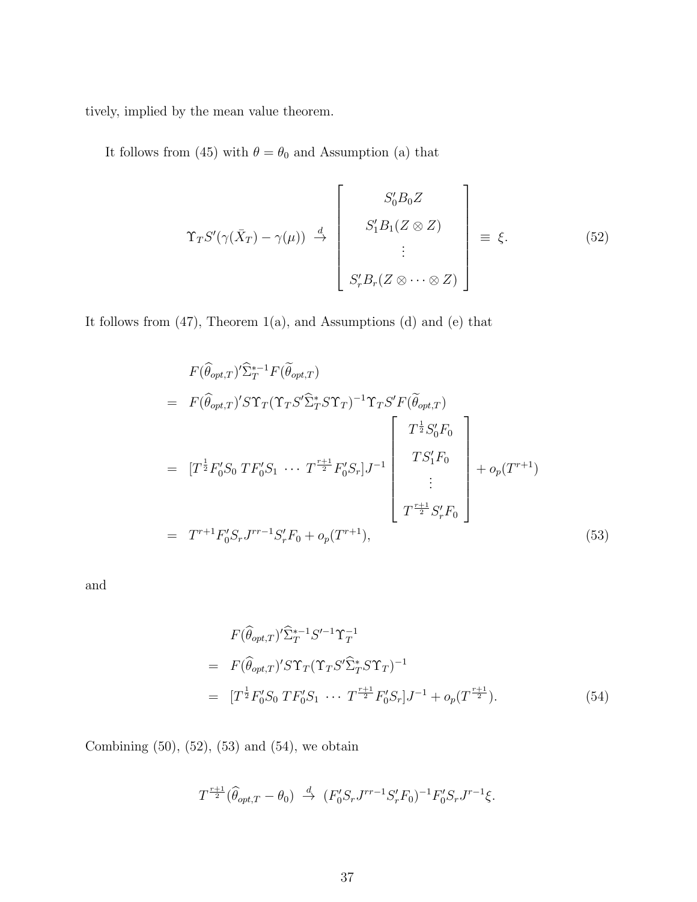tively, implied by the mean value theorem.

It follows from (45) with $\theta = \theta_0$ and Assumption (a) that

$$
\Upsilon_T S'(\gamma(\bar{X}_T) - \gamma(\mu)) \ \xrightarrow{d} \ \begin{bmatrix} S_0' B_0 Z \\ S_1' B_1 (Z \otimes Z) \\ \vdots \\ S_r' B_r (Z \otimes \cdots \otimes Z) \end{bmatrix} \ \equiv \ \xi. \tag{52}
$$

It follows from (47), Theorem 1(a), and Assumptions (d) and (e) that

$$
\begin{aligned}
& F(\widehat{\theta}_{opt,T})' \widehat{\Sigma}_T^{*-1} F(\widetilde{\theta}_{opt,T}) \\
= \ & F(\widehat{\theta}_{opt,T})' S \Upsilon_T (\Upsilon_T S' \widehat{\Sigma}_T^{*} S \Upsilon_T)^{-1} \Upsilon_T S' F(\widetilde{\theta}_{opt,T}) \\
= \ & [T^{\frac{1}{2}} F_0' S_0 \ T F_0' S_1 \ \cdots \ T^{\frac{r+1}{2}} F_0' S_r] J^{-1} \begin{bmatrix} T^{\frac{1}{2}} S_0' F_0 \\ T S_1' F_0 \\ \vdots \\ T^{\frac{r+1}{2}} S_r' F_0 \end{bmatrix} + o_p(T^{r+1}) \\
= \ & T^{r+1} F_0' S_r J^{rr-1} S_r' F_0 + o_p(T^{r+1}),
\end{aligned} \tag{53}
$$

and

$$
\begin{aligned}
& F(\widehat{\theta}_{opt,T})' \widehat{\Sigma}_T^{*-1} S'^{-1} \Upsilon_T^{-1} \\
= \ & F(\widehat{\theta}_{opt,T})' S \Upsilon_T (\Upsilon_T S' \widehat{\Sigma}_T^{*} S \Upsilon_T)^{-1} \\
= \ & [T^{\frac{1}{2}} F_0' S_0 \ T F_0' S_1 \ \cdots \ T^{\frac{r+1}{2}} F_0' S_r] J^{-1} + o_p(T^{\frac{r+1}{2}}).
\end{aligned} \tag{54}
$$

Combining (50), (52), (53) and (54), we obtain

$$
T^{\frac{r+1}{2}} (\widehat{\theta}_{opt,T} - \theta_0) \ \xrightarrow{d} \ (F_0' S_r J^{rr-1} S_r' F_0)^{-1} F_0' S_r J^{r-1} \xi.
$$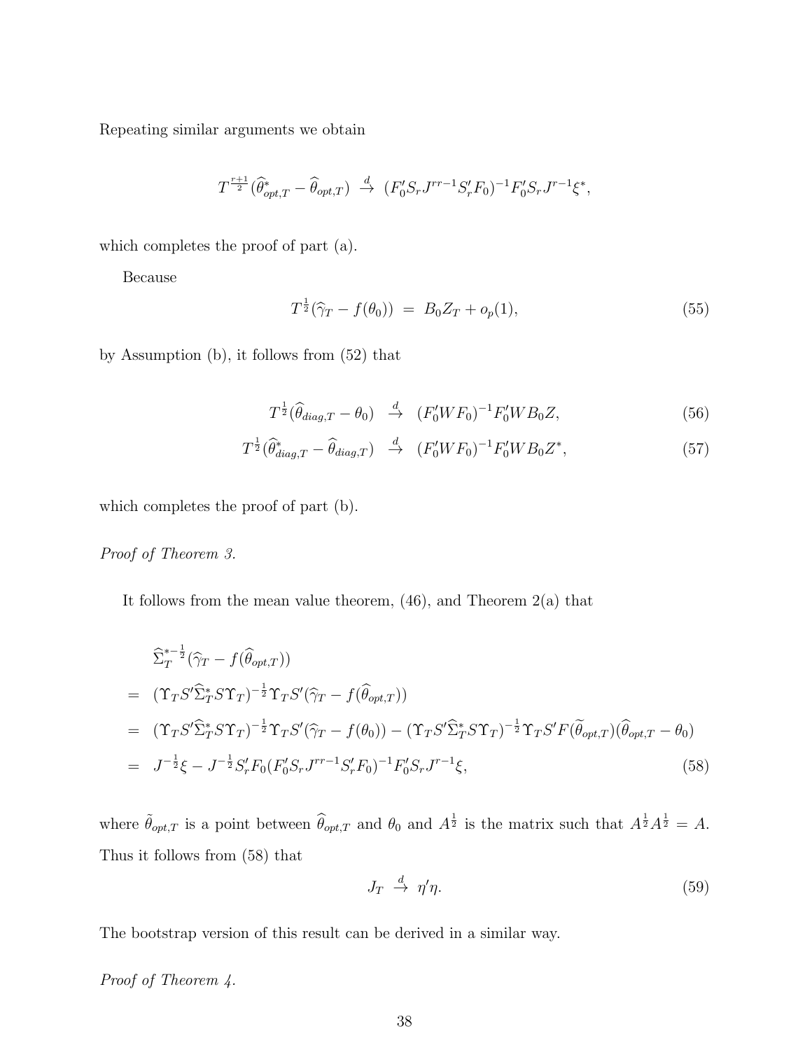Repeating similar arguments we obtain

$$T^{\frac{r+1}{2}}(\widehat{\theta}^{*}_{opt,T} - \widehat{\theta}_{opt,T}) \ \stackrel{d}{\to} \ (F_0' S_r J^{rr-1} S_r' F_0)^{-1} F_0' S_r J^{r-1} \xi^{*},$$

which completes the proof of part (a).

Because

$$T^{\frac{1}{2}}(\widehat{\gamma}_T - f(\theta_0)) \ = \ B_0 Z_T + o_p(1), \tag{55}$$

by Assumption (b), it follows from (52) that

$$T^{\frac{1}{2}}(\widehat{\theta}_{diag,T} - \theta_0) \ \stackrel{d}{\to} \ (F_0' W F_0)^{-1} F_0' W B_0 Z, \tag{56}$$

$$T^{\frac{1}{2}}(\widehat{\theta}^{*}_{diag,T} - \widehat{\theta}_{diag,T}) \ \stackrel{d}{\to} \ (F_0' W F_0)^{-1} F_0' W B_0 Z^{*}, \tag{57}$$

which completes the proof of part (b).

*Proof of Theorem 3.*

It follows from the mean value theorem, (46), and Theorem 2(a) that

$$\begin{aligned}
& \widehat{\Sigma}_T^{*-\frac{1}{2}}(\widehat{\gamma}_T - f(\widehat{\theta}_{opt,T})) \\
= \ & (\Upsilon_T S' \widehat{\Sigma}^{*}_T S \Upsilon_T)^{-\frac{1}{2}} \Upsilon_T S' (\widehat{\gamma}_T - f(\widehat{\theta}_{opt,T})) \\
= \ & (\Upsilon_T S' \widehat{\Sigma}^{*}_T S \Upsilon_T)^{-\frac{1}{2}} \Upsilon_T S' (\widehat{\gamma}_T - f(\theta_0)) - (\Upsilon_T S' \widehat{\Sigma}^{*}_T S \Upsilon_T)^{-\frac{1}{2}} \Upsilon_T S' F(\widetilde{\theta}_{opt,T})(\widehat{\theta}_{opt,T} - \theta_0) \\
= \ & J^{-\frac{1}{2}} \xi - J^{-\frac{1}{2}} S_r' F_0 (F_0' S_r J^{rr-1} S_r' F_0)^{-1} F_0' S_r J^{r-1} \xi,
\end{aligned} \tag{58}$$

where $\tilde{\theta}_{opt,T}$ is a point between $\widehat{\theta}_{opt,T}$ and $\theta_0$ and $A^{\frac{1}{2}}$ is the matrix such that $A^{\frac{1}{2}} A^{\frac{1}{2}} = A$. Thus it follows from (58) that

$$J_T \ \stackrel{d}{\to} \ \eta' \eta. \tag{59}$$

The bootstrap version of this result can be derived in a similar way.

*Proof of Theorem 4.*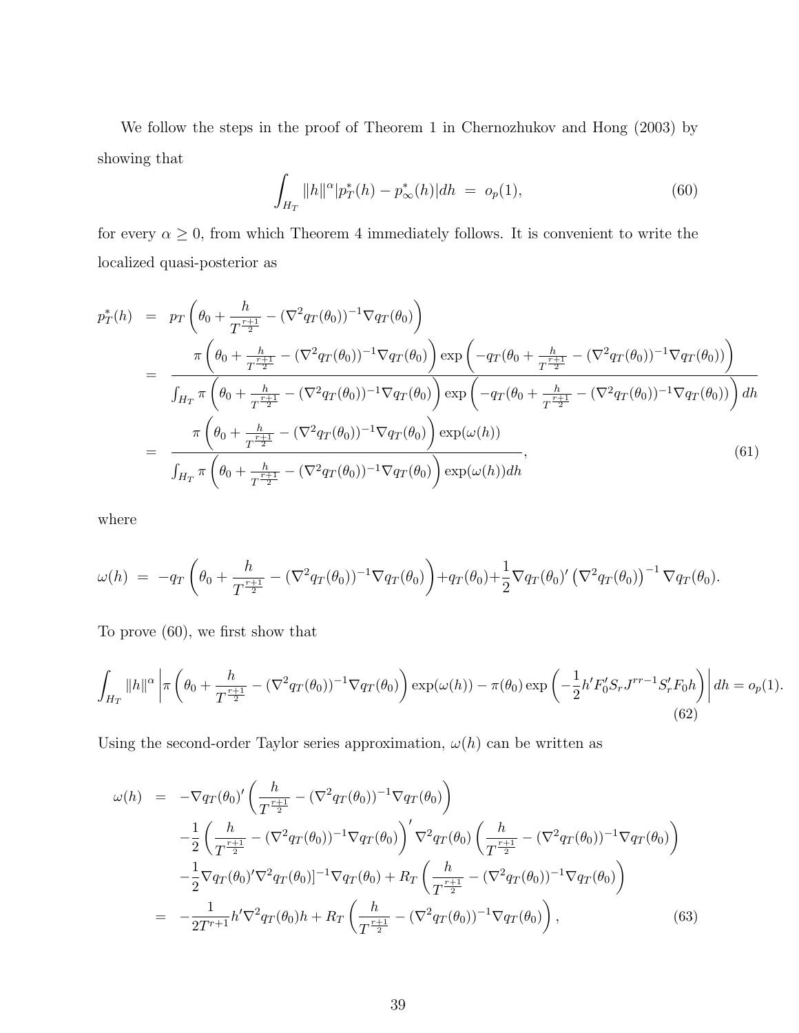We follow the steps in the proof of Theorem 1 in Chernozhukov and Hong (2003) by showing that

$$\int_{H_T} \|h\|^{\alpha} |p_T^*(h) - p_\infty^*(h)| dh \;=\; o_p(1), \tag{60}$$

for every $\alpha \geq 0$, from which Theorem 4 immediately follows. It is convenient to write the localized quasi-posterior as

$$\begin{aligned}
p_T^*(h) &= p_T\left(\theta_0 + \frac{h}{T^{\frac{r+1}{2}}} - (\nabla^2 q_T(\theta_0))^{-1}\nabla q_T(\theta_0)\right) \\
&= \frac{\pi\left(\theta_0 + \frac{h}{T^{\frac{r+1}{2}}} - (\nabla^2 q_T(\theta_0))^{-1}\nabla q_T(\theta_0)\right)\exp\left(-q_T(\theta_0 + \frac{h}{T^{\frac{r+1}{2}}} - (\nabla^2 q_T(\theta_0))^{-1}\nabla q_T(\theta_0))\right)}{\int_{H_T}\pi\left(\theta_0 + \frac{h}{T^{\frac{r+1}{2}}} - (\nabla^2 q_T(\theta_0))^{-1}\nabla q_T(\theta_0)\right)\exp\left(-q_T(\theta_0 + \frac{h}{T^{\frac{r+1}{2}}} - (\nabla^2 q_T(\theta_0))^{-1}\nabla q_T(\theta_0))\right)dh} \\
&= \frac{\pi\left(\theta_0 + \frac{h}{T^{\frac{r+1}{2}}} - (\nabla^2 q_T(\theta_0))^{-1}\nabla q_T(\theta_0)\right)\exp(\omega(h))}{\int_{H_T}\pi\left(\theta_0 + \frac{h}{T^{\frac{r+1}{2}}} - (\nabla^2 q_T(\theta_0))^{-1}\nabla q_T(\theta_0)\right)\exp(\omega(h))dh},
\end{aligned} \tag{61}$$

where

$$\omega(h) \;=\; -q_T\left(\theta_0 + \frac{h}{T^{\frac{r+1}{2}}} - (\nabla^2 q_T(\theta_0))^{-1}\nabla q_T(\theta_0)\right) + q_T(\theta_0) + \frac{1}{2}\nabla q_T(\theta_0)'\left(\nabla^2 q_T(\theta_0)\right)^{-1}\nabla q_T(\theta_0).$$

To prove (60), we first show that

$$\int_{H_T}\|h\|^{\alpha}\left|\pi\left(\theta_0 + \frac{h}{T^{\frac{r+1}{2}}} - (\nabla^2 q_T(\theta_0))^{-1}\nabla q_T(\theta_0)\right)\exp(\omega(h)) - \pi(\theta_0)\exp\left(-\frac{1}{2}h'F_0'S_rJ^{rr-1}S_r'F_0h\right)\right|dh = o_p(1). \tag{62}$$

Using the second-order Taylor series approximation, $\omega(h)$ can be written as

$$\begin{aligned}
\omega(h) &= -\nabla q_T(\theta_0)'\left(\frac{h}{T^{\frac{r+1}{2}}} - (\nabla^2 q_T(\theta_0))^{-1}\nabla q_T(\theta_0)\right) \\
&\quad -\frac{1}{2}\left(\frac{h}{T^{\frac{r+1}{2}}} - (\nabla^2 q_T(\theta_0))^{-1}\nabla q_T(\theta_0)\right)'\nabla^2 q_T(\theta_0)\left(\frac{h}{T^{\frac{r+1}{2}}} - (\nabla^2 q_T(\theta_0))^{-1}\nabla q_T(\theta_0)\right) \\
&\quad -\frac{1}{2}\nabla q_T(\theta_0)'\nabla^2 q_T(\theta_0)]^{-1}\nabla q_T(\theta_0) + R_T\left(\frac{h}{T^{\frac{r+1}{2}}} - (\nabla^2 q_T(\theta_0))^{-1}\nabla q_T(\theta_0)\right) \\
&= -\frac{1}{2T^{r+1}}h'\nabla^2 q_T(\theta_0)h + R_T\left(\frac{h}{T^{\frac{r+1}{2}}} - (\nabla^2 q_T(\theta_0))^{-1}\nabla q_T(\theta_0)\right),
\end{aligned} \tag{63}$$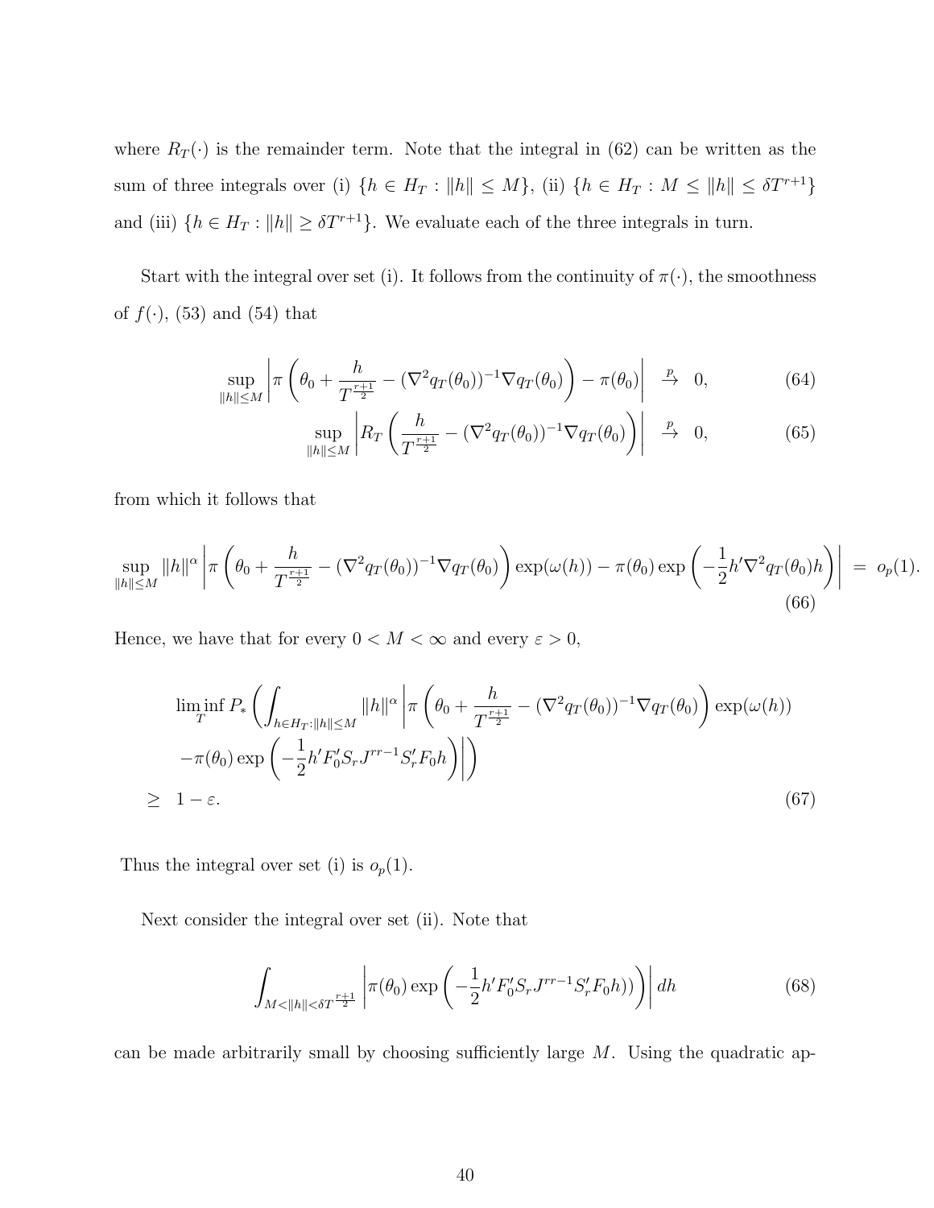where $R_T(\cdot)$ is the remainder term. Note that the integral in (62) can be written as the sum of three integrals over (i) $\{h \in H_T : \|h\| \leq M\}$, (ii) $\{h \in H_T : M \leq \|h\| \leq \delta T^{r+1}\}$ and (iii) $\{h \in H_T : \|h\| \geq \delta T^{r+1}\}$. We evaluate each of the three integrals in turn.

Start with the integral over set (i). It follows from the continuity of $\pi(\cdot)$, the smoothness of $f(\cdot)$, (53) and (54) that

$$\sup_{\|h\| \leq M} \left| \pi\left(\theta_0 + \frac{h}{T^{\frac{r+1}{2}}} - (\nabla^2 q_T(\theta_0))^{-1} \nabla q_T(\theta_0)\right) - \pi(\theta_0) \right| \overset{p}{\to} 0, \tag{64}$$

$$\sup_{\|h\| \leq M} \left| R_T\left(\frac{h}{T^{\frac{r+1}{2}}} - (\nabla^2 q_T(\theta_0))^{-1} \nabla q_T(\theta_0)\right) \right| \overset{p}{\to} 0, \tag{65}$$

from which it follows that

$$\sup_{\|h\| \leq M} \|h\|^\alpha \left| \pi\left(\theta_0 + \frac{h}{T^{\frac{r+1}{2}}} - (\nabla^2 q_T(\theta_0))^{-1} \nabla q_T(\theta_0)\right) \exp(\omega(h)) - \pi(\theta_0) \exp\left(-\frac{1}{2} h' \nabla^2 q_T(\theta_0) h\right) \right| = o_p(1). \tag{66}$$

Hence, we have that for every $0 < M < \infty$ and every $\varepsilon > 0$,

$$\begin{aligned}
&\liminf_T P_* \left( \int_{h \in H_T : \|h\| \leq M} \|h\|^\alpha \left| \pi\left(\theta_0 + \frac{h}{T^{\frac{r+1}{2}}} - (\nabla^2 q_T(\theta_0))^{-1} \nabla q_T(\theta_0)\right) \exp(\omega(h)) \right.\right. \\
&\left.\left. - \pi(\theta_0) \exp\left(-\frac{1}{2} h' F_0' S_r J^{rr-1} S_r' F_0 h\right) \right| \right) \\
&\geq 1 - \varepsilon.
\end{aligned} \tag{67}$$

Thus the integral over set (i) is $o_p(1)$.

Next consider the integral over set (ii). Note that

$$\int_{M < \|h\| < \delta T^{\frac{r+1}{2}}} \left| \pi(\theta_0) \exp\left(-\frac{1}{2} h' F_0' S_r J^{rr-1} S_r' F_0 h)\right) \right| dh \tag{68}$$

can be made arbitrarily small by choosing sufficiently large $M$. Using the quadratic ap-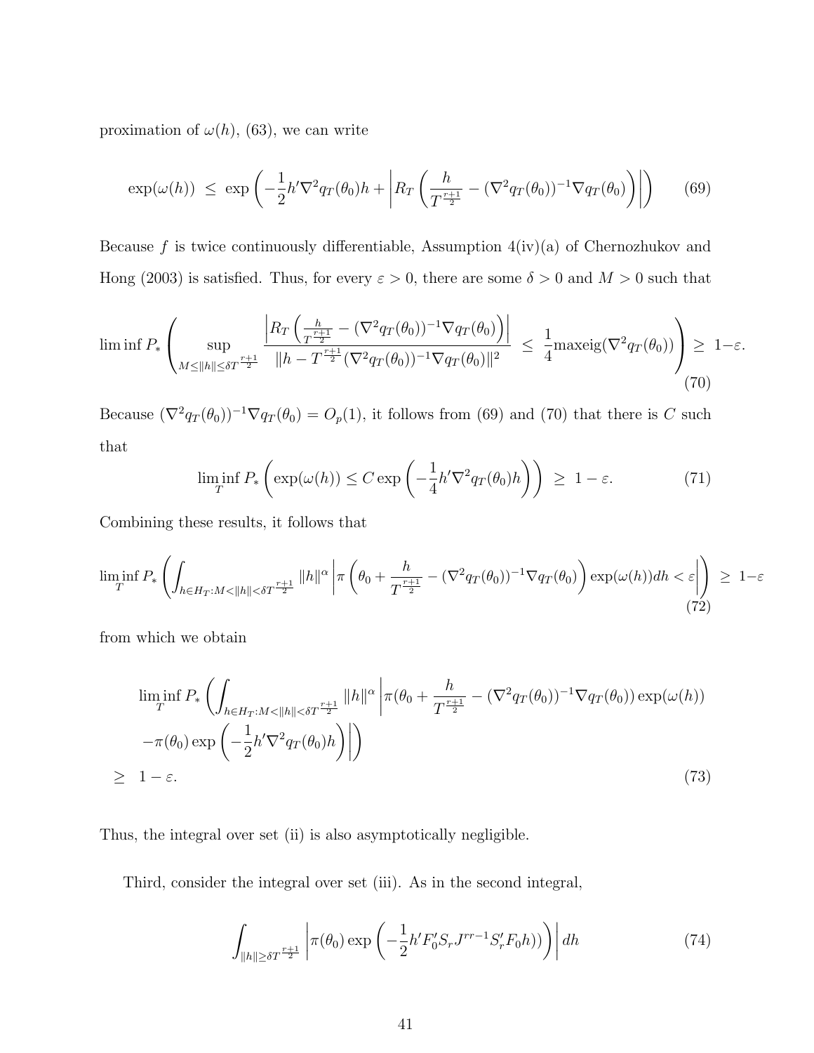proximation of $\omega(h)$, (63), we can write

$$\exp(\omega(h)) \ \le \ \exp\left(-\frac{1}{2}h'\nabla^2 q_T(\theta_0)h + \left|R_T\left(\frac{h}{T^{\frac{r+1}{2}}} - (\nabla^2 q_T(\theta_0))^{-1}\nabla q_T(\theta_0)\right)\right|\right) \tag{69}$$

Because $f$ is twice continuously differentiable, Assumption 4(iv)(a) of Chernozhukov and Hong (2003) is satisfied. Thus, for every $\varepsilon > 0$, there are some $\delta > 0$ and $M > 0$ such that

$$\liminf P_*\left(\sup_{M \le \|h\| \le \delta T^{\frac{r+1}{2}}} \frac{\left|R_T\left(\frac{h}{T^{\frac{r+1}{2}}} - (\nabla^2 q_T(\theta_0))^{-1}\nabla q_T(\theta_0)\right)\right|}{\|h - T^{\frac{r+1}{2}}(\nabla^2 q_T(\theta_0))^{-1}\nabla q_T(\theta_0)\|^2} \ \le \ \frac{1}{4}\text{maxeig}(\nabla^2 q_T(\theta_0))\right) \ \ge \ 1-\varepsilon. \tag{70}$$

Because $(\nabla^2 q_T(\theta_0))^{-1}\nabla q_T(\theta_0) = O_p(1)$, it follows from (69) and (70) that there is $C$ such that

$$\liminf_T P_*\left(\exp(\omega(h)) \le C\exp\left(-\frac{1}{4}h'\nabla^2 q_T(\theta_0)h\right)\right) \ \ge \ 1-\varepsilon. \tag{71}$$

Combining these results, it follows that

$$\liminf_T P_*\left(\int_{h\in H_T: M<\|h\|<\delta T^{\frac{r+1}{2}}} \|h\|^\alpha \left|\pi\left(\theta_0 + \frac{h}{T^{\frac{r+1}{2}}} - (\nabla^2 q_T(\theta_0))^{-1}\nabla q_T(\theta_0)\right)\exp(\omega(h))dh < \varepsilon\right|\right) \ \ge \ 1-\varepsilon \tag{72}$$

from which we obtain

$$\begin{aligned}
&\liminf_T P_*\left(\int_{h\in H_T: M<\|h\|<\delta T^{\frac{r+1}{2}}} \|h\|^\alpha \left|\pi(\theta_0 + \frac{h}{T^{\frac{r+1}{2}}} - (\nabla^2 q_T(\theta_0))^{-1}\nabla q_T(\theta_0))\exp(\omega(h)) \right.\right. \\
&\left.\left. -\pi(\theta_0)\exp\left(-\frac{1}{2}h'\nabla^2 q_T(\theta_0)h\right)\right|\right) \\
&\ge \ 1-\varepsilon.
\end{aligned} \tag{73}$$

Thus, the integral over set (ii) is also asymptotically negligible.

Third, consider the integral over set (iii). As in the second integral,

$$\int_{\|h\|\ge\delta T^{\frac{r+1}{2}}} \left|\pi(\theta_0)\exp\left(-\frac{1}{2}h'F_0'S_r J^{rr-1}S_r'F_0 h)\right)\right| dh \tag{74}$$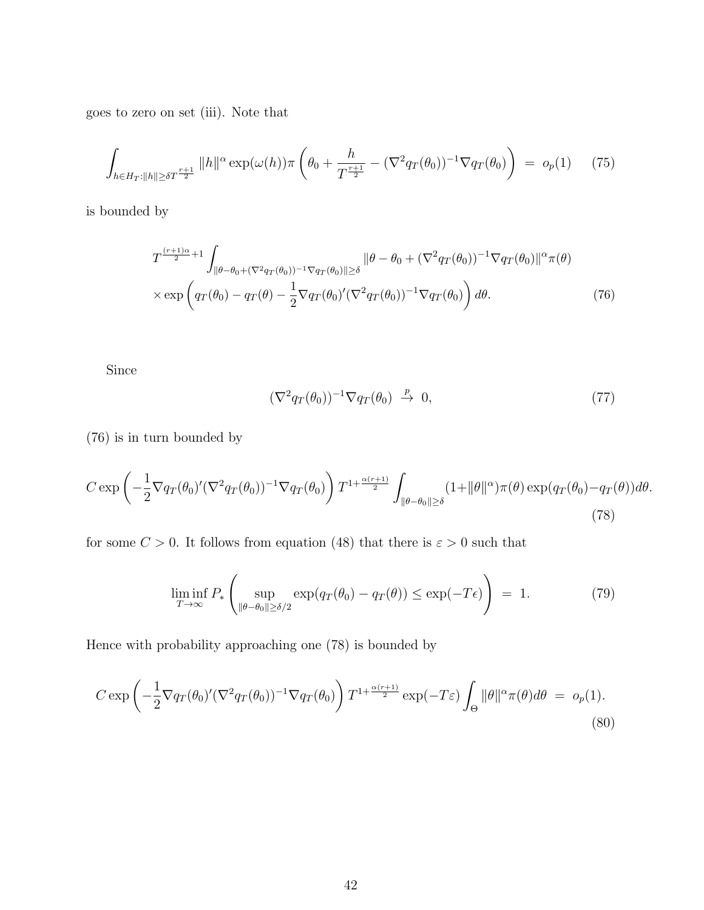goes to zero on set (iii). Note that

$$\int_{h \in H_T : \|h\| \geq \delta T^{\frac{r+1}{2}}} \|h\|^\alpha \exp(\omega(h)) \pi \left( \theta_0 + \frac{h}{T^{\frac{r+1}{2}}} - (\nabla^2 q_T(\theta_0))^{-1} \nabla q_T(\theta_0) \right) \;=\; o_p(1) \tag{75}$$

is bounded by

$$\begin{aligned} & T^{\frac{(r+1)\alpha}{2}+1} \int_{\|\theta - \theta_0 + (\nabla^2 q_T(\theta_0))^{-1} \nabla q_T(\theta_0)\| \geq \delta} \|\theta - \theta_0 + (\nabla^2 q_T(\theta_0))^{-1} \nabla q_T(\theta_0)\|^\alpha \pi(\theta) \\ & \times \exp\left( q_T(\theta_0) - q_T(\theta) - \frac{1}{2} \nabla q_T(\theta_0)' (\nabla^2 q_T(\theta_0))^{-1} \nabla q_T(\theta_0) \right) d\theta. \end{aligned} \tag{76}$$

Since

$$(\nabla^2 q_T(\theta_0))^{-1} \nabla q_T(\theta_0) \;\xrightarrow{p}\; 0, \tag{77}$$

(76) is in turn bounded by

$$C \exp\left( -\frac{1}{2} \nabla q_T(\theta_0)' (\nabla^2 q_T(\theta_0))^{-1} \nabla q_T(\theta_0) \right) T^{1+\frac{\alpha(r+1)}{2}} \int_{\|\theta - \theta_0\| \geq \delta} (1 + \|\theta\|^\alpha) \pi(\theta) \exp(q_T(\theta_0) - q_T(\theta)) d\theta. \tag{78}$$

for some $C > 0$. It follows from equation (48) that there is $\varepsilon > 0$ such that

$$\liminf_{T \to \infty} P_* \left( \sup_{\|\theta - \theta_0\| \geq \delta/2} \exp(q_T(\theta_0) - q_T(\theta)) \leq \exp(-T\epsilon) \right) \;=\; 1. \tag{79}$$

Hence with probability approaching one (78) is bounded by

$$C \exp\left( -\frac{1}{2} \nabla q_T(\theta_0)' (\nabla^2 q_T(\theta_0))^{-1} \nabla q_T(\theta_0) \right) T^{1+\frac{\alpha(r+1)}{2}} \exp(-T\varepsilon) \int_\Theta \|\theta\|^\alpha \pi(\theta) d\theta \;=\; o_p(1). \tag{80}$$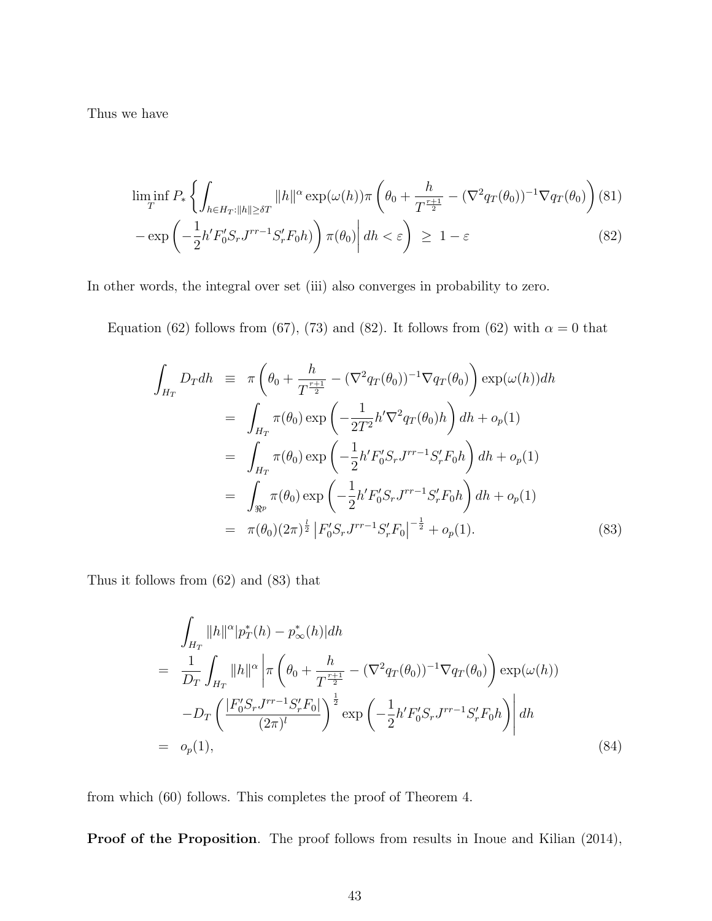Thus we have

$$
\liminf_T P_* \left\{ \int_{h \in H_T : \|h\| \geq \delta T} \|h\|^\alpha \exp(\omega(h)) \pi \left( \theta_0 + \frac{h}{T^{\frac{r+1}{2}}} - (\nabla^2 q_T(\theta_0))^{-1} \nabla q_T(\theta_0) \right) \right. \tag{81}
$$

$$
\left. - \exp\left( -\frac{1}{2} h' F_0' S_r J^{rr-1} S_r' F_0 h \right) \pi(\theta_0) \Bigg| \, dh < \varepsilon \right) \; \geq \; 1 - \varepsilon \tag{82}
$$

In other words, the integral over set (iii) also converges in probability to zero.

Equation (62) follows from (67), (73) and (82). It follows from (62) with $\alpha = 0$ that

$$
\begin{aligned}
\int_{H_T} D_T dh \;&\equiv\; \pi\left( \theta_0 + \frac{h}{T^{\frac{r+1}{2}}} - (\nabla^2 q_T(\theta_0))^{-1} \nabla q_T(\theta_0) \right) \exp(\omega(h)) dh \\
&=\; \int_{H_T} \pi(\theta_0) \exp\left( -\frac{1}{2T^2} h' \nabla^2 q_T(\theta_0) h \right) dh + o_p(1) \\
&=\; \int_{H_T} \pi(\theta_0) \exp\left( -\frac{1}{2} h' F_0' S_r J^{rr-1} S_r' F_0 h \right) dh + o_p(1) \\
&=\; \int_{\Re^p} \pi(\theta_0) \exp\left( -\frac{1}{2} h' F_0' S_r J^{rr-1} S_r' F_0 h \right) dh + o_p(1) \\
&=\; \pi(\theta_0) (2\pi)^{\frac{l}{2}} \left| F_0' S_r J^{rr-1} S_r' F_0 \right|^{-\frac{1}{2}} + o_p(1).
\end{aligned} \tag{83}
$$

Thus it follows from (62) and (83) that

$$
\begin{aligned}
&\int_{H_T} \|h\|^\alpha |p_T^*(h) - p_\infty^*(h)| dh \\
=\;& \frac{1}{D_T} \int_{H_T} \|h\|^\alpha \left| \pi\left( \theta_0 + \frac{h}{T^{\frac{r+1}{2}}} - (\nabla^2 q_T(\theta_0))^{-1} \nabla q_T(\theta_0) \right) \exp(\omega(h)) \right. \\
& \left. - D_T \left( \frac{|F_0' S_r J^{rr-1} S_r' F_0|}{(2\pi)^l} \right)^{\frac{1}{2}} \exp\left( -\frac{1}{2} h' F_0' S_r J^{rr-1} S_r' F_0 h \right) \right| dh \\
=\;& o_p(1),
\end{aligned} \tag{84}
$$

from which (60) follows. This completes the proof of Theorem 4.

**Proof of the Proposition**. The proof follows from results in Inoue and Kilian (2014),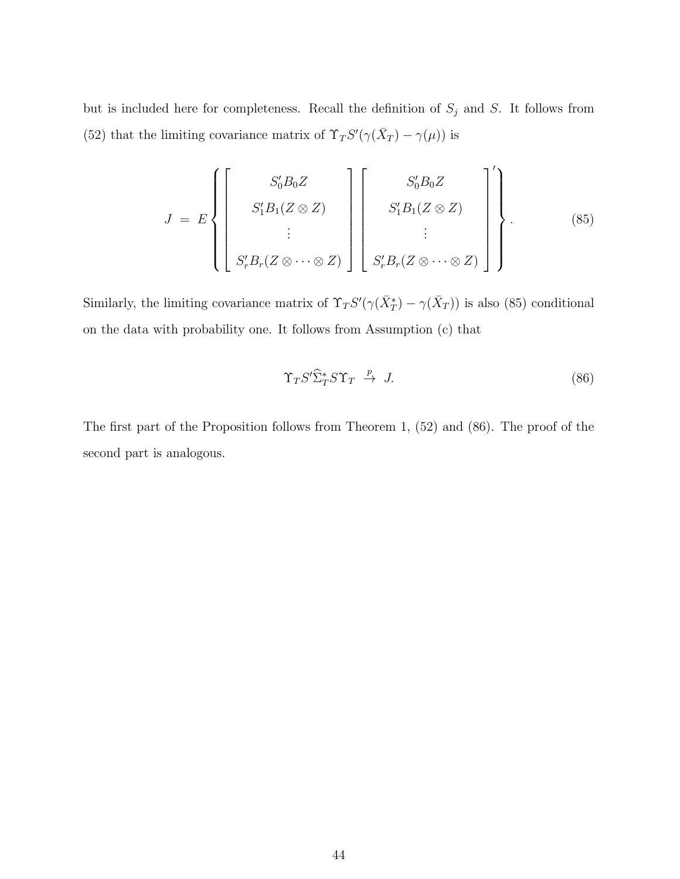but is included here for completeness. Recall the definition of $S_j$ and $S$. It follows from (52) that the limiting covariance matrix of $\Upsilon_T S'(\gamma(\bar{X}_T) - \gamma(\mu))$ is

$$J = E\left\{ \begin{bmatrix} S_0' B_0 Z \\ S_1' B_1 (Z \otimes Z) \\ \vdots \\ S_r' B_r (Z \otimes \cdots \otimes Z) \end{bmatrix} \begin{bmatrix} S_0' B_0 Z \\ S_1' B_1 (Z \otimes Z) \\ \vdots \\ S_r' B_r (Z \otimes \cdots \otimes Z) \end{bmatrix}' \right\}. \tag{85}$$

Similarly, the limiting covariance matrix of $\Upsilon_T S'(\gamma(\bar{X}_T^*) - \gamma(\bar{X}_T))$ is also (85) conditional on the data with probability one. It follows from Assumption (c) that

$$\Upsilon_T S' \widehat{\Sigma}_T^* S \Upsilon_T \overset{p}{\to} J. \tag{86}$$

The first part of the Proposition follows from Theorem 1, (52) and (86). The proof of the second part is analogous.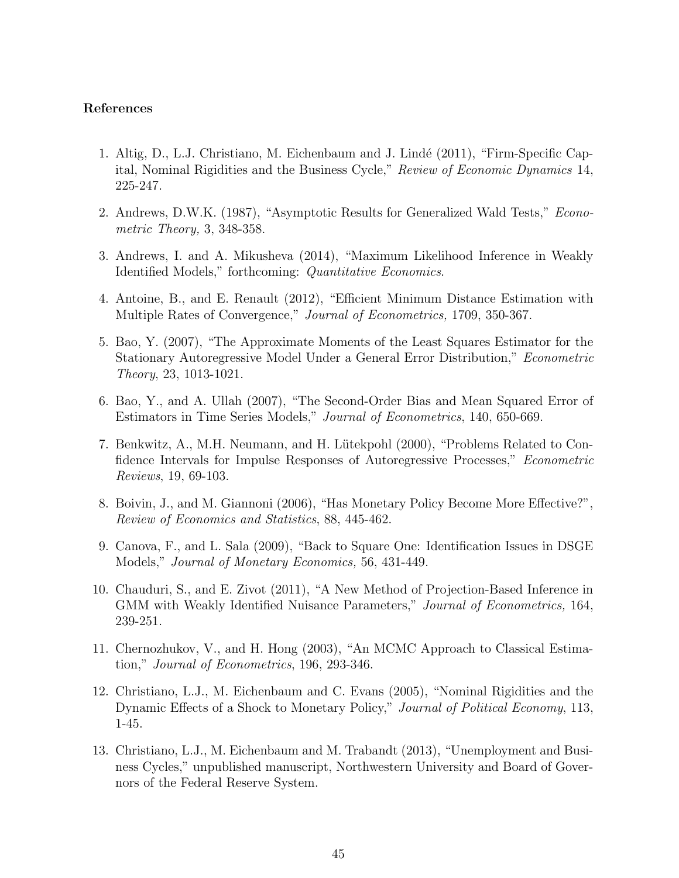**References**

1. Altig, D., L.J. Christiano, M. Eichenbaum and J. Lindé (2011), "Firm-Specific Capital, Nominal Rigidities and the Business Cycle," *Review of Economic Dynamics* 14, 225-247.

2. Andrews, D.W.K. (1987), "Asymptotic Results for Generalized Wald Tests," *Econometric Theory,* 3, 348-358.

3. Andrews, I. and A. Mikusheva (2014), "Maximum Likelihood Inference in Weakly Identified Models," forthcoming: *Quantitative Economics*.

4. Antoine, B., and E. Renault (2012), "Efficient Minimum Distance Estimation with Multiple Rates of Convergence," *Journal of Econometrics,* 1709, 350-367.

5. Bao, Y. (2007), "The Approximate Moments of the Least Squares Estimator for the Stationary Autoregressive Model Under a General Error Distribution," *Econometric Theory*, 23, 1013-1021.

6. Bao, Y., and A. Ullah (2007), "The Second-Order Bias and Mean Squared Error of Estimators in Time Series Models," *Journal of Econometrics*, 140, 650-669.

7. Benkwitz, A., M.H. Neumann, and H. Lütekpohl (2000), "Problems Related to Confidence Intervals for Impulse Responses of Autoregressive Processes," *Econometric Reviews*, 19, 69-103.

8. Boivin, J., and M. Giannoni (2006), "Has Monetary Policy Become More Effective?", *Review of Economics and Statistics*, 88, 445-462.

9. Canova, F., and L. Sala (2009), "Back to Square One: Identification Issues in DSGE Models," *Journal of Monetary Economics,* 56, 431-449.

10. Chauduri, S., and E. Zivot (2011), "A New Method of Projection-Based Inference in GMM with Weakly Identified Nuisance Parameters," *Journal of Econometrics,* 164, 239-251.

11. Chernozhukov, V., and H. Hong (2003), "An MCMC Approach to Classical Estimation," *Journal of Econometrics*, 196, 293-346.

12. Christiano, L.J., M. Eichenbaum and C. Evans (2005), "Nominal Rigidities and the Dynamic Effects of a Shock to Monetary Policy," *Journal of Political Economy*, 113, 1-45.

13. Christiano, L.J., M. Eichenbaum and M. Trabandt (2013), "Unemployment and Business Cycles," unpublished manuscript, Northwestern University and Board of Governors of the Federal Reserve System.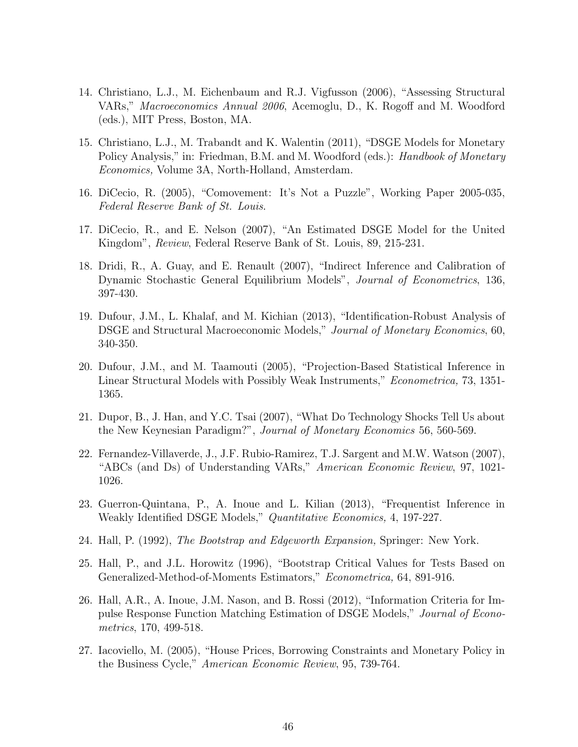14. Christiano, L.J., M. Eichenbaum and R.J. Vigfusson (2006), "Assessing Structural VARs," *Macroeconomics Annual 2006*, Acemoglu, D., K. Rogoff and M. Woodford (eds.), MIT Press, Boston, MA.

15. Christiano, L.J., M. Trabandt and K. Walentin (2011), "DSGE Models for Monetary Policy Analysis," in: Friedman, B.M. and M. Woodford (eds.): *Handbook of Monetary Economics,* Volume 3A, North-Holland, Amsterdam.

16. DiCecio, R. (2005), "Comovement: It's Not a Puzzle", Working Paper 2005-035, *Federal Reserve Bank of St. Louis*.

17. DiCecio, R., and E. Nelson (2007), "An Estimated DSGE Model for the United Kingdom", *Review*, Federal Reserve Bank of St. Louis, 89, 215-231.

18. Dridi, R., A. Guay, and E. Renault (2007), "Indirect Inference and Calibration of Dynamic Stochastic General Equilibrium Models", *Journal of Econometrics*, 136, 397-430.

19. Dufour, J.M., L. Khalaf, and M. Kichian (2013), "Identification-Robust Analysis of DSGE and Structural Macroeconomic Models," *Journal of Monetary Economics*, 60, 340-350.

20. Dufour, J.M., and M. Taamouti (2005), "Projection-Based Statistical Inference in Linear Structural Models with Possibly Weak Instruments," *Econometrica,* 73, 1351-1365.

21. Dupor, B., J. Han, and Y.C. Tsai (2007), "What Do Technology Shocks Tell Us about the New Keynesian Paradigm?", *Journal of Monetary Economics* 56, 560-569.

22. Fernandez-Villaverde, J., J.F. Rubio-Ramirez, T.J. Sargent and M.W. Watson (2007), "ABCs (and Ds) of Understanding VARs," *American Economic Review*, 97, 1021-1026.

23. Guerron-Quintana, P., A. Inoue and L. Kilian (2013), "Frequentist Inference in Weakly Identified DSGE Models," *Quantitative Economics,* 4, 197-227.

24. Hall, P. (1992), *The Bootstrap and Edgeworth Expansion,* Springer: New York.

25. Hall, P., and J.L. Horowitz (1996), "Bootstrap Critical Values for Tests Based on Generalized-Method-of-Moments Estimators," *Econometrica,* 64, 891-916.

26. Hall, A.R., A. Inoue, J.M. Nason, and B. Rossi (2012), "Information Criteria for Impulse Response Function Matching Estimation of DSGE Models," *Journal of Econometrics*, 170, 499-518.

27. Iacoviello, M. (2005), "House Prices, Borrowing Constraints and Monetary Policy in the Business Cycle," *American Economic Review*, 95, 739-764.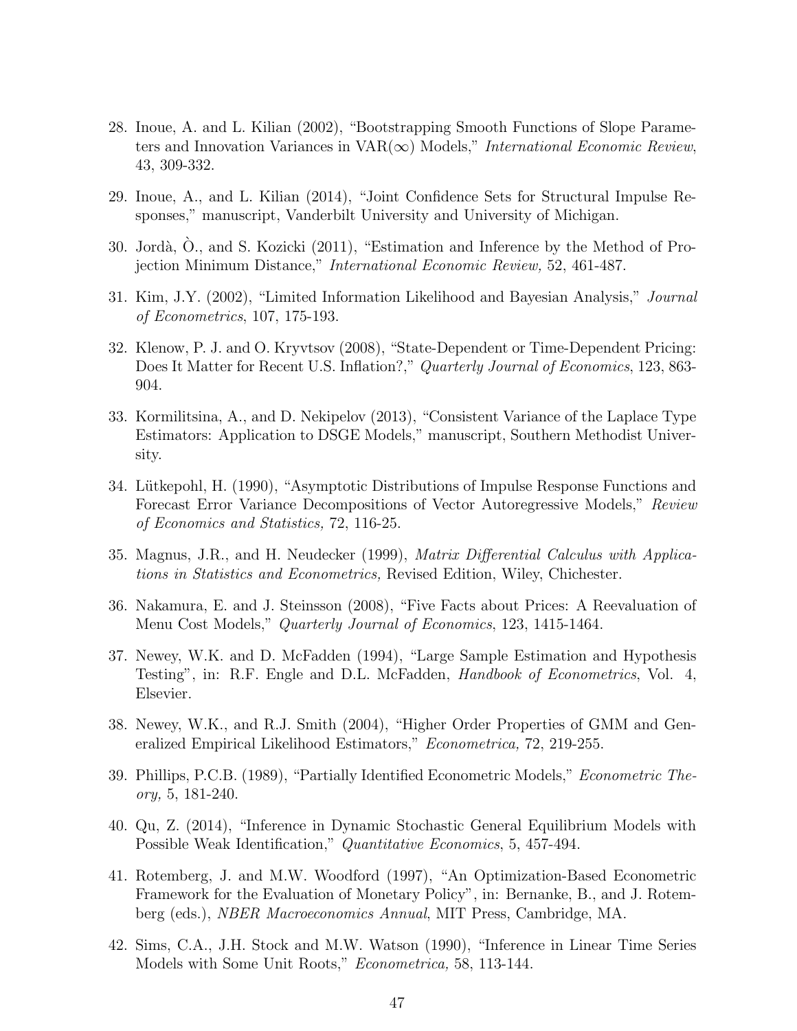28. Inoue, A. and L. Kilian (2002), "Bootstrapping Smooth Functions of Slope Parameters and Innovation Variances in VAR($\infty$) Models," *International Economic Review*, 43, 309-332.

29. Inoue, A., and L. Kilian (2014), "Joint Confidence Sets for Structural Impulse Responses," manuscript, Vanderbilt University and University of Michigan.

30. Jordà, Ò., and S. Kozicki (2011), "Estimation and Inference by the Method of Projection Minimum Distance," *International Economic Review,* 52, 461-487.

31. Kim, J.Y. (2002), "Limited Information Likelihood and Bayesian Analysis," *Journal of Econometrics*, 107, 175-193.

32. Klenow, P. J. and O. Kryvtsov (2008), "State-Dependent or Time-Dependent Pricing: Does It Matter for Recent U.S. Inflation?," *Quarterly Journal of Economics*, 123, 863-904.

33. Kormilitsina, A., and D. Nekipelov (2013), "Consistent Variance of the Laplace Type Estimators: Application to DSGE Models," manuscript, Southern Methodist University.

34. Lütkepohl, H. (1990), "Asymptotic Distributions of Impulse Response Functions and Forecast Error Variance Decompositions of Vector Autoregressive Models," *Review of Economics and Statistics,* 72, 116-25.

35. Magnus, J.R., and H. Neudecker (1999), *Matrix Differential Calculus with Applications in Statistics and Econometrics,* Revised Edition, Wiley, Chichester.

36. Nakamura, E. and J. Steinsson (2008), "Five Facts about Prices: A Reevaluation of Menu Cost Models," *Quarterly Journal of Economics*, 123, 1415-1464.

37. Newey, W.K. and D. McFadden (1994), "Large Sample Estimation and Hypothesis Testing", in: R.F. Engle and D.L. McFadden, *Handbook of Econometrics*, Vol. 4, Elsevier.

38. Newey, W.K., and R.J. Smith (2004), "Higher Order Properties of GMM and Generalized Empirical Likelihood Estimators," *Econometrica,* 72, 219-255.

39. Phillips, P.C.B. (1989), "Partially Identified Econometric Models," *Econometric Theory,* 5, 181-240.

40. Qu, Z. (2014), "Inference in Dynamic Stochastic General Equilibrium Models with Possible Weak Identification," *Quantitative Economics*, 5, 457-494.

41. Rotemberg, J. and M.W. Woodford (1997), "An Optimization-Based Econometric Framework for the Evaluation of Monetary Policy", in: Bernanke, B., and J. Rotemberg (eds.), *NBER Macroeconomics Annual*, MIT Press, Cambridge, MA.

42. Sims, C.A., J.H. Stock and M.W. Watson (1990), "Inference in Linear Time Series Models with Some Unit Roots," *Econometrica,* 58, 113-144.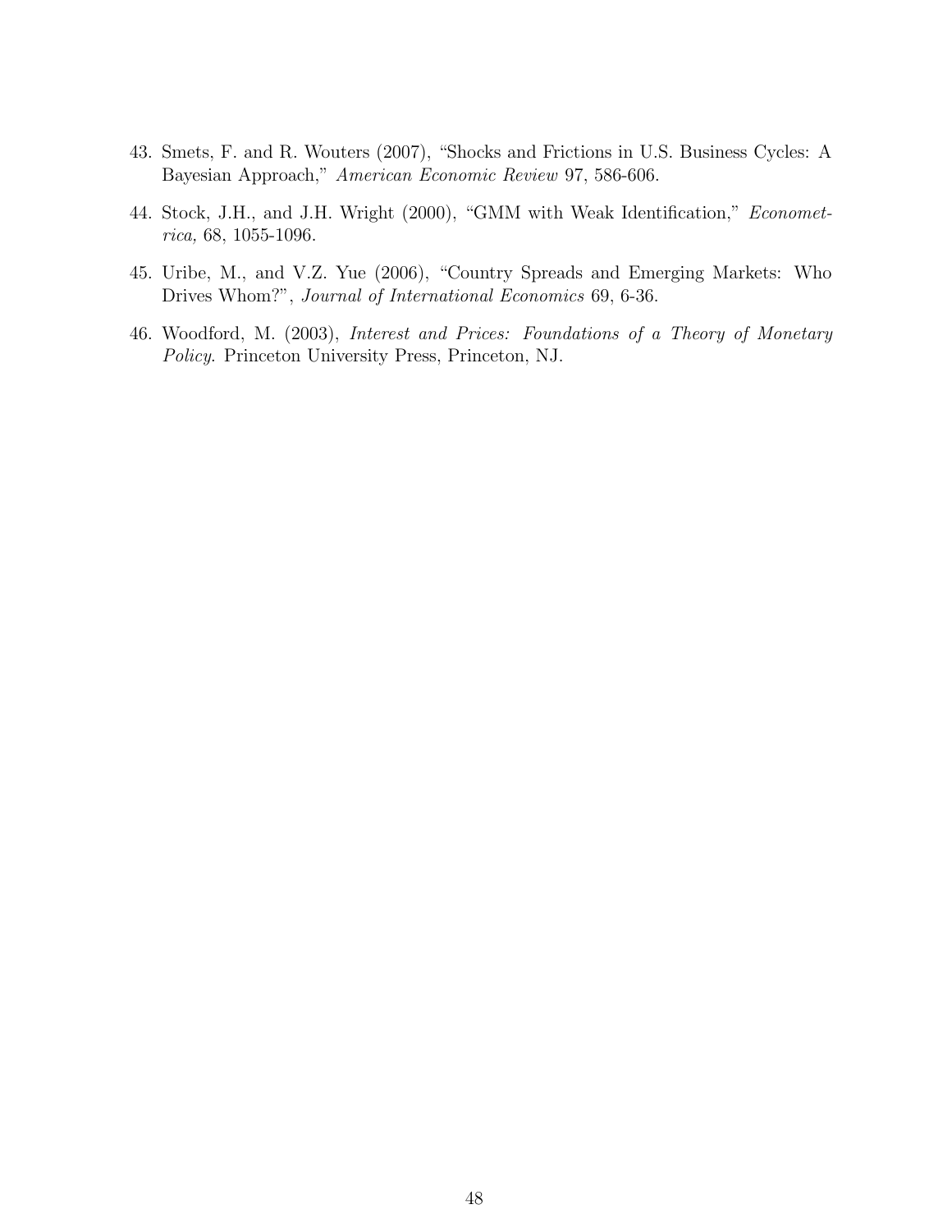43. Smets, F. and R. Wouters (2007), "Shocks and Frictions in U.S. Business Cycles: A Bayesian Approach," *American Economic Review* 97, 586-606.

44. Stock, J.H., and J.H. Wright (2000), "GMM with Weak Identification," *Econometrica,* 68, 1055-1096.

45. Uribe, M., and V.Z. Yue (2006), "Country Spreads and Emerging Markets: Who Drives Whom?", *Journal of International Economics* 69, 6-36.

46. Woodford, M. (2003), *Interest and Prices: Foundations of a Theory of Monetary Policy*. Princeton University Press, Princeton, NJ.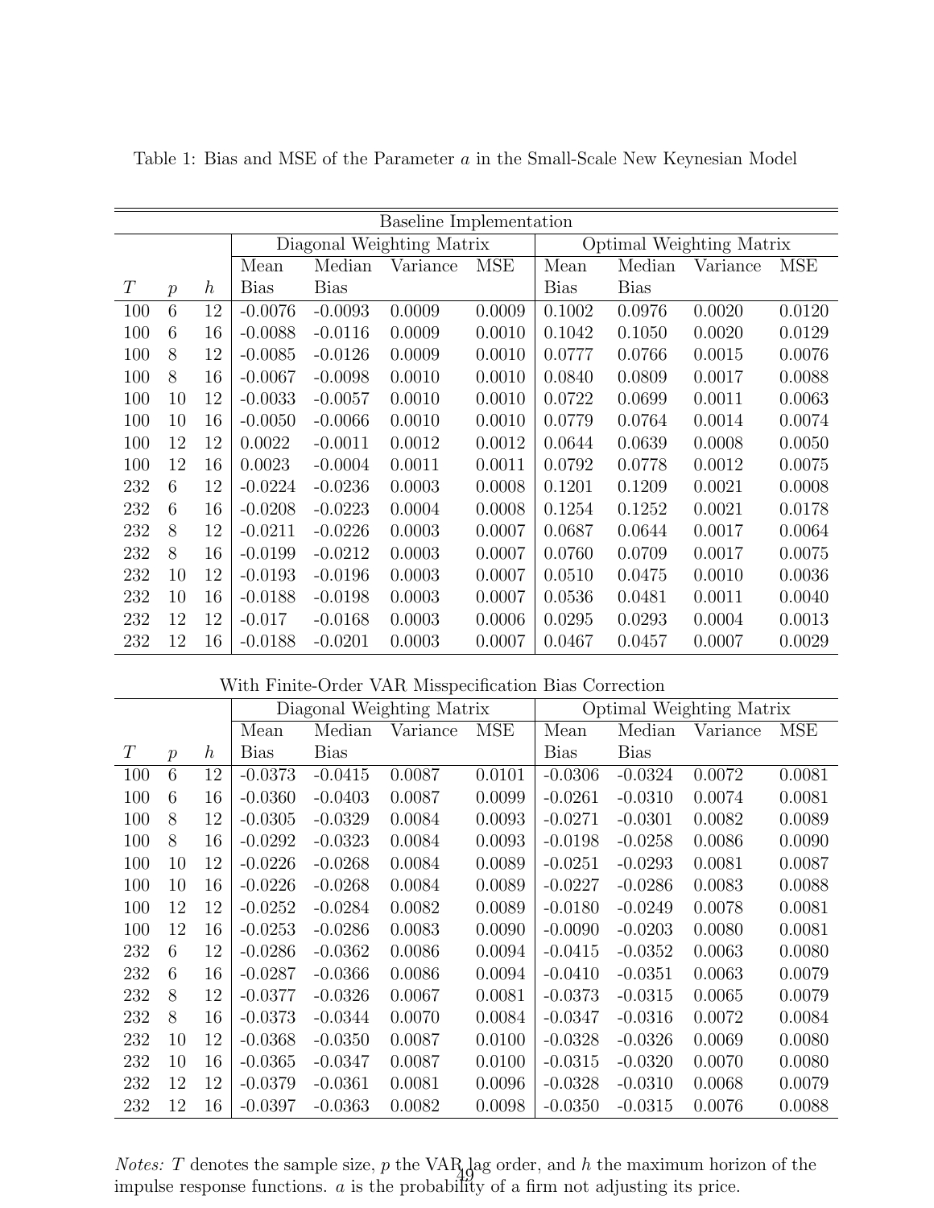Table 1: Bias and MSE of the Parameter $a$ in the Small-Scale New Keynesian Model

| Baseline Implementation | | | | | | | | | | |
|---|---|---|---|---|---|---|---|---|---|---|
| | | | Diagonal Weighting Matrix | | | | Optimal Weighting Matrix | | | |
| $T$ | $p$ | $h$ | Mean Bias | Median Bias | Variance | MSE | Mean Bias | Median Bias | Variance | MSE |
| 100 | 6 | 12 | -0.0076 | -0.0093 | 0.0009 | 0.0009 | 0.1002 | 0.0976 | 0.0020 | 0.0120 |
| 100 | 6 | 16 | -0.0088 | -0.0116 | 0.0009 | 0.0010 | 0.1042 | 0.1050 | 0.0020 | 0.0129 |
| 100 | 8 | 12 | -0.0085 | -0.0126 | 0.0009 | 0.0010 | 0.0777 | 0.0766 | 0.0015 | 0.0076 |
| 100 | 8 | 16 | -0.0067 | -0.0098 | 0.0010 | 0.0010 | 0.0840 | 0.0809 | 0.0017 | 0.0088 |
| 100 | 10 | 12 | -0.0033 | -0.0057 | 0.0010 | 0.0010 | 0.0722 | 0.0699 | 0.0011 | 0.0063 |
| 100 | 10 | 16 | -0.0050 | -0.0066 | 0.0010 | 0.0010 | 0.0779 | 0.0764 | 0.0014 | 0.0074 |
| 100 | 12 | 12 | 0.0022 | -0.0011 | 0.0012 | 0.0012 | 0.0644 | 0.0639 | 0.0008 | 0.0050 |
| 100 | 12 | 16 | 0.0023 | -0.0004 | 0.0011 | 0.0011 | 0.0792 | 0.0778 | 0.0012 | 0.0075 |
| 232 | 6 | 12 | -0.0224 | -0.0236 | 0.0003 | 0.0008 | 0.1201 | 0.1209 | 0.0021 | 0.0008 |
| 232 | 6 | 16 | -0.0208 | -0.0223 | 0.0004 | 0.0008 | 0.1254 | 0.1252 | 0.0021 | 0.0178 |
| 232 | 8 | 12 | -0.0211 | -0.0226 | 0.0003 | 0.0007 | 0.0687 | 0.0644 | 0.0017 | 0.0064 |
| 232 | 8 | 16 | -0.0199 | -0.0212 | 0.0003 | 0.0007 | 0.0760 | 0.0709 | 0.0017 | 0.0075 |
| 232 | 10 | 12 | -0.0193 | -0.0196 | 0.0003 | 0.0007 | 0.0510 | 0.0475 | 0.0010 | 0.0036 |
| 232 | 10 | 16 | -0.0188 | -0.0198 | 0.0003 | 0.0007 | 0.0536 | 0.0481 | 0.0011 | 0.0040 |
| 232 | 12 | 12 | -0.017 | -0.0168 | 0.0003 | 0.0006 | 0.0295 | 0.0293 | 0.0004 | 0.0013 |
| 232 | 12 | 16 | -0.0188 | -0.0201 | 0.0003 | 0.0007 | 0.0467 | 0.0457 | 0.0007 | 0.0029 |

| With Finite-Order VAR Misspecification Bias Correction | | | | | | | | | | |
|---|---|---|---|---|---|---|---|---|---|---|
| | | | Diagonal Weighting Matrix | | | | Optimal Weighting Matrix | | | |
| $T$ | $p$ | $h$ | Mean Bias | Median Bias | Variance | MSE | Mean Bias | Median Bias | Variance | MSE |
| 100 | 6 | 12 | -0.0373 | -0.0415 | 0.0087 | 0.0101 | -0.0306 | -0.0324 | 0.0072 | 0.0081 |
| 100 | 6 | 16 | -0.0360 | -0.0403 | 0.0087 | 0.0099 | -0.0261 | -0.0310 | 0.0074 | 0.0081 |
| 100 | 8 | 12 | -0.0305 | -0.0329 | 0.0084 | 0.0093 | -0.0271 | -0.0301 | 0.0082 | 0.0089 |
| 100 | 8 | 16 | -0.0292 | -0.0323 | 0.0084 | 0.0093 | -0.0198 | -0.0258 | 0.0086 | 0.0090 |
| 100 | 10 | 12 | -0.0226 | -0.0268 | 0.0084 | 0.0089 | -0.0251 | -0.0293 | 0.0081 | 0.0087 |
| 100 | 10 | 16 | -0.0226 | -0.0268 | 0.0084 | 0.0089 | -0.0227 | -0.0286 | 0.0083 | 0.0088 |
| 100 | 12 | 12 | -0.0252 | -0.0284 | 0.0082 | 0.0089 | -0.0180 | -0.0249 | 0.0078 | 0.0081 |
| 100 | 12 | 16 | -0.0253 | -0.0286 | 0.0083 | 0.0090 | -0.0090 | -0.0203 | 0.0080 | 0.0081 |
| 232 | 6 | 12 | -0.0286 | -0.0362 | 0.0086 | 0.0094 | -0.0415 | -0.0352 | 0.0063 | 0.0080 |
| 232 | 6 | 16 | -0.0287 | -0.0366 | 0.0086 | 0.0094 | -0.0410 | -0.0351 | 0.0063 | 0.0079 |
| 232 | 8 | 12 | -0.0377 | -0.0326 | 0.0067 | 0.0081 | -0.0373 | -0.0315 | 0.0065 | 0.0079 |
| 232 | 8 | 16 | -0.0373 | -0.0344 | 0.0070 | 0.0084 | -0.0347 | -0.0316 | 0.0072 | 0.0084 |
| 232 | 10 | 12 | -0.0368 | -0.0350 | 0.0087 | 0.0100 | -0.0328 | -0.0326 | 0.0069 | 0.0080 |
| 232 | 10 | 16 | -0.0365 | -0.0347 | 0.0087 | 0.0100 | -0.0315 | -0.0320 | 0.0070 | 0.0080 |
| 232 | 12 | 12 | -0.0379 | -0.0361 | 0.0081 | 0.0096 | -0.0328 | -0.0310 | 0.0068 | 0.0079 |
| 232 | 12 | 16 | -0.0397 | -0.0363 | 0.0082 | 0.0098 | -0.0350 | -0.0315 | 0.0076 | 0.0088 |

*Notes:* $T$ denotes the sample size, $p$ the VAR lag order, and $h$ the maximum horizon of the impulse response functions. $a$ is the probability of a firm not adjusting its price.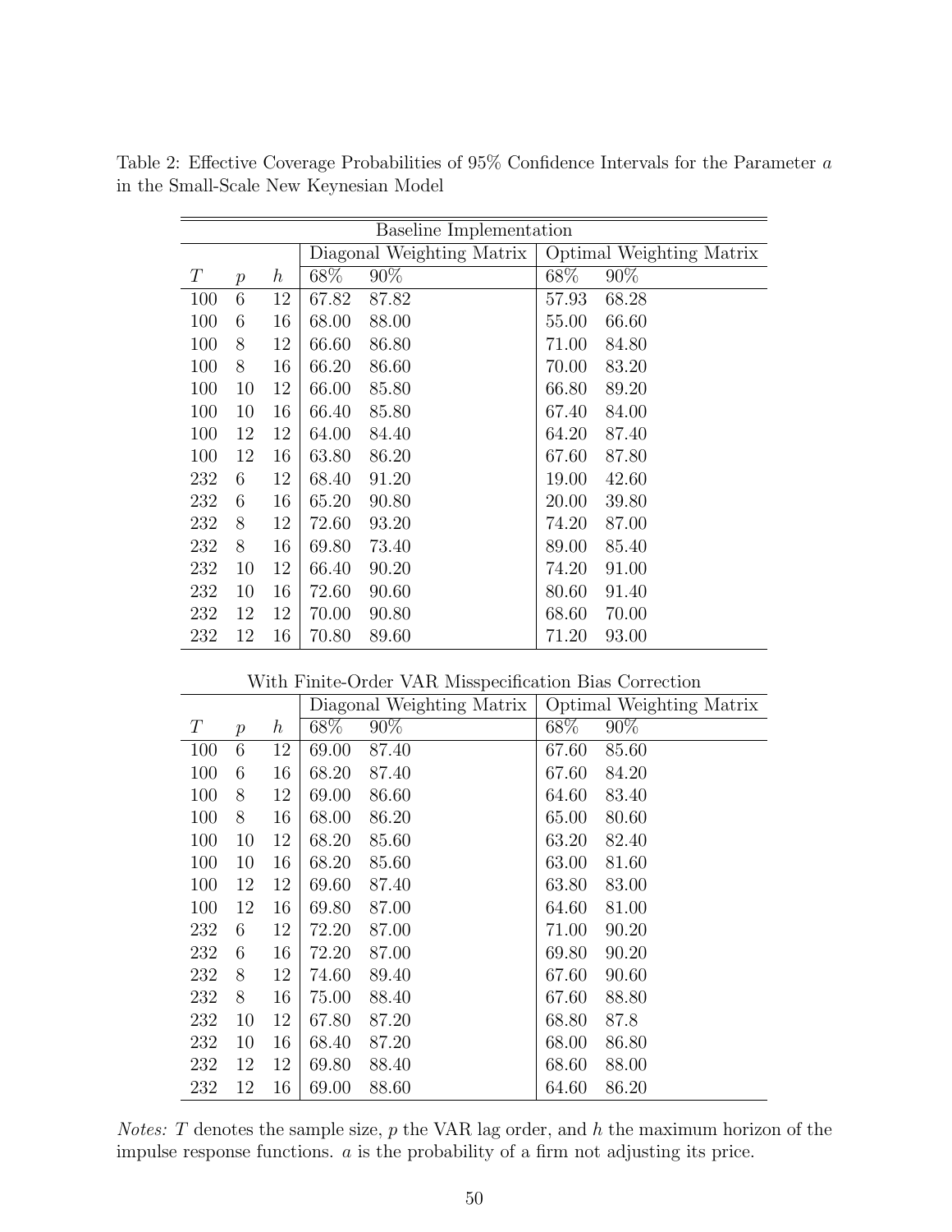Table 2: Effective Coverage Probabilities of 95% Confidence Intervals for the Parameter $a$ in the Small-Scale New Keynesian Model

**Baseline Implementation**

| | | | Diagonal Weighting Matrix | | Optimal Weighting Matrix | |
|---|---|---|---|---|---|---|
| $T$ | $p$ | $h$ | 68% | 90% | 68% | 90% |
| 100 | 6 | 12 | 67.82 | 87.82 | 57.93 | 68.28 |
| 100 | 6 | 16 | 68.00 | 88.00 | 55.00 | 66.60 |
| 100 | 8 | 12 | 66.60 | 86.80 | 71.00 | 84.80 |
| 100 | 8 | 16 | 66.20 | 86.60 | 70.00 | 83.20 |
| 100 | 10 | 12 | 66.00 | 85.80 | 66.80 | 89.20 |
| 100 | 10 | 16 | 66.40 | 85.80 | 67.40 | 84.00 |
| 100 | 12 | 12 | 64.00 | 84.40 | 64.20 | 87.40 |
| 100 | 12 | 16 | 63.80 | 86.20 | 67.60 | 87.80 |
| 232 | 6 | 12 | 68.40 | 91.20 | 19.00 | 42.60 |
| 232 | 6 | 16 | 65.20 | 90.80 | 20.00 | 39.80 |
| 232 | 8 | 12 | 72.60 | 93.20 | 74.20 | 87.00 |
| 232 | 8 | 16 | 69.80 | 73.40 | 89.00 | 85.40 |
| 232 | 10 | 12 | 66.40 | 90.20 | 74.20 | 91.00 |
| 232 | 10 | 16 | 72.60 | 90.60 | 80.60 | 91.40 |
| 232 | 12 | 12 | 70.00 | 90.80 | 68.60 | 70.00 |
| 232 | 12 | 16 | 70.80 | 89.60 | 71.20 | 93.00 |

**With Finite-Order VAR Misspecification Bias Correction**

| | | | Diagonal Weighting Matrix | | Optimal Weighting Matrix | |
|---|---|---|---|---|---|---|
| $T$ | $p$ | $h$ | 68% | 90% | 68% | 90% |
| 100 | 6 | 12 | 69.00 | 87.40 | 67.60 | 85.60 |
| 100 | 6 | 16 | 68.20 | 87.40 | 67.60 | 84.20 |
| 100 | 8 | 12 | 69.00 | 86.60 | 64.60 | 83.40 |
| 100 | 8 | 16 | 68.00 | 86.20 | 65.00 | 80.60 |
| 100 | 10 | 12 | 68.20 | 85.60 | 63.20 | 82.40 |
| 100 | 10 | 16 | 68.20 | 85.60 | 63.00 | 81.60 |
| 100 | 12 | 12 | 69.60 | 87.40 | 63.80 | 83.00 |
| 100 | 12 | 16 | 69.80 | 87.00 | 64.60 | 81.00 |
| 232 | 6 | 12 | 72.20 | 87.00 | 71.00 | 90.20 |
| 232 | 6 | 16 | 72.20 | 87.00 | 69.80 | 90.20 |
| 232 | 8 | 12 | 74.60 | 89.40 | 67.60 | 90.60 |
| 232 | 8 | 16 | 75.00 | 88.40 | 67.60 | 88.80 |
| 232 | 10 | 12 | 67.80 | 87.20 | 68.80 | 87.8 |
| 232 | 10 | 16 | 68.40 | 87.20 | 68.00 | 86.80 |
| 232 | 12 | 12 | 69.80 | 88.40 | 68.60 | 88.00 |
| 232 | 12 | 16 | 69.00 | 88.60 | 64.60 | 86.20 |

*Notes:* $T$ denotes the sample size, $p$ the VAR lag order, and $h$ the maximum horizon of the impulse response functions. $a$ is the probability of a firm not adjusting its price.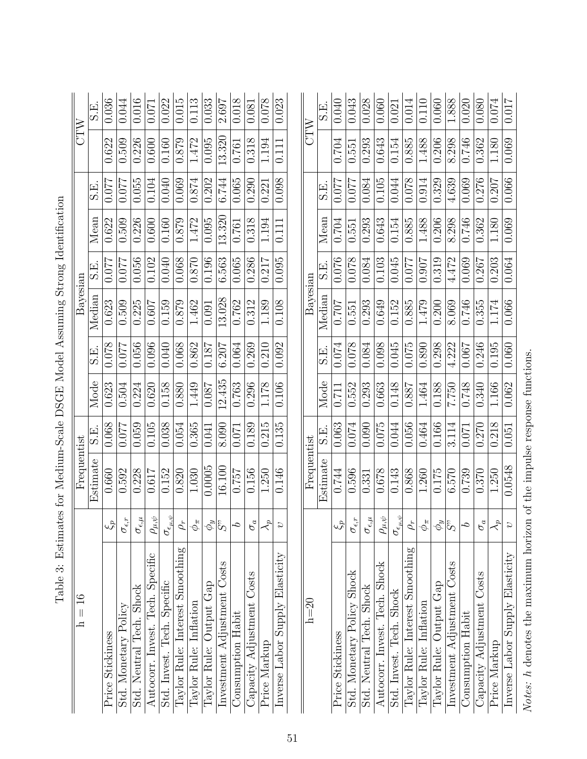Table 3: Estimates for Medium-Scale DSGE Model Assuming Strong Identification

| h = 16 | | Frequentist | | | | Bayesian | | | | CTW | |
|---|---|---|---|---|---|---|---|---|---|---|---|
| | | Estimate | S.E. | Mode | S.E. | Median | S.E. | Mean | S.E. | | S.E. |
| Price Stickiness | $\xi_p$ | 0.660 | 0.068 | 0.623 | 0.078 | 0.623 | 0.077 | 0.622 | 0.077 | 0.622 | 0.036 |
| Std. Monetary Policy | $\sigma_{\epsilon,r}$ | 0.592 | 0.077 | 0.504 | 0.077 | 0.509 | 0.077 | 0.509 | 0.077 | 0.509 | 0.044 |
| Std. Neutral Tech. Shock | $\sigma_{\epsilon,\mu}$ | 0.228 | 0.059 | 0.224 | 0.056 | 0.225 | 0.056 | 0.226 | 0.055 | 0.226 | 0.016 |
| Autocorr. Invest. Tech. Specific | $\rho_{\mu,\psi}$ | 0.617 | 0.105 | 0.620 | 0.096 | 0.607 | 0.102 | 0.600 | 0.104 | 0.600 | 0.071 |
| Std. Invest. Tech. Specific | $\sigma_{\epsilon_{\mu,\psi}}$ | 0.152 | 0.038 | 0.158 | 0.040 | 0.159 | 0.040 | 0.160 | 0.040 | 0.160 | 0.022 |
| Taylor Rule: Interest Smoothing | $\rho_r$ | 0.820 | 0.054 | 0.880 | 0.068 | 0.879 | 0.068 | 0.879 | 0.069 | 0.879 | 0.015 |
| Taylor Rule: Inflation | $\phi_\pi$ | 1.030 | 0.365 | 1.449 | 0.862 | 1.462 | 0.870 | 1.472 | 0.874 | 1.472 | 0.113 |
| Taylor Rule: Output Gap | $\phi_y$ | 0.0005 | 0.041 | 0.087 | 0.187 | 0.091 | 0.196 | 0.095 | 0.202 | 0.095 | 0.033 |
| Investment Adjustment Costs | $S$" | 16.100 | 8.090 | 12.435 | 6.207 | 13.028 | 6.563 | 13.320 | 6.744 | 13.320 | 2.697 |
| Consumption Habit | $b$ | 0.757 | 0.071 | 0.763 | 0.064 | 0.762 | 0.065 | 0.761 | 0.065 | 0.761 | 0.018 |
| Capacity Adjustment Costs | $\sigma_a$ | 0.156 | 0.189 | 0.296 | 0.269 | 0.312 | 0.286 | 0.318 | 0.290 | 0.318 | 0.081 |
| Price Markup | $\lambda_p$ | 1.250 | 0.215 | 1.178 | 0.210 | 1.189 | 0.217 | 1.194 | 0.221 | 1.194 | 0.078 |
| Inverse Labor Supply Elasticity | $\upsilon$ | 0.146 | 0.135 | 0.106 | 0.092 | 0.108 | 0.095 | 0.111 | 0.098 | 0.111 | 0.023 |

| h=20 | | Frequentist | | | | Bayesian | | | | CTW | |
|---|---|---|---|---|---|---|---|---|---|---|---|
| | | Estimate | S.E. | Mode | S.E. | Median | S.E. | Mean | S.E. | | S.E. |
| Price Stickiness | $\xi_p$ | 0.744 | 0.063 | 0.711 | 0.074 | 0.707 | 0.076 | 0.704 | 0.077 | 0.704 | 0.040 |
| Std. Monetary Policy Shock | $\sigma_{\epsilon,r}$ | 0.596 | 0.074 | 0.552 | 0.078 | 0.551 | 0.078 | 0.551 | 0.077 | 0.551 | 0.043 |
| Std. Neutral Tech. Shock | $\sigma_{\epsilon,\mu}$ | 0.331 | 0.090 | 0.293 | 0.084 | 0.293 | 0.084 | 0.293 | 0.084 | 0.293 | 0.028 |
| Autocorr. Invest. Tech. Shock | $\rho_{\mu,\psi}$ | 0.678 | 0.075 | 0.663 | 0.098 | 0.649 | 0.103 | 0.643 | 0.105 | 0.643 | 0.060 |
| Std. Invest. Tech. Shock | $\sigma_{\epsilon_{\mu,\psi}}$ | 0.143 | 0.044 | 0.148 | 0.045 | 0.152 | 0.045 | 0.154 | 0.044 | 0.154 | 0.021 |
| Taylor Rule: Interest Smoothing | $\rho_r$ | 0.868 | 0.056 | 0.887 | 0.075 | 0.885 | 0.077 | 0.885 | 0.078 | 0.885 | 0.014 |
| Taylor Rule: Inflation | $\phi_\pi$ | 1.260 | 0.464 | 1.464 | 0.890 | 1.479 | 0.907 | 1.488 | 0.914 | 1.488 | 0.110 |
| Taylor Rule: Output Gap | $\phi_y$ | 0.175 | 0.166 | 0.188 | 0.298 | 0.200 | 0.319 | 0.206 | 0.329 | 0.206 | 0.060 |
| Investment Adjustment Costs | $S$" | 6.570 | 3.114 | 7.750 | 4.222 | 8.069 | 4.472 | 8.298 | 4.639 | 8.298 | 1.888 |
| Consumption Habit | $b$ | 0.739 | 0.071 | 0.748 | 0.067 | 0.746 | 0.069 | 0.746 | 0.069 | 0.746 | 0.020 |
| Capacity Adjustment Costs | $\sigma_a$ | 0.370 | 0.270 | 0.340 | 0.246 | 0.355 | 0.267 | 0.362 | 0.276 | 0.362 | 0.080 |
| Price Markup | $\lambda_p$ | 1.250 | 0.218 | 1.166 | 0.195 | 1.174 | 0.203 | 1.180 | 0.207 | 1.180 | 0.074 |
| Inverse Labor Supply Elasticity | $\upsilon$ | 0.0548 | 0.051 | 0.062 | 0.060 | 0.066 | 0.064 | 0.069 | 0.066 | 0.069 | 0.017 |

*Notes: h* denotes the maximum horizon of the impulse response functions.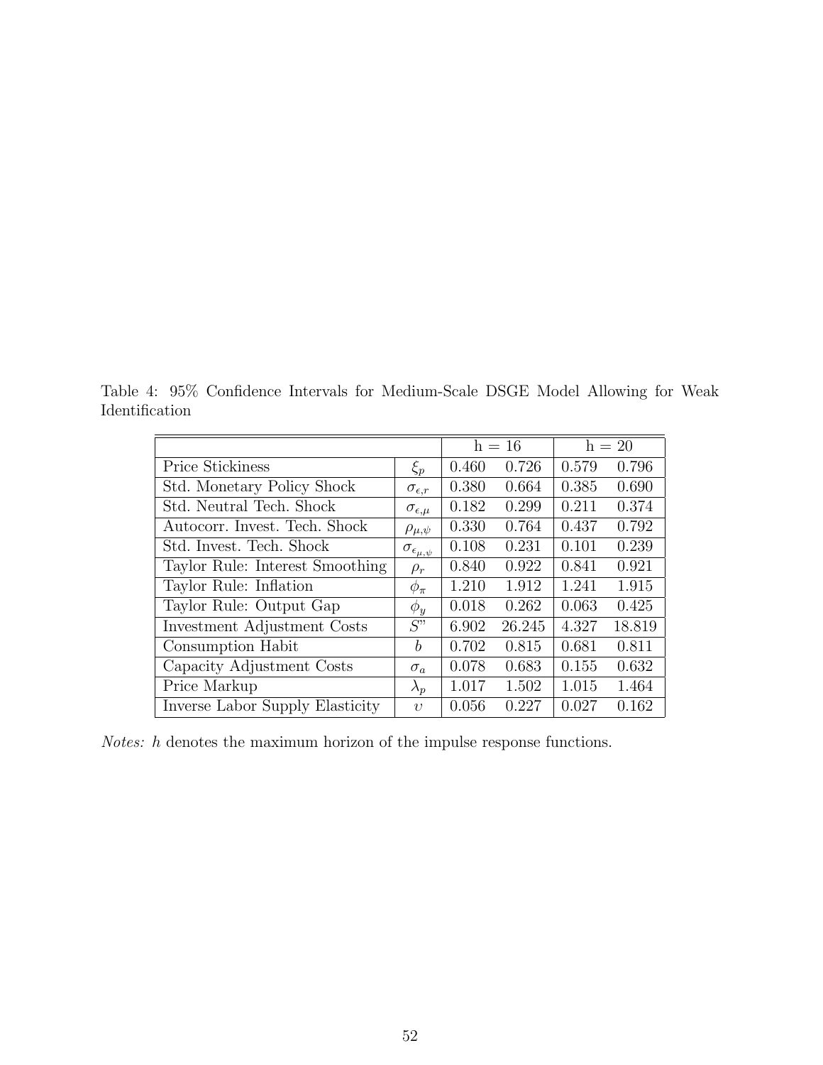Table 4: 95% Confidence Intervals for Medium-Scale DSGE Model Allowing for Weak Identification

| | | h = 16 | | h = 20 | |
|---|---|---|---|---|---|
| Price Stickiness | $\xi_p$ | 0.460 | 0.726 | 0.579 | 0.796 |
| Std. Monetary Policy Shock | $\sigma_{\epsilon,r}$ | 0.380 | 0.664 | 0.385 | 0.690 |
| Std. Neutral Tech. Shock | $\sigma_{\epsilon,\mu}$ | 0.182 | 0.299 | 0.211 | 0.374 |
| Autocorr. Invest. Tech. Shock | $\rho_{\mu,\psi}$ | 0.330 | 0.764 | 0.437 | 0.792 |
| Std. Invest. Tech. Shock | $\sigma_{\epsilon_{\mu,\psi}}$ | 0.108 | 0.231 | 0.101 | 0.239 |
| Taylor Rule: Interest Smoothing | $\rho_r$ | 0.840 | 0.922 | 0.841 | 0.921 |
| Taylor Rule: Inflation | $\phi_\pi$ | 1.210 | 1.912 | 1.241 | 1.915 |
| Taylor Rule: Output Gap | $\phi_y$ | 0.018 | 0.262 | 0.063 | 0.425 |
| Investment Adjustment Costs | $S"$ | 6.902 | 26.245 | 4.327 | 18.819 |
| Consumption Habit | $b$ | 0.702 | 0.815 | 0.681 | 0.811 |
| Capacity Adjustment Costs | $\sigma_a$ | 0.078 | 0.683 | 0.155 | 0.632 |
| Price Markup | $\lambda_p$ | 1.017 | 1.502 | 1.015 | 1.464 |
| Inverse Labor Supply Elasticity | $\upsilon$ | 0.056 | 0.227 | 0.027 | 0.162 |

*Notes:* $h$ denotes the maximum horizon of the impulse response functions.